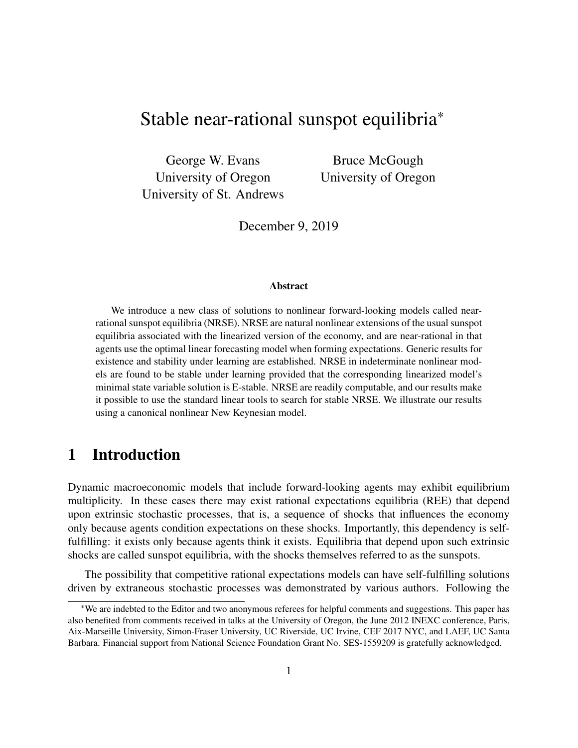# Stable near-rational sunspot equilibria*

George W. Evans
University of Oregon
University of St. Andrews

Bruce McGough
University of Oregon

December 9, 2019

### Abstract

We introduce a new class of solutions to nonlinear forward-looking models called near-rational sunspot equilibria (NRSE). NRSE are natural nonlinear extensions of the usual sunspot equilibria associated with the linearized version of the economy, and are near-rational in that agents use the optimal linear forecasting model when forming expectations. Generic results for existence and stability under learning are established. NRSE in indeterminate nonlinear models are found to be stable under learning provided that the corresponding linearized model's minimal state variable solution is E-stable. NRSE are readily computable, and our results make it possible to use the standard linear tools to search for stable NRSE. We illustrate our results using a canonical nonlinear New Keynesian model.

## 1 Introduction

Dynamic macroeconomic models that include forward-looking agents may exhibit equilibrium multiplicity. In these cases there may exist rational expectations equilibria (REE) that depend upon extrinsic stochastic processes, that is, a sequence of shocks that influences the economy only because agents condition expectations on these shocks. Importantly, this dependency is self-fulfilling: it exists only because agents think it exists. Equilibria that depend upon such extrinsic shocks are called sunspot equilibria, with the shocks themselves referred to as the sunspots.

The possibility that competitive rational expectations models can have self-fulfilling solutions driven by extraneous stochastic processes was demonstrated by various authors. Following the

*We are indebted to the Editor and two anonymous referees for helpful comments and suggestions. This paper has also benefited from comments received in talks at the University of Oregon, the June 2012 INEXC conference, Paris, Aix-Marseille University, Simon-Fraser University, UC Riverside, UC Irvine, CEF 2017 NYC, and LAEF, UC Santa Barbara. Financial support from National Science Foundation Grant No. SES-1559209 is gratefully acknowledged.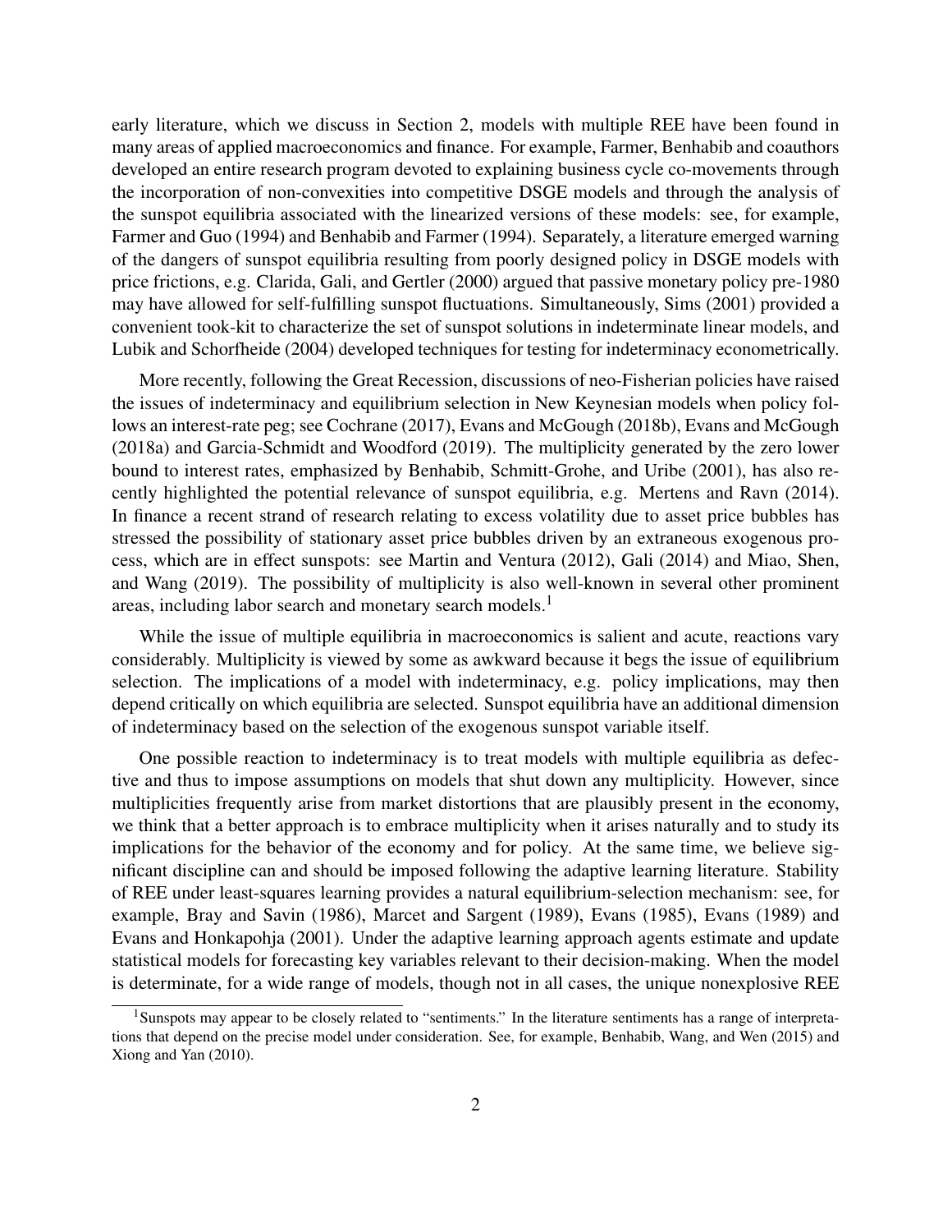early literature, which we discuss in Section 2, models with multiple REE have been found in many areas of applied macroeconomics and finance. For example, Farmer, Benhabib and coauthors developed an entire research program devoted to explaining business cycle co-movements through the incorporation of non-convexities into competitive DSGE models and through the analysis of the sunspot equilibria associated with the linearized versions of these models: see, for example, Farmer and Guo (1994) and Benhabib and Farmer (1994). Separately, a literature emerged warning of the dangers of sunspot equilibria resulting from poorly designed policy in DSGE models with price frictions, e.g. Clarida, Gali, and Gertler (2000) argued that passive monetary policy pre-1980 may have allowed for self-fulfilling sunspot fluctuations. Simultaneously, Sims (2001) provided a convenient took-kit to characterize the set of sunspot solutions in indeterminate linear models, and Lubik and Schorfheide (2004) developed techniques for testing for indeterminacy econometrically.

More recently, following the Great Recession, discussions of neo-Fisherian policies have raised the issues of indeterminacy and equilibrium selection in New Keynesian models when policy follows an interest-rate peg; see Cochrane (2017), Evans and McGough (2018b), Evans and McGough (2018a) and Garcia-Schmidt and Woodford (2019). The multiplicity generated by the zero lower bound to interest rates, emphasized by Benhabib, Schmitt-Grohe, and Uribe (2001), has also recently highlighted the potential relevance of sunspot equilibria, e.g. Mertens and Ravn (2014). In finance a recent strand of research relating to excess volatility due to asset price bubbles has stressed the possibility of stationary asset price bubbles driven by an extraneous exogenous process, which are in effect sunspots: see Martin and Ventura (2012), Gali (2014) and Miao, Shen, and Wang (2019). The possibility of multiplicity is also well-known in several other prominent areas, including labor search and monetary search models.[1]

While the issue of multiple equilibria in macroeconomics is salient and acute, reactions vary considerably. Multiplicity is viewed by some as awkward because it begs the issue of equilibrium selection. The implications of a model with indeterminacy, e.g. policy implications, may then depend critically on which equilibria are selected. Sunspot equilibria have an additional dimension of indeterminacy based on the selection of the exogenous sunspot variable itself.

One possible reaction to indeterminacy is to treat models with multiple equilibria as defective and thus to impose assumptions on models that shut down any multiplicity. However, since multiplicities frequently arise from market distortions that are plausibly present in the economy, we think that a better approach is to embrace multiplicity when it arises naturally and to study its implications for the behavior of the economy and for policy. At the same time, we believe significant discipline can and should be imposed following the adaptive learning literature. Stability of REE under least-squares learning provides a natural equilibrium-selection mechanism: see, for example, Bray and Savin (1986), Marcet and Sargent (1989), Evans (1985), Evans (1989) and Evans and Honkapohja (2001). Under the adaptive learning approach agents estimate and update statistical models for forecasting key variables relevant to their decision-making. When the model is determinate, for a wide range of models, though not in all cases, the unique nonexplosive REE

[1] Sunspots may appear to be closely related to "sentiments." In the literature sentiments has a range of interpretations that depend on the precise model under consideration. See, for example, Benhabib, Wang, and Wen (2015) and Xiong and Yan (2010).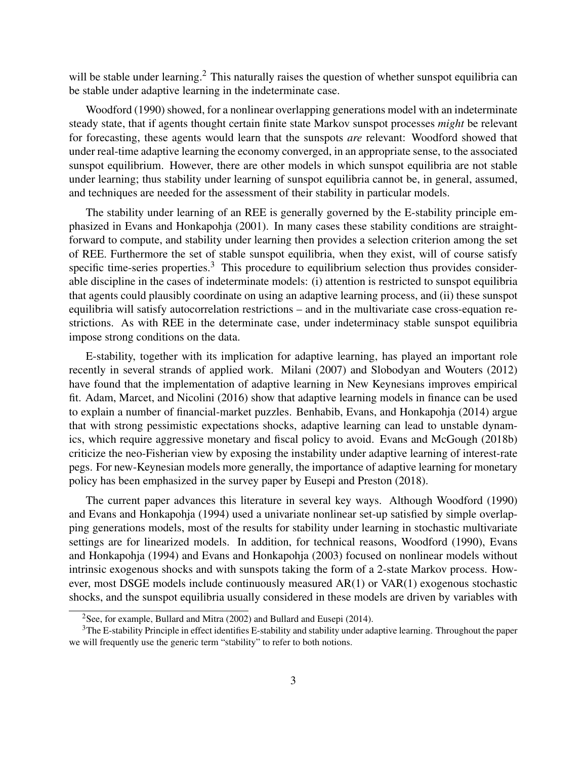will be stable under learning.[2] This naturally raises the question of whether sunspot equilibria can be stable under adaptive learning in the indeterminate case.

Woodford (1990) showed, for a nonlinear overlapping generations model with an indeterminate steady state, that if agents thought certain finite state Markov sunspot processes *might* be relevant for forecasting, these agents would learn that the sunspots *are* relevant: Woodford showed that under real-time adaptive learning the economy converged, in an appropriate sense, to the associated sunspot equilibrium. However, there are other models in which sunspot equilibria are not stable under learning; thus stability under learning of sunspot equilibria cannot be, in general, assumed, and techniques are needed for the assessment of their stability in particular models.

The stability under learning of an REE is generally governed by the E-stability principle emphasized in Evans and Honkapohja (2001). In many cases these stability conditions are straightforward to compute, and stability under learning then provides a selection criterion among the set of REE. Furthermore the set of stable sunspot equilibria, when they exist, will of course satisfy specific time-series properties.[3] This procedure to equilibrium selection thus provides considerable discipline in the cases of indeterminate models: (i) attention is restricted to sunspot equilibria that agents could plausibly coordinate on using an adaptive learning process, and (ii) these sunspot equilibria will satisfy autocorrelation restrictions – and in the multivariate case cross-equation restrictions. As with REE in the determinate case, under indeterminacy stable sunspot equilibria impose strong conditions on the data.

E-stability, together with its implication for adaptive learning, has played an important role recently in several strands of applied work. Milani (2007) and Slobodyan and Wouters (2012) have found that the implementation of adaptive learning in New Keynesians improves empirical fit. Adam, Marcet, and Nicolini (2016) show that adaptive learning models in finance can be used to explain a number of financial-market puzzles. Benhabib, Evans, and Honkapohja (2014) argue that with strong pessimistic expectations shocks, adaptive learning can lead to unstable dynamics, which require aggressive monetary and fiscal policy to avoid. Evans and McGough (2018b) criticize the neo-Fisherian view by exposing the instability under adaptive learning of interest-rate pegs. For new-Keynesian models more generally, the importance of adaptive learning for monetary policy has been emphasized in the survey paper by Eusepi and Preston (2018).

The current paper advances this literature in several key ways. Although Woodford (1990) and Evans and Honkapohja (1994) used a univariate nonlinear set-up satisfied by simple overlapping generations models, most of the results for stability under learning in stochastic multivariate settings are for linearized models. In addition, for technical reasons, Woodford (1990), Evans and Honkapohja (1994) and Evans and Honkapohja (2003) focused on nonlinear models without intrinsic exogenous shocks and with sunspots taking the form of a 2-state Markov process. However, most DSGE models include continuously measured AR(1) or VAR(1) exogenous stochastic shocks, and the sunspot equilibria usually considered in these models are driven by variables with

[2] See, for example, Bullard and Mitra (2002) and Bullard and Eusepi (2014).

[3] The E-stability Principle in effect identifies E-stability and stability under adaptive learning. Throughout the paper we will frequently use the generic term "stability" to refer to both notions.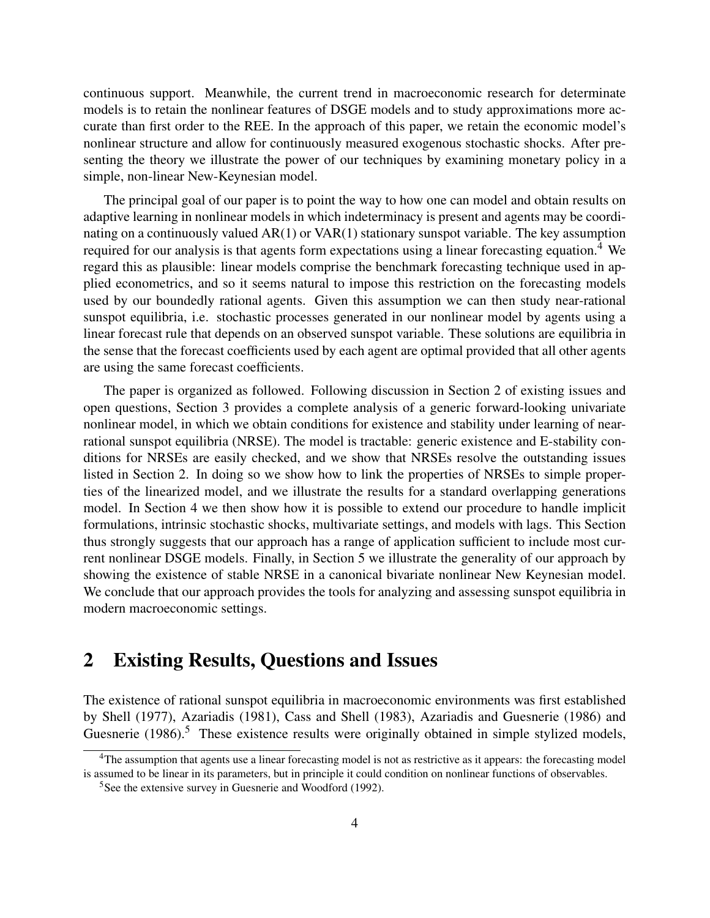continuous support. Meanwhile, the current trend in macroeconomic research for determinate models is to retain the nonlinear features of DSGE models and to study approximations more accurate than first order to the REE. In the approach of this paper, we retain the economic model's nonlinear structure and allow for continuously measured exogenous stochastic shocks. After presenting the theory we illustrate the power of our techniques by examining monetary policy in a simple, non-linear New-Keynesian model.

The principal goal of our paper is to point the way to how one can model and obtain results on adaptive learning in nonlinear models in which indeterminacy is present and agents may be coordinating on a continuously valued AR(1) or VAR(1) stationary sunspot variable. The key assumption required for our analysis is that agents form expectations using a linear forecasting equation.[4] We regard this as plausible: linear models comprise the benchmark forecasting technique used in applied econometrics, and so it seems natural to impose this restriction on the forecasting models used by our boundedly rational agents. Given this assumption we can then study near-rational sunspot equilibria, i.e. stochastic processes generated in our nonlinear model by agents using a linear forecast rule that depends on an observed sunspot variable. These solutions are equilibria in the sense that the forecast coefficients used by each agent are optimal provided that all other agents are using the same forecast coefficients.

The paper is organized as followed. Following discussion in Section 2 of existing issues and open questions, Section 3 provides a complete analysis of a generic forward-looking univariate nonlinear model, in which we obtain conditions for existence and stability under learning of near-rational sunspot equilibria (NRSE). The model is tractable: generic existence and E-stability conditions for NRSEs are easily checked, and we show that NRSEs resolve the outstanding issues listed in Section 2. In doing so we show how to link the properties of NRSEs to simple properties of the linearized model, and we illustrate the results for a standard overlapping generations model. In Section 4 we then show how it is possible to extend our procedure to handle implicit formulations, intrinsic stochastic shocks, multivariate settings, and models with lags. This Section thus strongly suggests that our approach has a range of application sufficient to include most current nonlinear DSGE models. Finally, in Section 5 we illustrate the generality of our approach by showing the existence of stable NRSE in a canonical bivariate nonlinear New Keynesian model. We conclude that our approach provides the tools for analyzing and assessing sunspot equilibria in modern macroeconomic settings.

## 2 Existing Results, Questions and Issues

The existence of rational sunspot equilibria in macroeconomic environments was first established by Shell (1977), Azariadis (1981), Cass and Shell (1983), Azariadis and Guesnerie (1986) and Guesnerie (1986).[5] These existence results were originally obtained in simple stylized models,

[4] The assumption that agents use a linear forecasting model is not as restrictive as it appears: the forecasting model is assumed to be linear in its parameters, but in principle it could condition on nonlinear functions of observables.

[5] See the extensive survey in Guesnerie and Woodford (1992).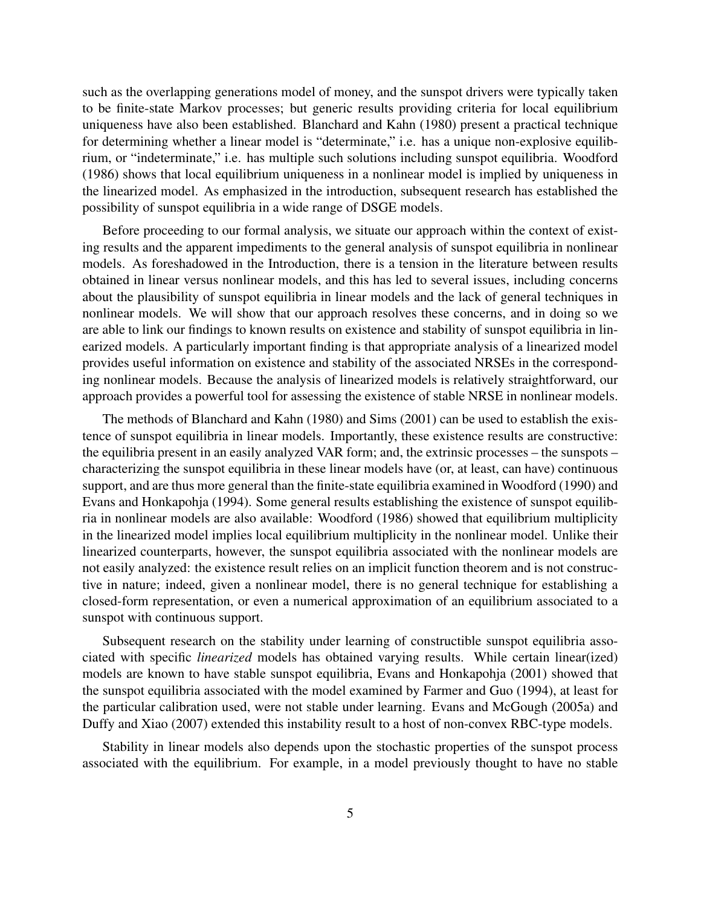such as the overlapping generations model of money, and the sunspot drivers were typically taken to be finite-state Markov processes; but generic results providing criteria for local equilibrium uniqueness have also been established. Blanchard and Kahn (1980) present a practical technique for determining whether a linear model is "determinate," i.e. has a unique non-explosive equilibrium, or "indeterminate," i.e. has multiple such solutions including sunspot equilibria. Woodford (1986) shows that local equilibrium uniqueness in a nonlinear model is implied by uniqueness in the linearized model. As emphasized in the introduction, subsequent research has established the possibility of sunspot equilibria in a wide range of DSGE models.

Before proceeding to our formal analysis, we situate our approach within the context of existing results and the apparent impediments to the general analysis of sunspot equilibria in nonlinear models. As foreshadowed in the Introduction, there is a tension in the literature between results obtained in linear versus nonlinear models, and this has led to several issues, including concerns about the plausibility of sunspot equilibria in linear models and the lack of general techniques in nonlinear models. We will show that our approach resolves these concerns, and in doing so we are able to link our findings to known results on existence and stability of sunspot equilibria in linearized models. A particularly important finding is that appropriate analysis of a linearized model provides useful information on existence and stability of the associated NRSEs in the corresponding nonlinear models. Because the analysis of linearized models is relatively straightforward, our approach provides a powerful tool for assessing the existence of stable NRSE in nonlinear models.

The methods of Blanchard and Kahn (1980) and Sims (2001) can be used to establish the existence of sunspot equilibria in linear models. Importantly, these existence results are constructive: the equilibria present in an easily analyzed VAR form; and, the extrinsic processes – the sunspots – characterizing the sunspot equilibria in these linear models have (or, at least, can have) continuous support, and are thus more general than the finite-state equilibria examined in Woodford (1990) and Evans and Honkapohja (1994). Some general results establishing the existence of sunspot equilibria in nonlinear models are also available: Woodford (1986) showed that equilibrium multiplicity in the linearized model implies local equilibrium multiplicity in the nonlinear model. Unlike their linearized counterparts, however, the sunspot equilibria associated with the nonlinear models are not easily analyzed: the existence result relies on an implicit function theorem and is not constructive in nature; indeed, given a nonlinear model, there is no general technique for establishing a closed-form representation, or even a numerical approximation of an equilibrium associated to a sunspot with continuous support.

Subsequent research on the stability under learning of constructible sunspot equilibria associated with specific *linearized* models has obtained varying results. While certain linear(ized) models are known to have stable sunspot equilibria, Evans and Honkapohja (2001) showed that the sunspot equilibria associated with the model examined by Farmer and Guo (1994), at least for the particular calibration used, were not stable under learning. Evans and McGough (2005a) and Duffy and Xiao (2007) extended this instability result to a host of non-convex RBC-type models.

Stability in linear models also depends upon the stochastic properties of the sunspot process associated with the equilibrium. For example, in a model previously thought to have no stable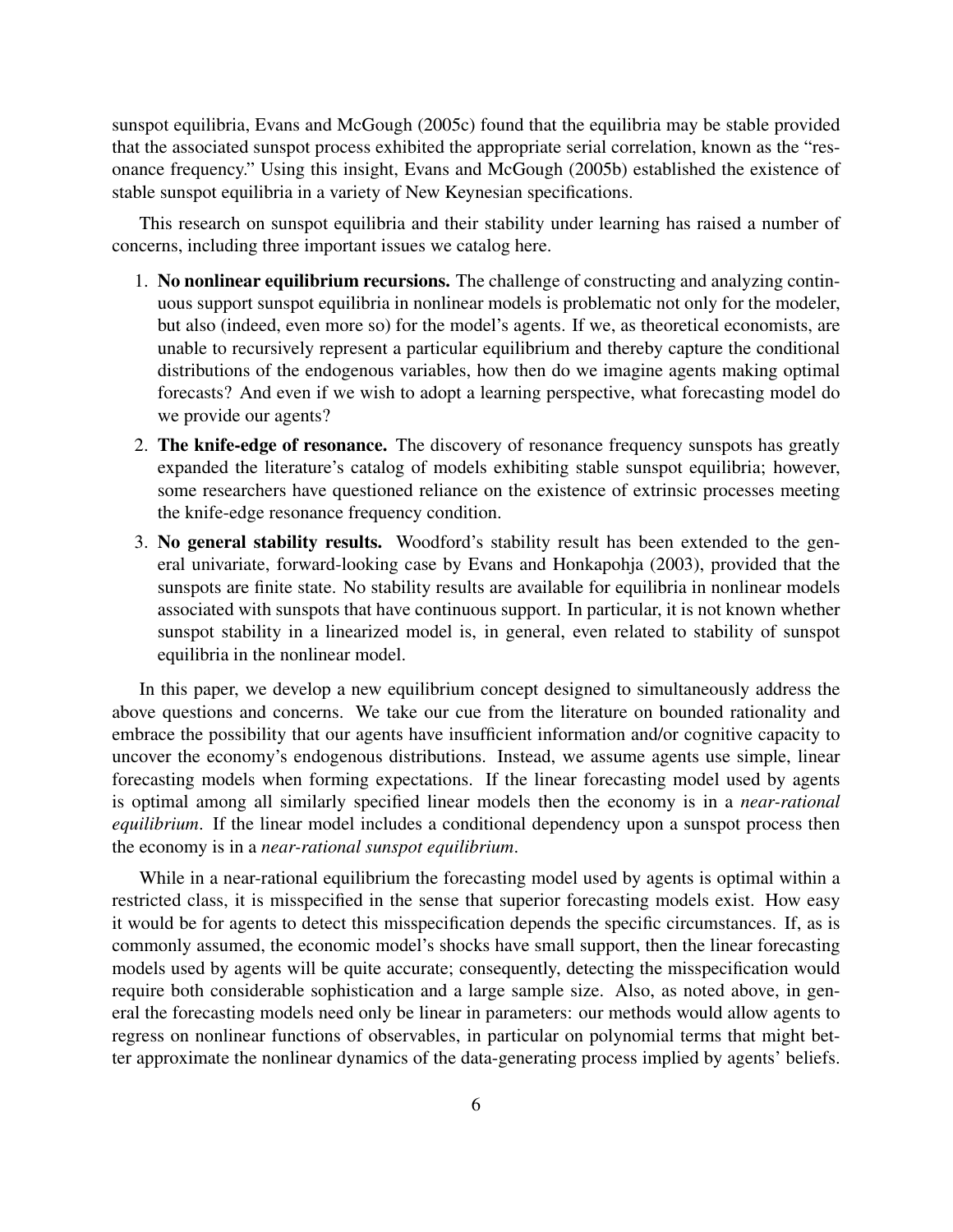sunspot equilibria, Evans and McGough (2005c) found that the equilibria may be stable provided that the associated sunspot process exhibited the appropriate serial correlation, known as the "resonance frequency." Using this insight, Evans and McGough (2005b) established the existence of stable sunspot equilibria in a variety of New Keynesian specifications.

This research on sunspot equilibria and their stability under learning has raised a number of concerns, including three important issues we catalog here.

1. **No nonlinear equilibrium recursions.** The challenge of constructing and analyzing continuous support sunspot equilibria in nonlinear models is problematic not only for the modeler, but also (indeed, even more so) for the model's agents. If we, as theoretical economists, are unable to recursively represent a particular equilibrium and thereby capture the conditional distributions of the endogenous variables, how then do we imagine agents making optimal forecasts? And even if we wish to adopt a learning perspective, what forecasting model do we provide our agents?

2. **The knife-edge of resonance.** The discovery of resonance frequency sunspots has greatly expanded the literature's catalog of models exhibiting stable sunspot equilibria; however, some researchers have questioned reliance on the existence of extrinsic processes meeting the knife-edge resonance frequency condition.

3. **No general stability results.** Woodford's stability result has been extended to the general univariate, forward-looking case by Evans and Honkapohja (2003), provided that the sunspots are finite state. No stability results are available for equilibria in nonlinear models associated with sunspots that have continuous support. In particular, it is not known whether sunspot stability in a linearized model is, in general, even related to stability of sunspot equilibria in the nonlinear model.

In this paper, we develop a new equilibrium concept designed to simultaneously address the above questions and concerns. We take our cue from the literature on bounded rationality and embrace the possibility that our agents have insufficient information and/or cognitive capacity to uncover the economy's endogenous distributions. Instead, we assume agents use simple, linear forecasting models when forming expectations. If the linear forecasting model used by agents is optimal among all similarly specified linear models then the economy is in a *near-rational equilibrium*. If the linear model includes a conditional dependency upon a sunspot process then the economy is in a *near-rational sunspot equilibrium*.

While in a near-rational equilibrium the forecasting model used by agents is optimal within a restricted class, it is misspecified in the sense that superior forecasting models exist. How easy it would be for agents to detect this misspecification depends the specific circumstances. If, as is commonly assumed, the economic model's shocks have small support, then the linear forecasting models used by agents will be quite accurate; consequently, detecting the misspecification would require both considerable sophistication and a large sample size. Also, as noted above, in general the forecasting models need only be linear in parameters: our methods would allow agents to regress on nonlinear functions of observables, in particular on polynomial terms that might better approximate the nonlinear dynamics of the data-generating process implied by agents' beliefs.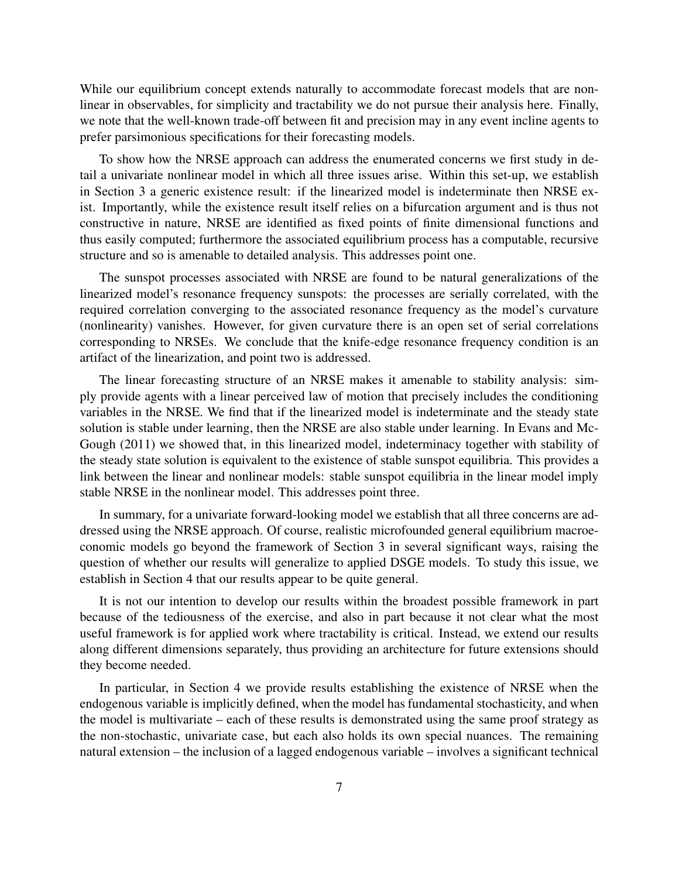While our equilibrium concept extends naturally to accommodate forecast models that are nonlinear in observables, for simplicity and tractability we do not pursue their analysis here. Finally, we note that the well-known trade-off between fit and precision may in any event incline agents to prefer parsimonious specifications for their forecasting models.

To show how the NRSE approach can address the enumerated concerns we first study in detail a univariate nonlinear model in which all three issues arise. Within this set-up, we establish in Section 3 a generic existence result: if the linearized model is indeterminate then NRSE exist. Importantly, while the existence result itself relies on a bifurcation argument and is thus not constructive in nature, NRSE are identified as fixed points of finite dimensional functions and thus easily computed; furthermore the associated equilibrium process has a computable, recursive structure and so is amenable to detailed analysis. This addresses point one.

The sunspot processes associated with NRSE are found to be natural generalizations of the linearized model's resonance frequency sunspots: the processes are serially correlated, with the required correlation converging to the associated resonance frequency as the model's curvature (nonlinearity) vanishes. However, for given curvature there is an open set of serial correlations corresponding to NRSEs. We conclude that the knife-edge resonance frequency condition is an artifact of the linearization, and point two is addressed.

The linear forecasting structure of an NRSE makes it amenable to stability analysis: simply provide agents with a linear perceived law of motion that precisely includes the conditioning variables in the NRSE. We find that if the linearized model is indeterminate and the steady state solution is stable under learning, then the NRSE are also stable under learning. In Evans and McGough (2011) we showed that, in this linearized model, indeterminacy together with stability of the steady state solution is equivalent to the existence of stable sunspot equilibria. This provides a link between the linear and nonlinear models: stable sunspot equilibria in the linear model imply stable NRSE in the nonlinear model. This addresses point three.

In summary, for a univariate forward-looking model we establish that all three concerns are addressed using the NRSE approach. Of course, realistic microfounded general equilibrium macroeconomic models go beyond the framework of Section 3 in several significant ways, raising the question of whether our results will generalize to applied DSGE models. To study this issue, we establish in Section 4 that our results appear to be quite general.

It is not our intention to develop our results within the broadest possible framework in part because of the tediousness of the exercise, and also in part because it not clear what the most useful framework is for applied work where tractability is critical. Instead, we extend our results along different dimensions separately, thus providing an architecture for future extensions should they become needed.

In particular, in Section 4 we provide results establishing the existence of NRSE when the endogenous variable is implicitly defined, when the model has fundamental stochasticity, and when the model is multivariate – each of these results is demonstrated using the same proof strategy as the non-stochastic, univariate case, but each also holds its own special nuances. The remaining natural extension – the inclusion of a lagged endogenous variable – involves a significant technical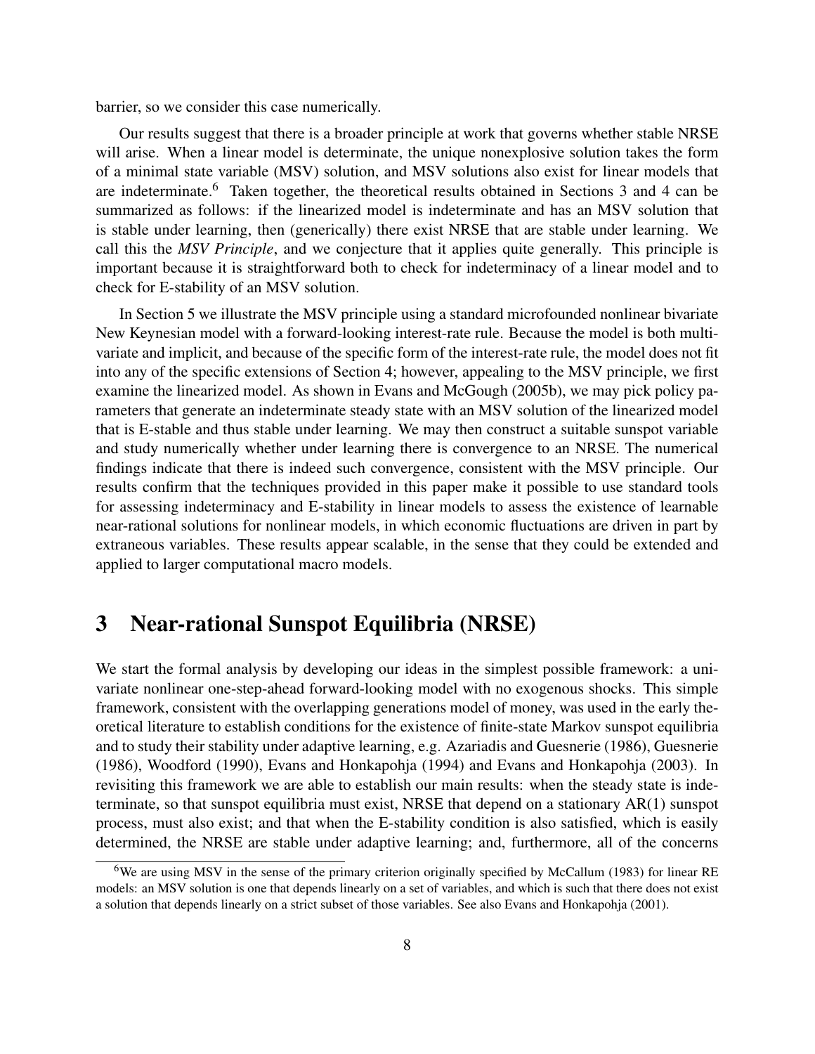barrier, so we consider this case numerically.

Our results suggest that there is a broader principle at work that governs whether stable NRSE will arise. When a linear model is determinate, the unique nonexplosive solution takes the form of a minimal state variable (MSV) solution, and MSV solutions also exist for linear models that are indeterminate.[6] Taken together, the theoretical results obtained in Sections 3 and 4 can be summarized as follows: if the linearized model is indeterminate and has an MSV solution that is stable under learning, then (generically) there exist NRSE that are stable under learning. We call this the *MSV Principle*, and we conjecture that it applies quite generally. This principle is important because it is straightforward both to check for indeterminacy of a linear model and to check for E-stability of an MSV solution.

In Section 5 we illustrate the MSV principle using a standard microfounded nonlinear bivariate New Keynesian model with a forward-looking interest-rate rule. Because the model is both multivariate and implicit, and because of the specific form of the interest-rate rule, the model does not fit into any of the specific extensions of Section 4; however, appealing to the MSV principle, we first examine the linearized model. As shown in Evans and McGough (2005b), we may pick policy parameters that generate an indeterminate steady state with an MSV solution of the linearized model that is E-stable and thus stable under learning. We may then construct a suitable sunspot variable and study numerically whether under learning there is convergence to an NRSE. The numerical findings indicate that there is indeed such convergence, consistent with the MSV principle. Our results confirm that the techniques provided in this paper make it possible to use standard tools for assessing indeterminacy and E-stability in linear models to assess the existence of learnable near-rational solutions for nonlinear models, in which economic fluctuations are driven in part by extraneous variables. These results appear scalable, in the sense that they could be extended and applied to larger computational macro models.

# 3 Near-rational Sunspot Equilibria (NRSE)

We start the formal analysis by developing our ideas in the simplest possible framework: a univariate nonlinear one-step-ahead forward-looking model with no exogenous shocks. This simple framework, consistent with the overlapping generations model of money, was used in the early theoretical literature to establish conditions for the existence of finite-state Markov sunspot equilibria and to study their stability under adaptive learning, e.g. Azariadis and Guesnerie (1986), Guesnerie (1986), Woodford (1990), Evans and Honkapohja (1994) and Evans and Honkapohja (2003). In revisiting this framework we are able to establish our main results: when the steady state is indeterminate, so that sunspot equilibria must exist, NRSE that depend on a stationary AR(1) sunspot process, must also exist; and that when the E-stability condition is also satisfied, which is easily determined, the NRSE are stable under adaptive learning; and, furthermore, all of the concerns

[6] We are using MSV in the sense of the primary criterion originally specified by McCallum (1983) for linear RE models: an MSV solution is one that depends linearly on a set of variables, and which is such that there does not exist a solution that depends linearly on a strict subset of those variables. See also Evans and Honkapohja (2001).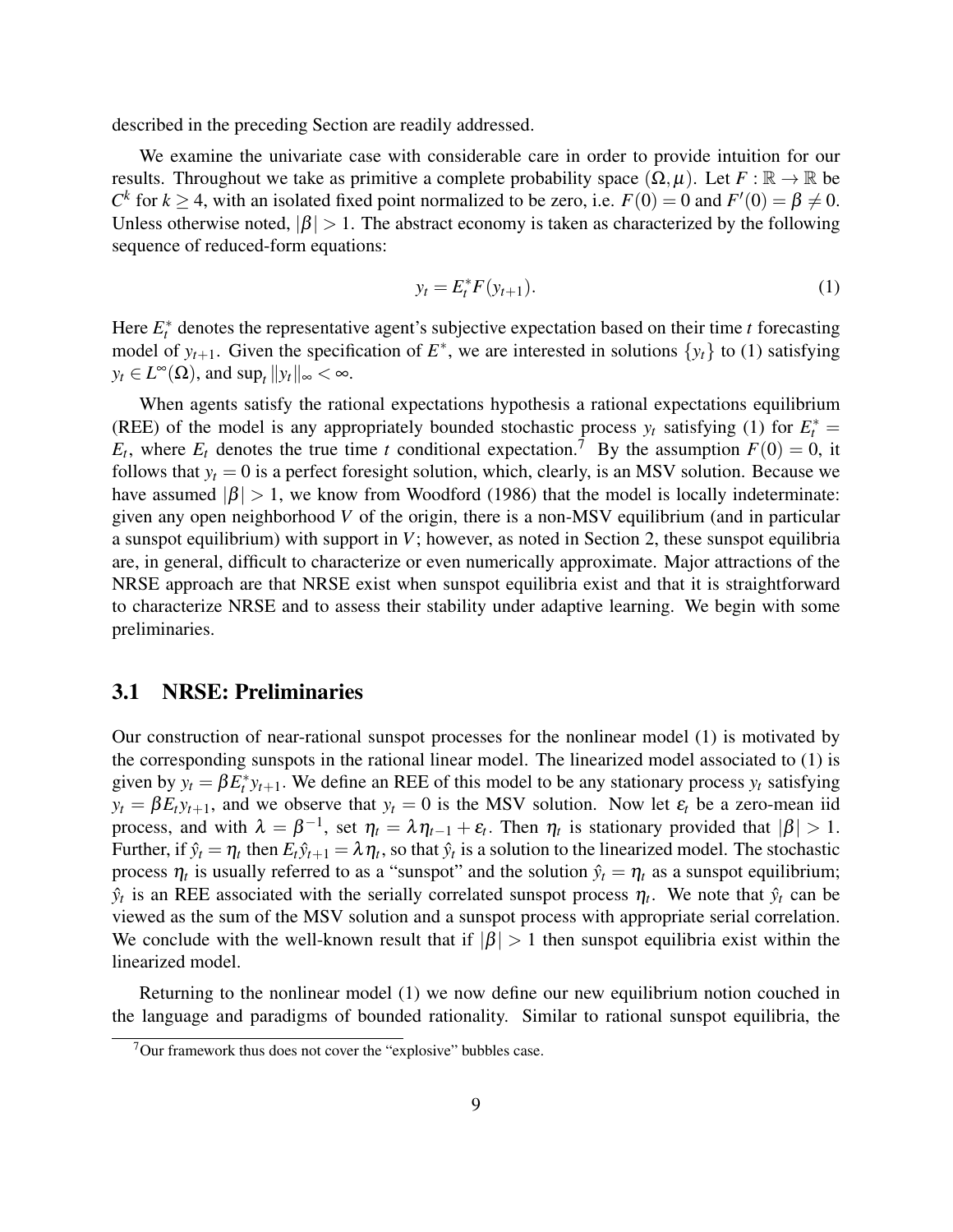described in the preceding Section are readily addressed.

We examine the univariate case with considerable care in order to provide intuition for our results. Throughout we take as primitive a complete probability space $(\Omega, \mu)$. Let $F : \mathbb{R} \to \mathbb{R}$ be $C^k$ for $k \geq 4$, with an isolated fixed point normalized to be zero, i.e. $F(0) = 0$ and $F'(0) = \beta \neq 0$. Unless otherwise noted, $|\beta| > 1$. The abstract economy is taken as characterized by the following sequence of reduced-form equations:

$$y_t = E_t^* F(y_{t+1}). \tag{1}$$

Here $E_t^*$ denotes the representative agent's subjective expectation based on their time $t$ forecasting model of $y_{t+1}$. Given the specification of $E^*$, we are interested in solutions $\{y_t\}$ to (1) satisfying $y_t \in L^\infty(\Omega)$, and $\sup_t \|y_t\|_\infty < \infty$.

When agents satisfy the rational expectations hypothesis a rational expectations equilibrium (REE) of the model is any appropriately bounded stochastic process $y_t$ satisfying (1) for $E_t^* = E_t$, where $E_t$ denotes the true time $t$ conditional expectation.[7] By the assumption $F(0) = 0$, it follows that $y_t = 0$ is a perfect foresight solution, which, clearly, is an MSV solution. Because we have assumed $|\beta| > 1$, we know from Woodford (1986) that the model is locally indeterminate: given any open neighborhood $V$ of the origin, there is a non-MSV equilibrium (and in particular a sunspot equilibrium) with support in $V$; however, as noted in Section 2, these sunspot equilibria are, in general, difficult to characterize or even numerically approximate. Major attractions of the NRSE approach are that NRSE exist when sunspot equilibria exist and that it is straightforward to characterize NRSE and to assess their stability under adaptive learning. We begin with some preliminaries.

## 3.1 NRSE: Preliminaries

Our construction of near-rational sunspot processes for the nonlinear model (1) is motivated by the corresponding sunspots in the rational linear model. The linearized model associated to (1) is given by $y_t = \beta E_t^* y_{t+1}$. We define an REE of this model to be any stationary process $y_t$ satisfying $y_t = \beta E_t y_{t+1}$, and we observe that $y_t = 0$ is the MSV solution. Now let $\varepsilon_t$ be a zero-mean iid process, and with $\lambda = \beta^{-1}$, set $\eta_t = \lambda \eta_{t-1} + \varepsilon_t$. Then $\eta_t$ is stationary provided that $|\beta| > 1$. Further, if $\hat{y}_t = \eta_t$ then $E_t \hat{y}_{t+1} = \lambda \eta_t$, so that $\hat{y}_t$ is a solution to the linearized model. The stochastic process $\eta_t$ is usually referred to as a "sunspot" and the solution $\hat{y}_t = \eta_t$ as a sunspot equilibrium; $\hat{y}_t$ is an REE associated with the serially correlated sunspot process $\eta_t$. We note that $\hat{y}_t$ can be viewed as the sum of the MSV solution and a sunspot process with appropriate serial correlation. We conclude with the well-known result that if $|\beta| > 1$ then sunspot equilibria exist within the linearized model.

Returning to the nonlinear model (1) we now define our new equilibrium notion couched in the language and paradigms of bounded rationality. Similar to rational sunspot equilibria, the

[7] Our framework thus does not cover the "explosive" bubbles case.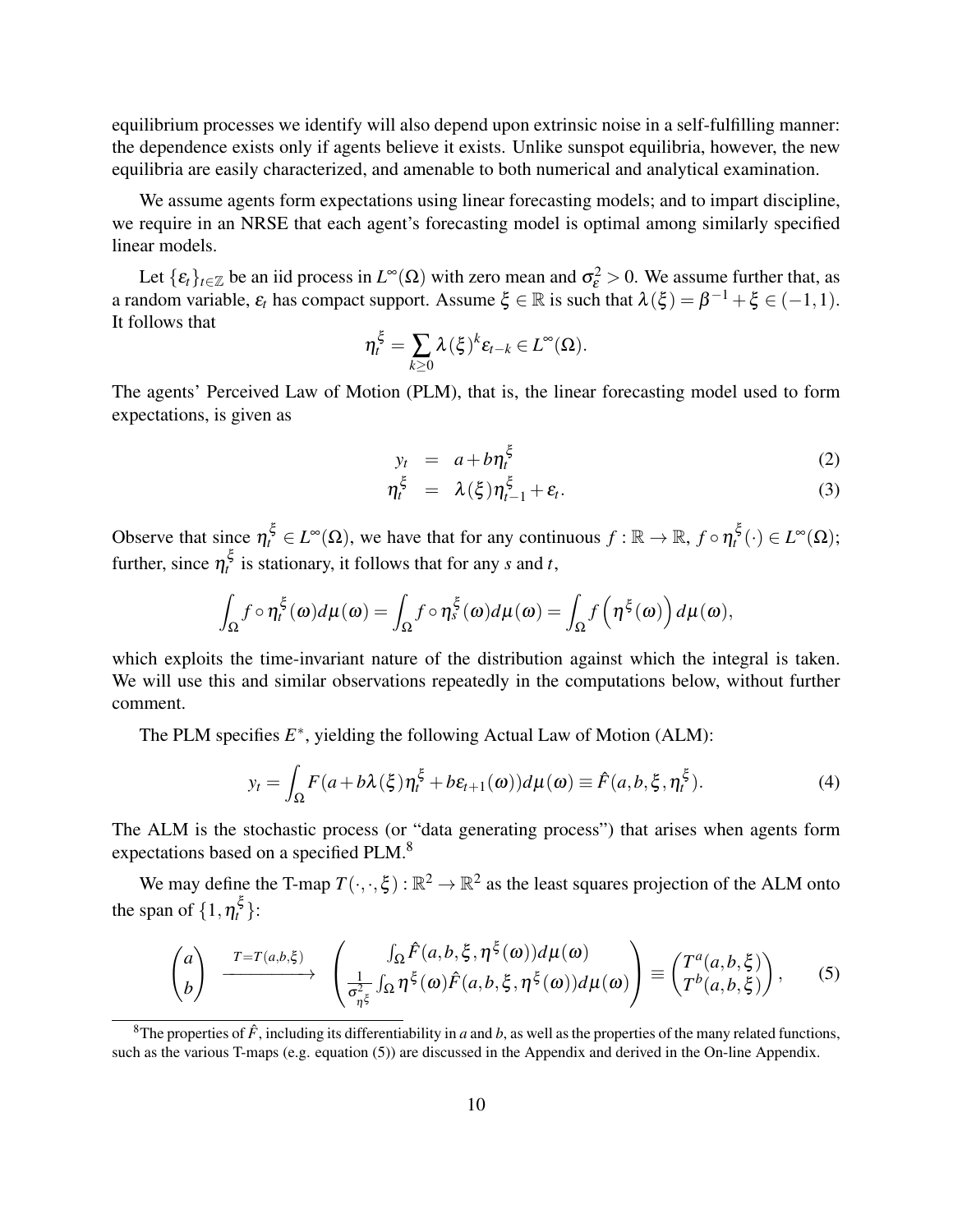equilibrium processes we identify will also depend upon extrinsic noise in a self-fulfilling manner: the dependence exists only if agents believe it exists. Unlike sunspot equilibria, however, the new equilibria are easily characterized, and amenable to both numerical and analytical examination.

We assume agents form expectations using linear forecasting models; and to impart discipline, we require in an NRSE that each agent's forecasting model is optimal among similarly specified linear models.

Let $\{\varepsilon_t\}_{t\in\mathbb{Z}}$ be an iid process in $L^\infty(\Omega)$ with zero mean and $\sigma_\varepsilon^2 > 0$. We assume further that, as a random variable, $\varepsilon_t$ has compact support. Assume $\xi \in \mathbb{R}$ is such that $\lambda(\xi) = \beta^{-1} + \xi \in (-1,1)$. It follows that

$$\eta_t^\xi = \sum_{k\geq 0} \lambda(\xi)^k \varepsilon_{t-k} \in L^\infty(\Omega).$$

The agents' Perceived Law of Motion (PLM), that is, the linear forecasting model used to form expectations, is given as

$$y_t = a + b\eta_t^\xi \tag{2}$$

$$\eta_t^\xi = \lambda(\xi)\eta_{t-1}^\xi + \varepsilon_t. \tag{3}$$

Observe that since $\eta_t^\xi \in L^\infty(\Omega)$, we have that for any continuous $f : \mathbb{R} \to \mathbb{R}$, $f \circ \eta_t^\xi(\cdot) \in L^\infty(\Omega)$; further, since $\eta_t^\xi$ is stationary, it follows that for any $s$ and $t$,

$$\int_\Omega f \circ \eta_t^\xi(\omega)d\mu(\omega) = \int_\Omega f \circ \eta_s^\xi(\omega)d\mu(\omega) = \int_\Omega f\left(\eta^\xi(\omega)\right)d\mu(\omega),$$

which exploits the time-invariant nature of the distribution against which the integral is taken. We will use this and similar observations repeatedly in the computations below, without further comment.

The PLM specifies $E^*$, yielding the following Actual Law of Motion (ALM):

$$y_t = \int_\Omega F(a + b\lambda(\xi)\eta_t^\xi + b\varepsilon_{t+1}(\omega))d\mu(\omega) \equiv \hat{F}(a,b,\xi,\eta_t^\xi). \tag{4}$$

The ALM is the stochastic process (or "data generating process") that arises when agents form expectations based on a specified PLM.[8]

We may define the T-map $T(\cdot,\cdot,\xi) : \mathbb{R}^2 \to \mathbb{R}^2$ as the least squares projection of the ALM onto the span of $\{1, \eta_t^\xi\}$:

$$\begin{pmatrix} a \\ b \end{pmatrix} \xrightarrow{T=T(a,b,\xi)} \begin{pmatrix} \int_\Omega \hat{F}(a,b,\xi,\eta^\xi(\omega))d\mu(\omega) \\ \frac{1}{\sigma^2_{\eta^\xi}} \int_\Omega \eta^\xi(\omega)\hat{F}(a,b,\xi,\eta^\xi(\omega))d\mu(\omega) \end{pmatrix} \equiv \begin{pmatrix} T^a(a,b,\xi) \\ T^b(a,b,\xi) \end{pmatrix}, \tag{5}$$

[8] The properties of $\hat{F}$, including its differentiability in $a$ and $b$, as well as the properties of the many related functions, such as the various T-maps (e.g. equation (5)) are discussed in the Appendix and derived in the On-line Appendix.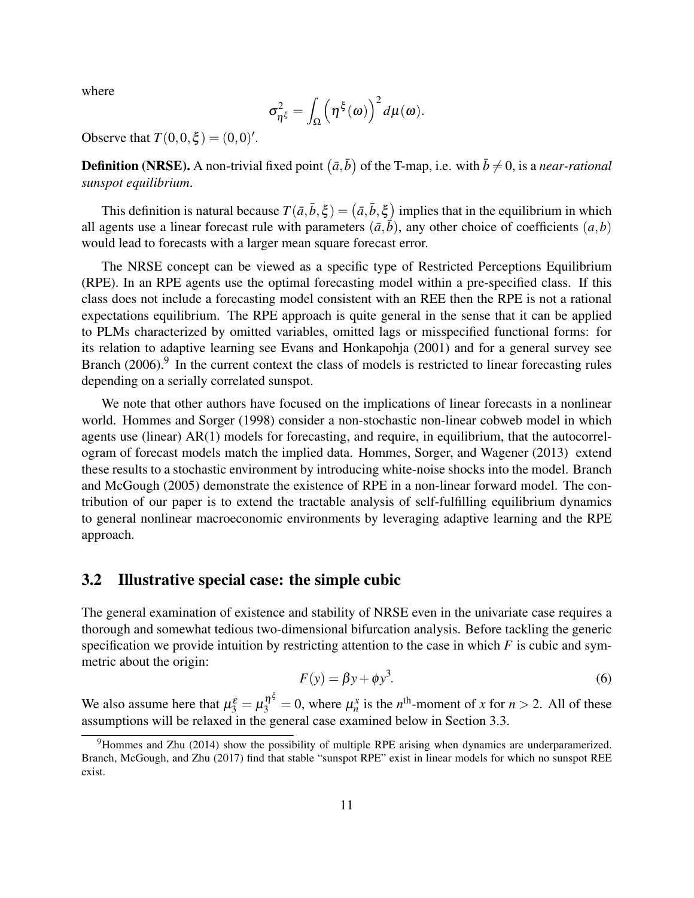where

$$\sigma^2_{\eta^\xi} = \int_\Omega \left(\eta^\xi(\omega)\right)^2 d\mu(\omega).$$

Observe that $T(0,0,\xi) = (0,0)'$.

**Definition (NRSE).** A non-trivial fixed point $\left(\bar{a},\bar{b}\right)$ of the T-map, i.e. with $\bar{b} \neq 0$, is a *near-rational sunspot equilibrium*.

This definition is natural because $T(\bar{a},\bar{b},\xi) = \left(\bar{a},\bar{b},\xi\right)$ implies that in the equilibrium in which all agents use a linear forecast rule with parameters $(\bar{a},\bar{b})$, any other choice of coefficients $(a,b)$ would lead to forecasts with a larger mean square forecast error.

The NRSE concept can be viewed as a specific type of Restricted Perceptions Equilibrium (RPE). In an RPE agents use the optimal forecasting model within a pre-specified class. If this class does not include a forecasting model consistent with an REE then the RPE is not a rational expectations equilibrium. The RPE approach is quite general in the sense that it can be applied to PLMs characterized by omitted variables, omitted lags or misspecified functional forms: for its relation to adaptive learning see Evans and Honkapohja (2001) and for a general survey see Branch (2006).[9] In the current context the class of models is restricted to linear forecasting rules depending on a serially correlated sunspot.

We note that other authors have focused on the implications of linear forecasts in a nonlinear world. Hommes and Sorger (1998) consider a non-stochastic non-linear cobweb model in which agents use (linear) AR(1) models for forecasting, and require, in equilibrium, that the autocorrelogram of forecast models match the implied data. Hommes, Sorger, and Wagener (2013) extend these results to a stochastic environment by introducing white-noise shocks into the model. Branch and McGough (2005) demonstrate the existence of RPE in a non-linear forward model. The contribution of our paper is to extend the tractable analysis of self-fulfilling equilibrium dynamics to general nonlinear macroeconomic environments by leveraging adaptive learning and the RPE approach.

## 3.2 Illustrative special case: the simple cubic

The general examination of existence and stability of NRSE even in the univariate case requires a thorough and somewhat tedious two-dimensional bifurcation analysis. Before tackling the generic specification we provide intuition by restricting attention to the case in which $F$ is cubic and symmetric about the origin:

$$F(y) = \beta y + \phi y^3. \tag{6}$$

We also assume here that $\mu_3^\varepsilon = \mu_3^{\eta^\xi} = 0$, where $\mu_n^x$ is the $n^{\text{th}}$-moment of $x$ for $n > 2$. All of these assumptions will be relaxed in the general case examined below in Section 3.3.

[9] Hommes and Zhu (2014) show the possibility of multiple RPE arising when dynamics are underparamerized. Branch, McGough, and Zhu (2017) find that stable "sunspot RPE" exist in linear models for which no sunspot REE exist.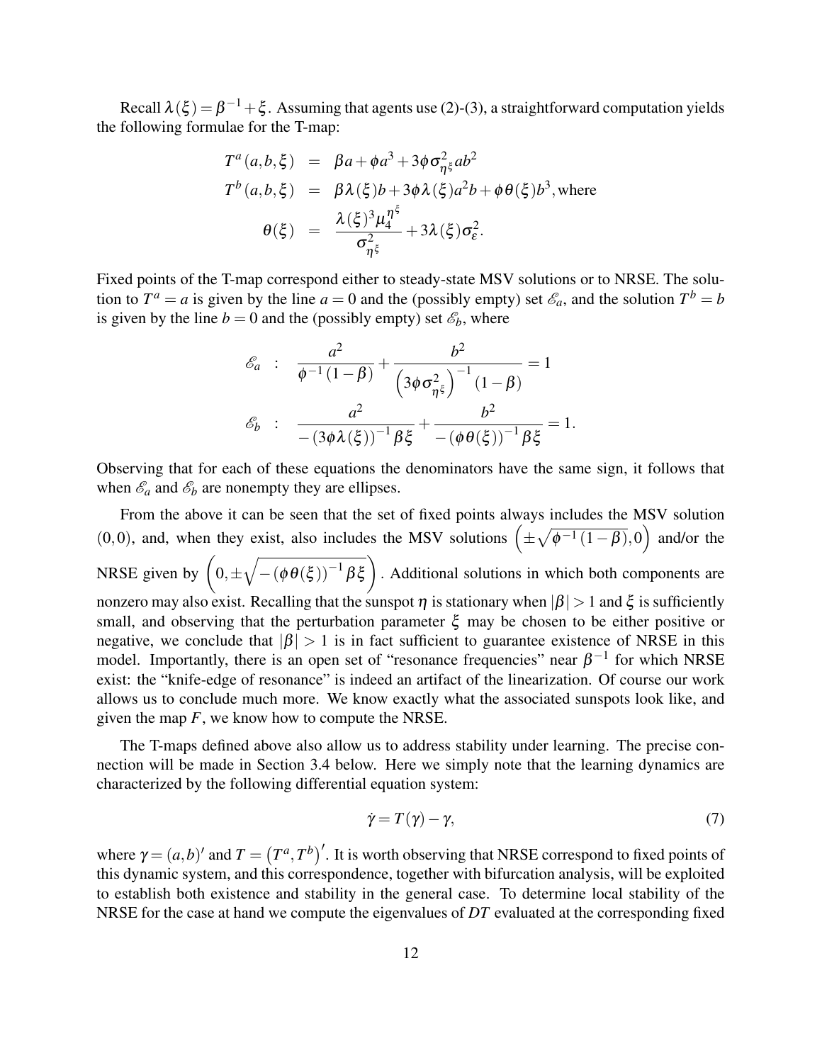Recall $\lambda(\xi) = \beta^{-1} + \xi$. Assuming that agents use (2)-(3), a straightforward computation yields the following formulae for the T-map:

$$
\begin{aligned}
T^a(a,b,\xi) &= \beta a + \phi a^3 + 3\phi \sigma^2_{\eta^\xi} ab^2 \\
T^b(a,b,\xi) &= \beta\lambda(\xi) b + 3\phi\lambda(\xi) a^2 b + \phi\theta(\xi) b^3, \text{where} \\
\theta(\xi) &= \frac{\lambda(\xi)^3 \mu_4^{\eta^\xi}}{\sigma^2_{\eta^\xi}} + 3\lambda(\xi)\sigma^2_\varepsilon.
\end{aligned}
$$

Fixed points of the T-map correspond either to steady-state MSV solutions or to NRSE. The solution to $T^a = a$ is given by the line $a = 0$ and the (possibly empty) set $\mathscr{E}_a$, and the solution $T^b = b$ is given by the line $b = 0$ and the (possibly empty) set $\mathscr{E}_b$, where

$$
\begin{aligned}
\mathscr{E}_a &: \quad \frac{a^2}{\phi^{-1}(1-\beta)} + \frac{b^2}{\left(3\phi\sigma^2_{\eta^\xi}\right)^{-1}(1-\beta)} = 1 \\
\mathscr{E}_b &: \quad \frac{a^2}{-(3\phi\lambda(\xi))^{-1}\beta\xi} + \frac{b^2}{-(\phi\theta(\xi))^{-1}\beta\xi} = 1.
\end{aligned}
$$

Observing that for each of these equations the denominators have the same sign, it follows that when $\mathscr{E}_a$ and $\mathscr{E}_b$ are nonempty they are ellipses.

From the above it can be seen that the set of fixed points always includes the MSV solution $(0,0)$, and, when they exist, also includes the MSV solutions $\left(\pm\sqrt{\phi^{-1}(1-\beta)}, 0\right)$ and/or the NRSE given by $\left(0, \pm\sqrt{-(\phi\theta(\xi))^{-1}\beta\xi}\right)$. Additional solutions in which both components are nonzero may also exist. Recalling that the sunspot $\eta$ is stationary when $|\beta| > 1$ and $\xi$ is sufficiently small, and observing that the perturbation parameter $\xi$ may be chosen to be either positive or negative, we conclude that $|\beta| > 1$ is in fact sufficient to guarantee existence of NRSE in this model. Importantly, there is an open set of "resonance frequencies" near $\beta^{-1}$ for which NRSE exist: the "knife-edge of resonance" is indeed an artifact of the linearization. Of course our work allows us to conclude much more. We know exactly what the associated sunspots look like, and given the map $F$, we know how to compute the NRSE.

The T-maps defined above also allow us to address stability under learning. The precise connection will be made in Section 3.4 below. Here we simply note that the learning dynamics are characterized by the following differential equation system:

$$
\dot{\gamma} = T(\gamma) - \gamma, \tag{7}
$$

where $\gamma = (a,b)'$ and $T = \left(T^a, T^b\right)'$. It is worth observing that NRSE correspond to fixed points of this dynamic system, and this correspondence, together with bifurcation analysis, will be exploited to establish both existence and stability in the general case. To determine local stability of the NRSE for the case at hand we compute the eigenvalues of $DT$ evaluated at the corresponding fixed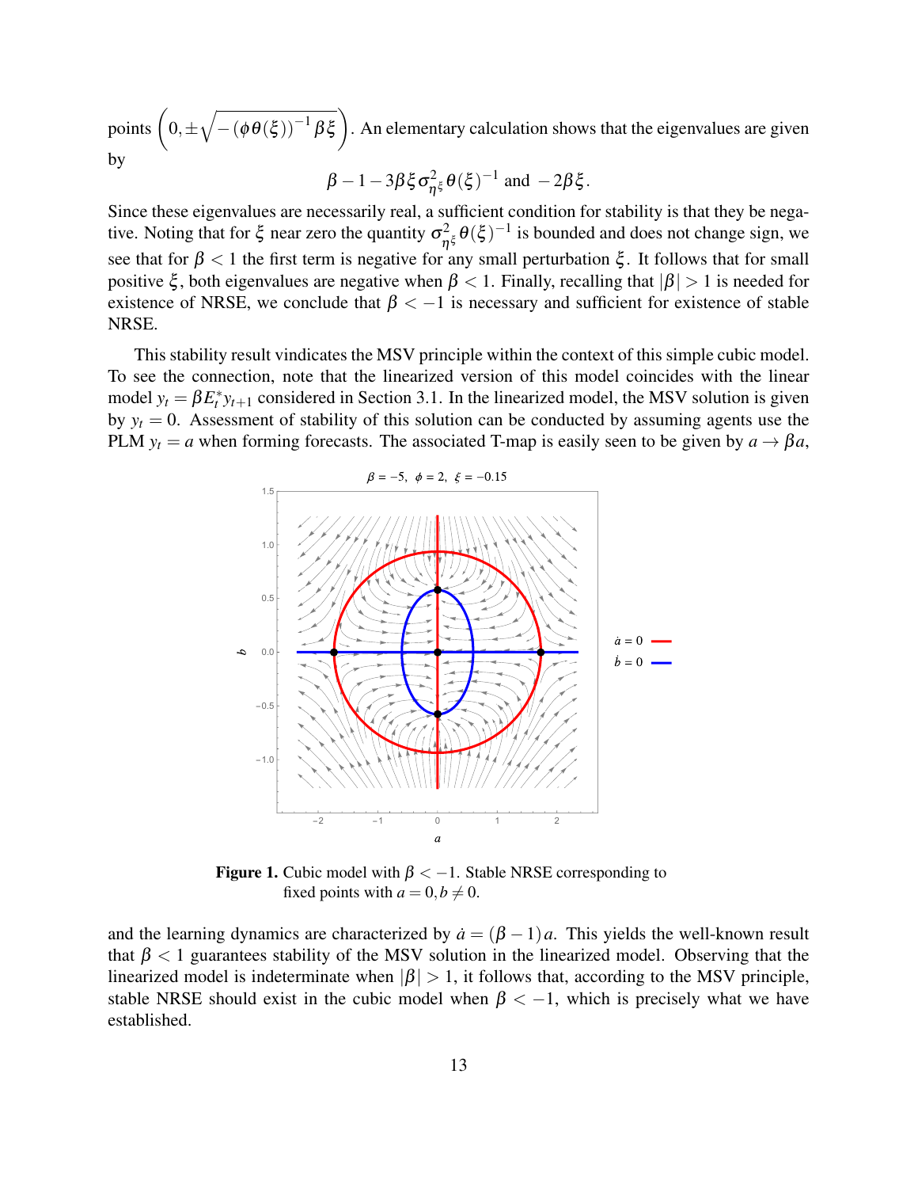points $\left(0, \pm\sqrt{-(\phi\theta(\xi))^{-1}\beta\xi}\right)$. An elementary calculation shows that the eigenvalues are given by

$$\beta - 1 - 3\beta\xi\sigma^2_{\eta^\xi}\theta(\xi)^{-1} \text{ and } -2\beta\xi.$$

Since these eigenvalues are necessarily real, a sufficient condition for stability is that they be negative. Noting that for $\xi$ near zero the quantity $\sigma^2_{\eta^\xi}\theta(\xi)^{-1}$ is bounded and does not change sign, we see that for $\beta < 1$ the first term is negative for any small perturbation $\xi$. It follows that for small positive $\xi$, both eigenvalues are negative when $\beta < 1$. Finally, recalling that $|\beta| > 1$ is needed for existence of NRSE, we conclude that $\beta < -1$ is necessary and sufficient for existence of stable NRSE.

This stability result vindicates the MSV principle within the context of this simple cubic model. To see the connection, note that the linearized version of this model coincides with the linear model $y_t = \beta E^*_t y_{t+1}$ considered in Section 3.1. In the linearized model, the MSV solution is given by $y_t = 0$. Assessment of stability of this solution can be conducted by assuming agents use the PLM $y_t = a$ when forming forecasts. The associated T-map is easily seen to be given by $a \to \beta a$, and the learning dynamics are characterized by $\dot{a} = (\beta - 1)a$. This yields the well-known result that $\beta < 1$ guarantees stability of the MSV solution in the linearized model. Observing that the linearized model is indeterminate when $|\beta| > 1$, it follows that, according to the MSV principle, stable NRSE should exist in the cubic model when $\beta < -1$, which is precisely what we have established.

**Figure 1.** Cubic model with $\beta < -1$. Stable NRSE corresponding to fixed points with $a = 0, b \neq 0$.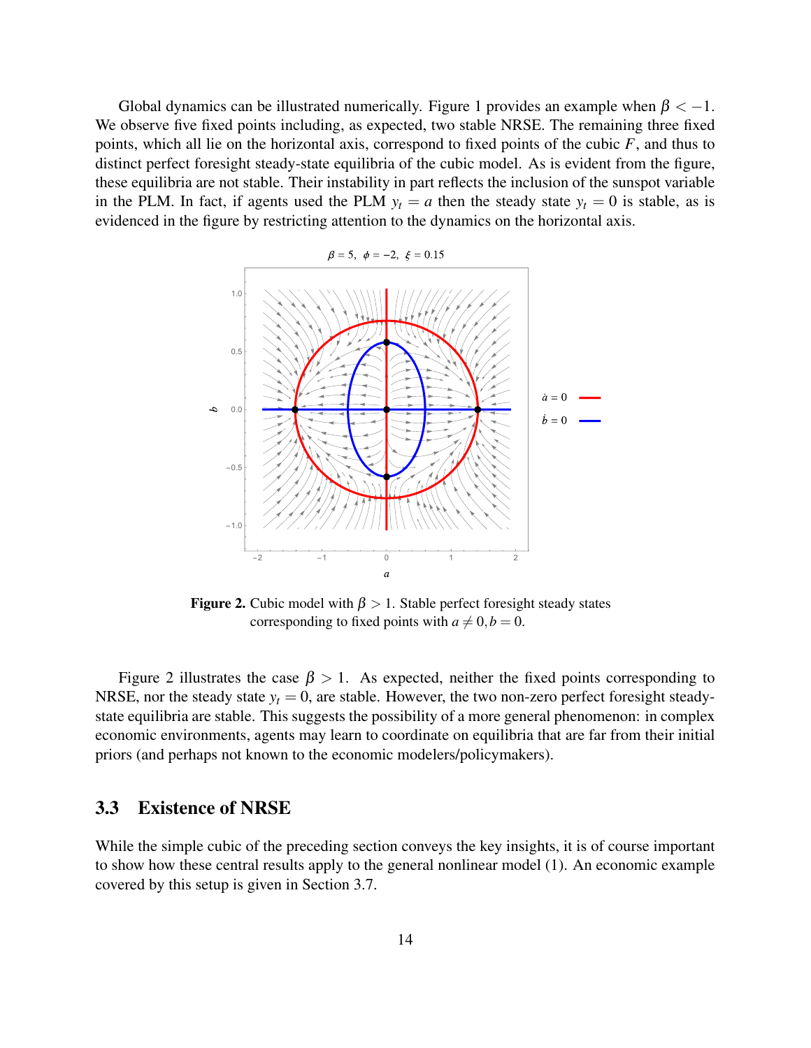Global dynamics can be illustrated numerically. Figure 1 provides an example when $\beta < -1$. We observe five fixed points including, as expected, two stable NRSE. The remaining three fixed points, which all lie on the horizontal axis, correspond to fixed points of the cubic $F$, and thus to distinct perfect foresight steady-state equilibria of the cubic model. As is evident from the figure, these equilibria are not stable. Their instability in part reflects the inclusion of the sunspot variable in the PLM. In fact, if agents used the PLM $y_t = a$ then the steady state $y_t = 0$ is stable, as is evidenced in the figure by restricting attention to the dynamics on the horizontal axis.

**Figure 2.** Cubic model with $\beta > 1$. Stable perfect foresight steady states corresponding to fixed points with $a \neq 0, b = 0$.

Figure 2 illustrates the case $\beta > 1$. As expected, neither the fixed points corresponding to NRSE, nor the steady state $y_t = 0$, are stable. However, the two non-zero perfect foresight steady-state equilibria are stable. This suggests the possibility of a more general phenomenon: in complex economic environments, agents may learn to coordinate on equilibria that are far from their initial priors (and perhaps not known to the economic modelers/policymakers).

## 3.3 Existence of NRSE

While the simple cubic of the preceding section conveys the key insights, it is of course important to show how these central results apply to the general nonlinear model (1). An economic example covered by this setup is given in Section 3.7.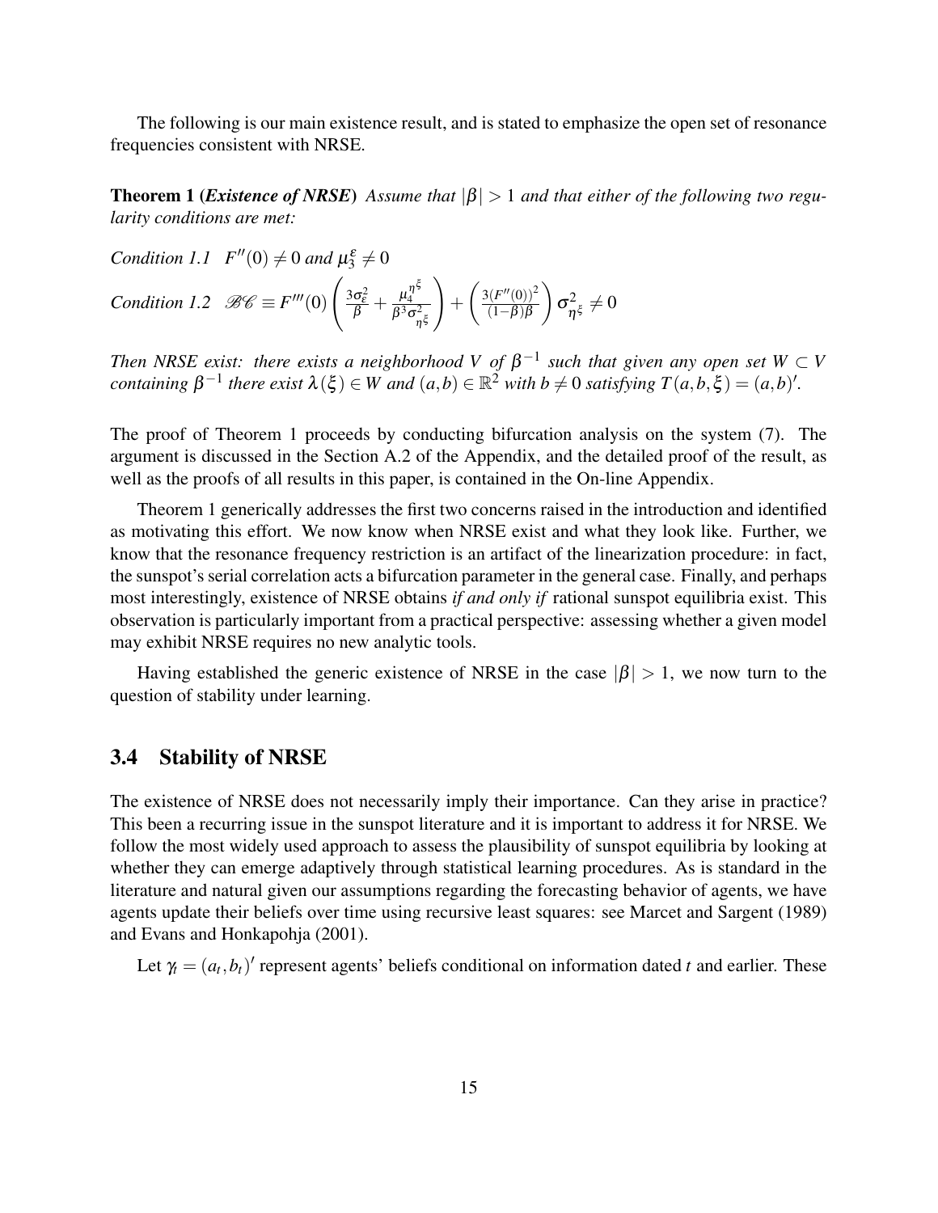The following is our main existence result, and is stated to emphasize the open set of resonance frequencies consistent with NRSE.

**Theorem 1 (*Existence of NRSE*)** *Assume that $|\beta| > 1$ and that either of the following two regularity conditions are met:*

*Condition 1.1* $F''(0) \neq 0$ *and* $\mu_3^{\varepsilon} \neq 0$

*Condition 1.2* $\mathscr{BC} \equiv F'''(0)\left(\frac{3\sigma_\varepsilon^2}{\beta} + \frac{\mu_4^{\eta^\xi}}{\beta^3 \sigma_{\eta^\xi}^2}\right) + \left(\frac{3(F''(0))^2}{(1-\beta)\beta}\right)\sigma_{\eta^\xi}^2 \neq 0$

*Then NRSE exist: there exists a neighborhood $V$ of $\beta^{-1}$ such that given any open set $W \subset V$ containing $\beta^{-1}$ there exist $\lambda(\xi) \in W$ and $(a,b) \in \mathbb{R}^2$ with $b \neq 0$ satisfying $T(a,b,\xi) = (a,b)'$.*

The proof of Theorem 1 proceeds by conducting bifurcation analysis on the system (7). The argument is discussed in the Section A.2 of the Appendix, and the detailed proof of the result, as well as the proofs of all results in this paper, is contained in the On-line Appendix.

Theorem 1 generically addresses the first two concerns raised in the introduction and identified as motivating this effort. We now know when NRSE exist and what they look like. Further, we know that the resonance frequency restriction is an artifact of the linearization procedure: in fact, the sunspot's serial correlation acts a bifurcation parameter in the general case. Finally, and perhaps most interestingly, existence of NRSE obtains *if and only if* rational sunspot equilibria exist. This observation is particularly important from a practical perspective: assessing whether a given model may exhibit NRSE requires no new analytic tools.

Having established the generic existence of NRSE in the case $|\beta| > 1$, we now turn to the question of stability under learning.

## 3.4 Stability of NRSE

The existence of NRSE does not necessarily imply their importance. Can they arise in practice? This been a recurring issue in the sunspot literature and it is important to address it for NRSE. We follow the most widely used approach to assess the plausibility of sunspot equilibria by looking at whether they can emerge adaptively through statistical learning procedures. As is standard in the literature and natural given our assumptions regarding the forecasting behavior of agents, we have agents update their beliefs over time using recursive least squares: see Marcet and Sargent (1989) and Evans and Honkapohja (2001).

Let $\gamma_t = (a_t, b_t)'$ represent agents' beliefs conditional on information dated $t$ and earlier. These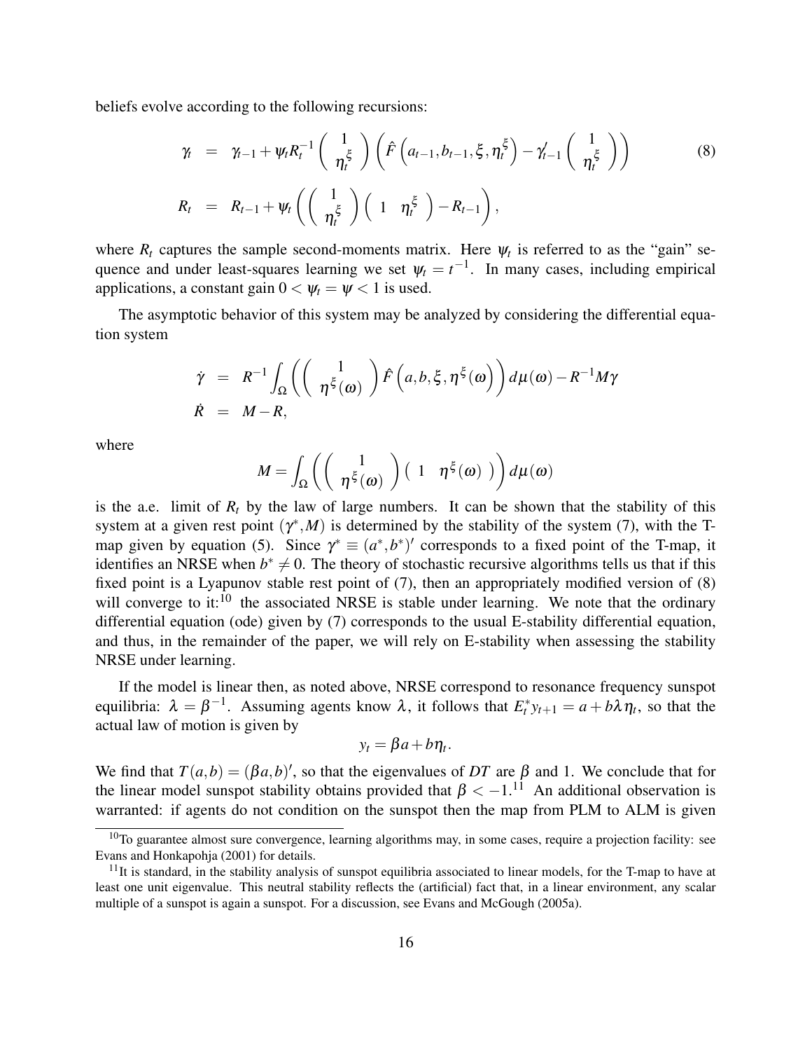beliefs evolve according to the following recursions:

$$
\begin{aligned}
\gamma_t &= \gamma_{t-1} + \psi_t R_t^{-1} \begin{pmatrix} 1 \\ \eta_t^{\xi} \end{pmatrix} \left( \hat{F}\left(a_{t-1}, b_{t-1}, \xi, \eta_t^{\xi}\right) - \gamma_{t-1}' \begin{pmatrix} 1 \\ \eta_t^{\xi} \end{pmatrix} \right) \\
R_t &= R_{t-1} + \psi_t \left( \begin{pmatrix} 1 \\ \eta_t^{\xi} \end{pmatrix} \begin{pmatrix} 1 & \eta_t^{\xi} \end{pmatrix} - R_{t-1} \right),
\end{aligned}
\tag{8}
$$

where $R_t$ captures the sample second-moments matrix. Here $\psi_t$ is referred to as the "gain" sequence and under least-squares learning we set $\psi_t = t^{-1}$. In many cases, including empirical applications, a constant gain $0 < \psi_t = \psi < 1$ is used.

The asymptotic behavior of this system may be analyzed by considering the differential equation system

$$
\begin{aligned}
\dot{\gamma} &= R^{-1} \int_{\Omega} \left( \begin{pmatrix} 1 \\ \eta^{\xi}(\omega) \end{pmatrix} \hat{F}\left(a, b, \xi, \eta^{\xi}(\omega)\right) \right) d\mu(\omega) - R^{-1} M \gamma \\
\dot{R} &= M - R,
\end{aligned}
$$

where

$$
M = \int_{\Omega} \left( \begin{pmatrix} 1 \\ \eta^{\xi}(\omega) \end{pmatrix} \begin{pmatrix} 1 & \eta^{\xi}(\omega) \end{pmatrix} \right) d\mu(\omega)
$$

is the a.e. limit of $R_t$ by the law of large numbers. It can be shown that the stability of this system at a given rest point $(\gamma^*, M)$ is determined by the stability of the system (7), with the T-map given by equation (5). Since $\gamma^* \equiv (a^*, b^*)'$ corresponds to a fixed point of the T-map, it identifies an NRSE when $b^* \neq 0$. The theory of stochastic recursive algorithms tells us that if this fixed point is a Lyapunov stable rest point of (7), then an appropriately modified version of (8) will converge to it:[10] the associated NRSE is stable under learning. We note that the ordinary differential equation (ode) given by (7) corresponds to the usual E-stability differential equation, and thus, in the remainder of the paper, we will rely on E-stability when assessing the stability NRSE under learning.

If the model is linear then, as noted above, NRSE correspond to resonance frequency sunspot equilibria: $\lambda = \beta^{-1}$. Assuming agents know $\lambda$, it follows that $E_t^* y_{t+1} = a + b\lambda\eta_t$, so that the actual law of motion is given by

$$
y_t = \beta a + b\eta_t.
$$

We find that $T(a,b) = (\beta a, b)'$, so that the eigenvalues of $DT$ are $\beta$ and 1. We conclude that for the linear model sunspot stability obtains provided that $\beta < -1$.[11] An additional observation is warranted: if agents do not condition on the sunspot then the map from PLM to ALM is given

[10] To guarantee almost sure convergence, learning algorithms may, in some cases, require a projection facility: see Evans and Honkapohja (2001) for details.

[11] It is standard, in the stability analysis of sunspot equilibria associated to linear models, for the T-map to have at least one unit eigenvalue. This neutral stability reflects the (artificial) fact that, in a linear environment, any scalar multiple of a sunspot is again a sunspot. For a discussion, see Evans and McGough (2005a).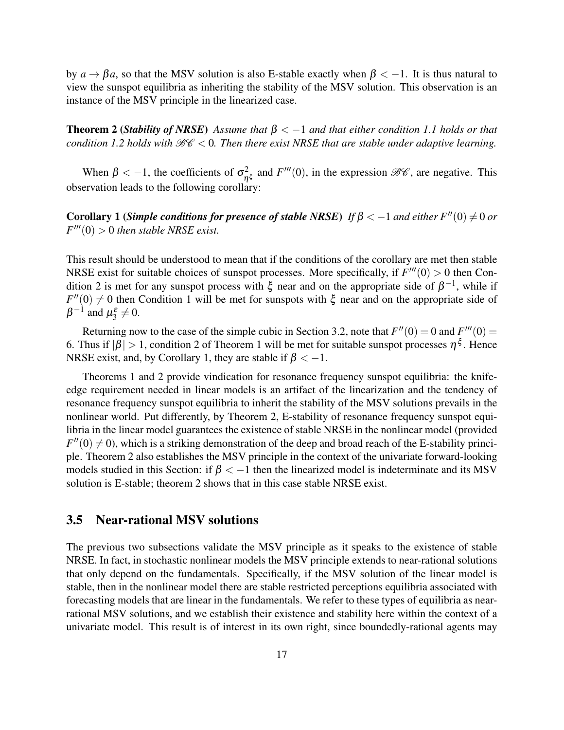by $a \to \beta a$, so that the MSV solution is also E-stable exactly when $\beta < -1$. It is thus natural to view the sunspot equilibria as inheriting the stability of the MSV solution. This observation is an instance of the MSV principle in the linearized case.

**Theorem 2** (***Stability of NRSE***) *Assume that $\beta < -1$ and that either condition 1.1 holds or that condition 1.2 holds with $\mathscr{B}\mathscr{C} < 0$. Then there exist NRSE that are stable under adaptive learning.*

When $\beta < -1$, the coefficients of $\sigma^2_{\eta^\xi}$ and $F'''(0)$, in the expression $\mathscr{B}\mathscr{C}$, are negative. This observation leads to the following corollary:

**Corollary 1** (***Simple conditions for presence of stable NRSE***) *If $\beta < -1$ and either $F''(0) \neq 0$ or $F'''(0) > 0$ then stable NRSE exist.*

This result should be understood to mean that if the conditions of the corollary are met then stable NRSE exist for suitable choices of sunspot processes. More specifically, if $F'''(0) > 0$ then Condition 2 is met for any sunspot process with $\xi$ near and on the appropriate side of $\beta^{-1}$, while if $F''(0) \neq 0$ then Condition 1 will be met for sunspots with $\xi$ near and on the appropriate side of $\beta^{-1}$ and $\mu_3^\varepsilon \neq 0$.

Returning now to the case of the simple cubic in Section 3.2, note that $F''(0) = 0$ and $F'''(0) = 6$. Thus if $|\beta| > 1$, condition 2 of Theorem 1 will be met for suitable sunspot processes $\eta^\xi$. Hence NRSE exist, and, by Corollary 1, they are stable if $\beta < -1$.

Theorems 1 and 2 provide vindication for resonance frequency sunspot equilibria: the knife-edge requirement needed in linear models is an artifact of the linearization and the tendency of resonance frequency sunspot equilibria to inherit the stability of the MSV solutions prevails in the nonlinear world. Put differently, by Theorem 2, E-stability of resonance frequency sunspot equilibria in the linear model guarantees the existence of stable NRSE in the nonlinear model (provided $F''(0) \neq 0$), which is a striking demonstration of the deep and broad reach of the E-stability principle. Theorem 2 also establishes the MSV principle in the context of the univariate forward-looking models studied in this Section: if $\beta < -1$ then the linearized model is indeterminate and its MSV solution is E-stable; theorem 2 shows that in this case stable NRSE exist.

## 3.5 Near-rational MSV solutions

The previous two subsections validate the MSV principle as it speaks to the existence of stable NRSE. In fact, in stochastic nonlinear models the MSV principle extends to near-rational solutions that only depend on the fundamentals. Specifically, if the MSV solution of the linear model is stable, then in the nonlinear model there are stable restricted perceptions equilibria associated with forecasting models that are linear in the fundamentals. We refer to these types of equilibria as near-rational MSV solutions, and we establish their existence and stability here within the context of a univariate model. This result is of interest in its own right, since boundedly-rational agents may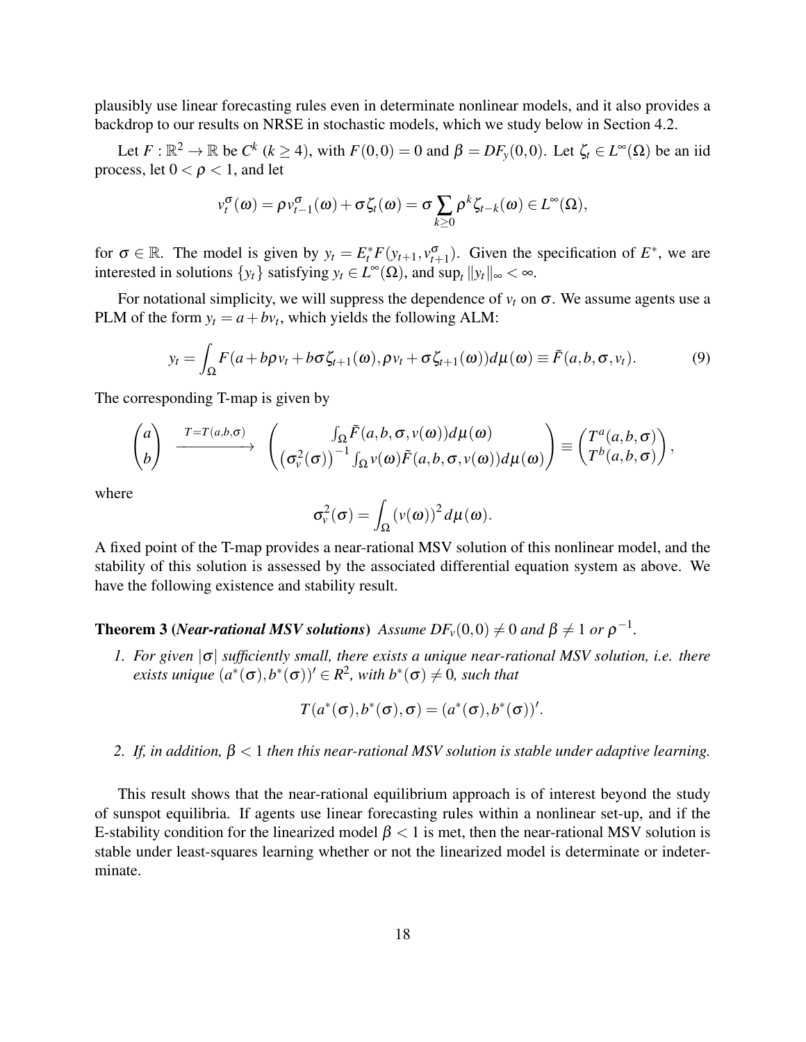plausibly use linear forecasting rules even in determinate nonlinear models, and it also provides a backdrop to our results on NRSE in stochastic models, which we study below in Section 4.2.

Let $F : \mathbb{R}^2 \to \mathbb{R}$ be $C^k$ ($k \geq 4$), with $F(0,0) = 0$ and $\beta = DF_y(0,0)$. Let $\zeta_t \in L^\infty(\Omega)$ be an iid process, let $0 < \rho < 1$, and let

$$v_t^\sigma(\omega) = \rho v_{t-1}^\sigma(\omega) + \sigma \zeta_t(\omega) = \sigma \sum_{k \geq 0} \rho^k \zeta_{t-k}(\omega) \in L^\infty(\Omega),$$

for $\sigma \in \mathbb{R}$. The model is given by $y_t = E_t^* F(y_{t+1}, v_{t+1}^\sigma)$. Given the specification of $E^*$, we are interested in solutions $\{y_t\}$ satisfying $y_t \in L^\infty(\Omega)$, and $\sup_t \|y_t\|_\infty < \infty$.

For notational simplicity, we will suppress the dependence of $v_t$ on $\sigma$. We assume agents use a PLM of the form $y_t = a + bv_t$, which yields the following ALM:

$$y_t = \int_\Omega F(a + b\rho v_t + b\sigma\zeta_{t+1}(\omega), \rho v_t + \sigma\zeta_{t+1}(\omega)) d\mu(\omega) \equiv \tilde{F}(a, b, \sigma, v_t). \tag{9}$$

The corresponding T-map is given by

$$\begin{pmatrix} a \\ b \end{pmatrix} \xrightarrow{T = T(a,b,\sigma)} \begin{pmatrix} \int_\Omega \tilde{F}(a,b,\sigma,v(\omega)) d\mu(\omega) \\ \left(\sigma_v^2(\sigma)\right)^{-1} \int_\Omega v(\omega) \tilde{F}(a,b,\sigma,v(\omega)) d\mu(\omega) \end{pmatrix} \equiv \begin{pmatrix} T^a(a,b,\sigma) \\ T^b(a,b,\sigma) \end{pmatrix},$$

where

$$\sigma_v^2(\sigma) = \int_\Omega (v(\omega))^2 d\mu(\omega).$$

A fixed point of the T-map provides a near-rational MSV solution of this nonlinear model, and the stability of this solution is assessed by the associated differential equation system as above. We have the following existence and stability result.

**Theorem 3** (***Near-rational MSV solutions***) *Assume $DF_v(0,0) \neq 0$ and $\beta \neq 1$ or $\rho^{-1}$.*

1. *For given $|\sigma|$ sufficiently small, there exists a unique near-rational MSV solution, i.e. there exists unique $(a^*(\sigma), b^*(\sigma))' \in R^2$, with $b^*(\sigma) \neq 0$, such that*

$$T(a^*(\sigma), b^*(\sigma), \sigma) = (a^*(\sigma), b^*(\sigma))'.$$

2. *If, in addition, $\beta < 1$ then this near-rational MSV solution is stable under adaptive learning.*

This result shows that the near-rational equilibrium approach is of interest beyond the study of sunspot equilibria. If agents use linear forecasting rules within a nonlinear set-up, and if the E-stability condition for the linearized model $\beta < 1$ is met, then the near-rational MSV solution is stable under least-squares learning whether or not the linearized model is determinate or indeterminate.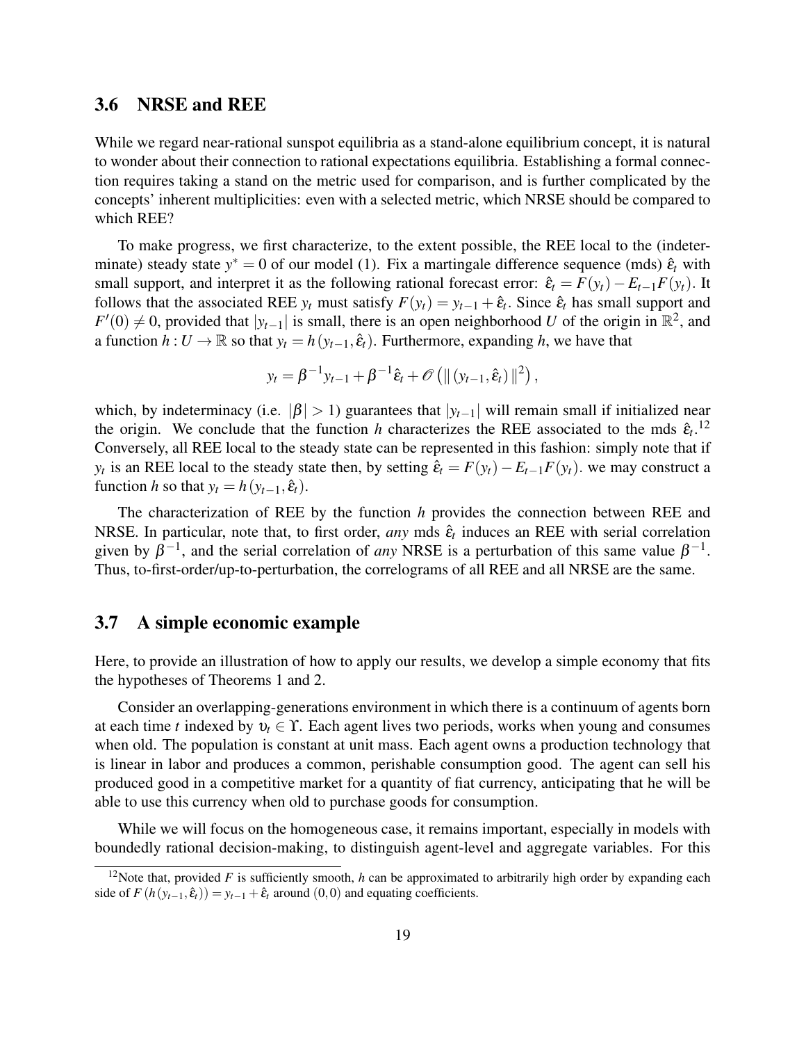### 3.6 NRSE and REE

While we regard near-rational sunspot equilibria as a stand-alone equilibrium concept, it is natural to wonder about their connection to rational expectations equilibria. Establishing a formal connection requires taking a stand on the metric used for comparison, and is further complicated by the concepts' inherent multiplicities: even with a selected metric, which NRSE should be compared to which REE?

To make progress, we first characterize, to the extent possible, the REE local to the (indeterminate) steady state $y^* = 0$ of our model (1). Fix a martingale difference sequence (mds) $\hat{\varepsilon}_t$ with small support, and interpret it as the following rational forecast error: $\hat{\varepsilon}_t = F(y_t) - E_{t-1}F(y_t)$. It follows that the associated REE $y_t$ must satisfy $F(y_t) = y_{t-1} + \hat{\varepsilon}_t$. Since $\hat{\varepsilon}_t$ has small support and $F'(0) \neq 0$, provided that $|y_{t-1}|$ is small, there is an open neighborhood $U$ of the origin in $\mathbb{R}^2$, and a function $h : U \to \mathbb{R}$ so that $y_t = h(y_{t-1}, \hat{\varepsilon}_t)$. Furthermore, expanding $h$, we have that

$$y_t = \beta^{-1} y_{t-1} + \beta^{-1} \hat{\varepsilon}_t + \mathcal{O}\left(\| (y_{t-1}, \hat{\varepsilon}_t) \|^2\right),$$

which, by indeterminacy (i.e. $|\beta| > 1$) guarantees that $|y_{t-1}|$ will remain small if initialized near the origin. We conclude that the function $h$ characterizes the REE associated to the mds $\hat{\varepsilon}_t$.[12] Conversely, all REE local to the steady state can be represented in this fashion: simply note that if $y_t$ is an REE local to the steady state then, by setting $\hat{\varepsilon}_t = F(y_t) - E_{t-1}F(y_t)$. we may construct a function $h$ so that $y_t = h(y_{t-1}, \hat{\varepsilon}_t)$.

The characterization of REE by the function $h$ provides the connection between REE and NRSE. In particular, note that, to first order, *any* mds $\hat{\varepsilon}_t$ induces an REE with serial correlation given by $\beta^{-1}$, and the serial correlation of *any* NRSE is a perturbation of this same value $\beta^{-1}$. Thus, to-first-order/up-to-perturbation, the correlograms of all REE and all NRSE are the same.

### 3.7 A simple economic example

Here, to provide an illustration of how to apply our results, we develop a simple economy that fits the hypotheses of Theorems 1 and 2.

Consider an overlapping-generations environment in which there is a continuum of agents born at each time $t$ indexed by $\upsilon_t \in \Upsilon$. Each agent lives two periods, works when young and consumes when old. The population is constant at unit mass. Each agent owns a production technology that is linear in labor and produces a common, perishable consumption good. The agent can sell his produced good in a competitive market for a quantity of fiat currency, anticipating that he will be able to use this currency when old to purchase goods for consumption.

While we will focus on the homogeneous case, it remains important, especially in models with boundedly rational decision-making, to distinguish agent-level and aggregate variables. For this

[12] Note that, provided $F$ is sufficiently smooth, $h$ can be approximated to arbitrarily high order by expanding each side of $F(h(y_{t-1}, \hat{\varepsilon}_t)) = y_{t-1} + \hat{\varepsilon}_t$ around $(0,0)$ and equating coefficients.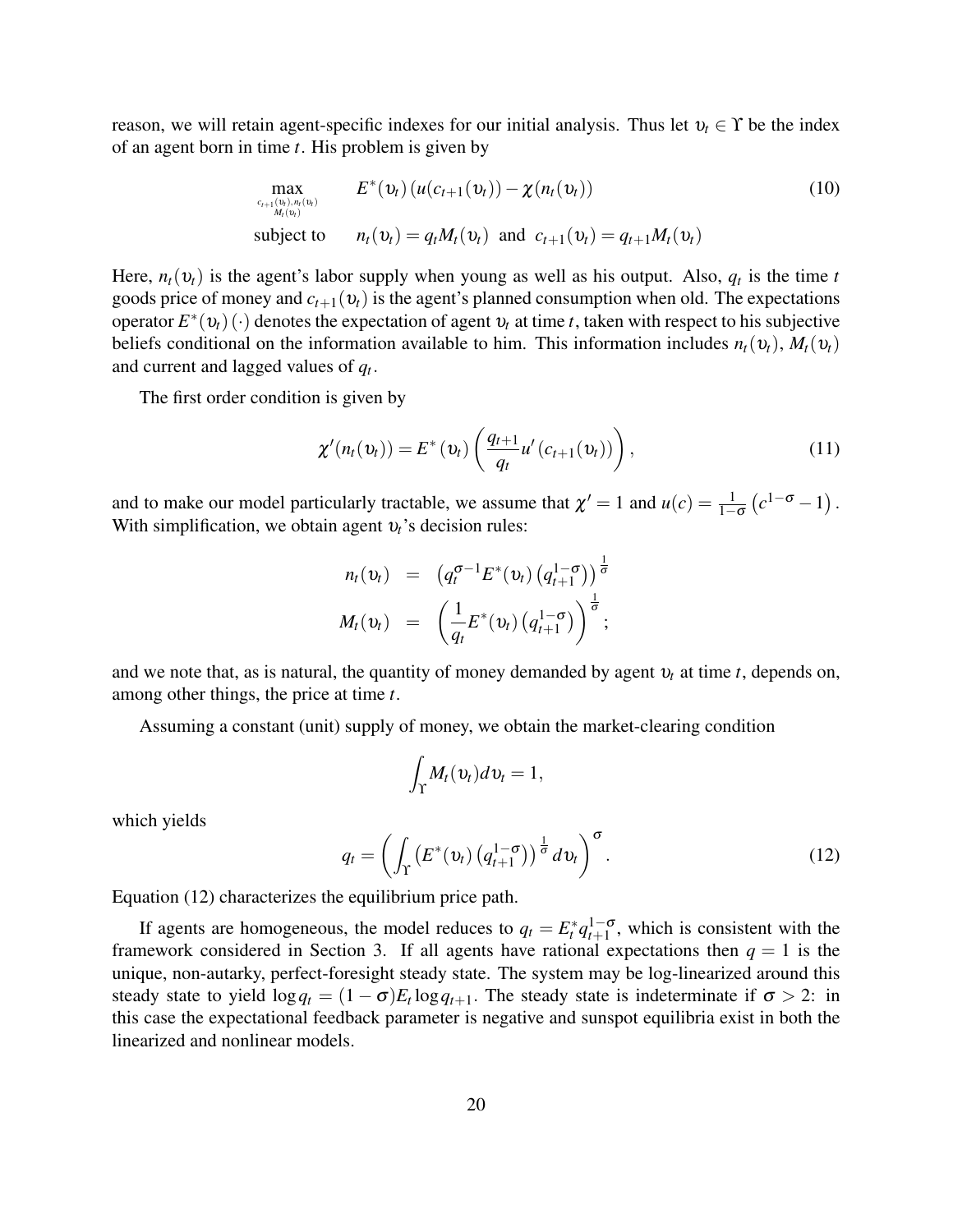reason, we will retain agent-specific indexes for our initial analysis. Thus let $\upsilon_t \in \Upsilon$ be the index of an agent born in time $t$. His problem is given by

$$
\begin{aligned}
\max_{\substack{c_{t+1}(\upsilon_t), n_t(\upsilon_t) \\ M_t(\upsilon_t)}} \quad & E^*(\upsilon_t)\left(u(c_{t+1}(\upsilon_t)) - \chi(n_t(\upsilon_t))\right) \\
\text{subject to} \quad & n_t(\upsilon_t) = q_t M_t(\upsilon_t) \text{ and } c_{t+1}(\upsilon_t) = q_{t+1} M_t(\upsilon_t)
\end{aligned}
\tag{10}
$$

Here, $n_t(\upsilon_t)$ is the agent's labor supply when young as well as his output. Also, $q_t$ is the time $t$ goods price of money and $c_{t+1}(\upsilon_t)$ is the agent's planned consumption when old. The expectations operator $E^*(\upsilon_t)(\cdot)$ denotes the expectation of agent $\upsilon_t$ at time $t$, taken with respect to his subjective beliefs conditional on the information available to him. This information includes $n_t(\upsilon_t)$, $M_t(\upsilon_t)$ and current and lagged values of $q_t$.

The first order condition is given by

$$
\chi'(n_t(\upsilon_t)) = E^*(\upsilon_t)\left(\frac{q_{t+1}}{q_t} u'(c_{t+1}(\upsilon_t))\right), \tag{11}
$$

and to make our model particularly tractable, we assume that $\chi' = 1$ and $u(c) = \frac{1}{1-\sigma}\left(c^{1-\sigma} - 1\right)$. With simplification, we obtain agent $\upsilon_t$'s decision rules:

$$
\begin{aligned}
n_t(\upsilon_t) &= \left(q_t^{\sigma-1} E^*(\upsilon_t)\left(q_{t+1}^{1-\sigma}\right)\right)^{\frac{1}{\sigma}} \\
M_t(\upsilon_t) &= \left(\frac{1}{q_t} E^*(\upsilon_t)\left(q_{t+1}^{1-\sigma}\right)\right)^{\frac{1}{\sigma}};
\end{aligned}
$$

and we note that, as is natural, the quantity of money demanded by agent $\upsilon_t$ at time $t$, depends on, among other things, the price at time $t$.

Assuming a constant (unit) supply of money, we obtain the market-clearing condition

$$
\int_\Upsilon M_t(\upsilon_t) d\upsilon_t = 1,
$$

which yields

$$
q_t = \left(\int_\Upsilon \left(E^*(\upsilon_t)\left(q_{t+1}^{1-\sigma}\right)\right)^{\frac{1}{\sigma}} d\upsilon_t\right)^{\sigma}. \tag{12}
$$

Equation (12) characterizes the equilibrium price path.

If agents are homogeneous, the model reduces to $q_t = E_t^* q_{t+1}^{1-\sigma}$, which is consistent with the framework considered in Section 3. If all agents have rational expectations then $q = 1$ is the unique, non-autarky, perfect-foresight steady state. The system may be log-linearized around this steady state to yield $\log q_t = (1-\sigma) E_t \log q_{t+1}$. The steady state is indeterminate if $\sigma > 2$: in this case the expectational feedback parameter is negative and sunspot equilibria exist in both the linearized and nonlinear models.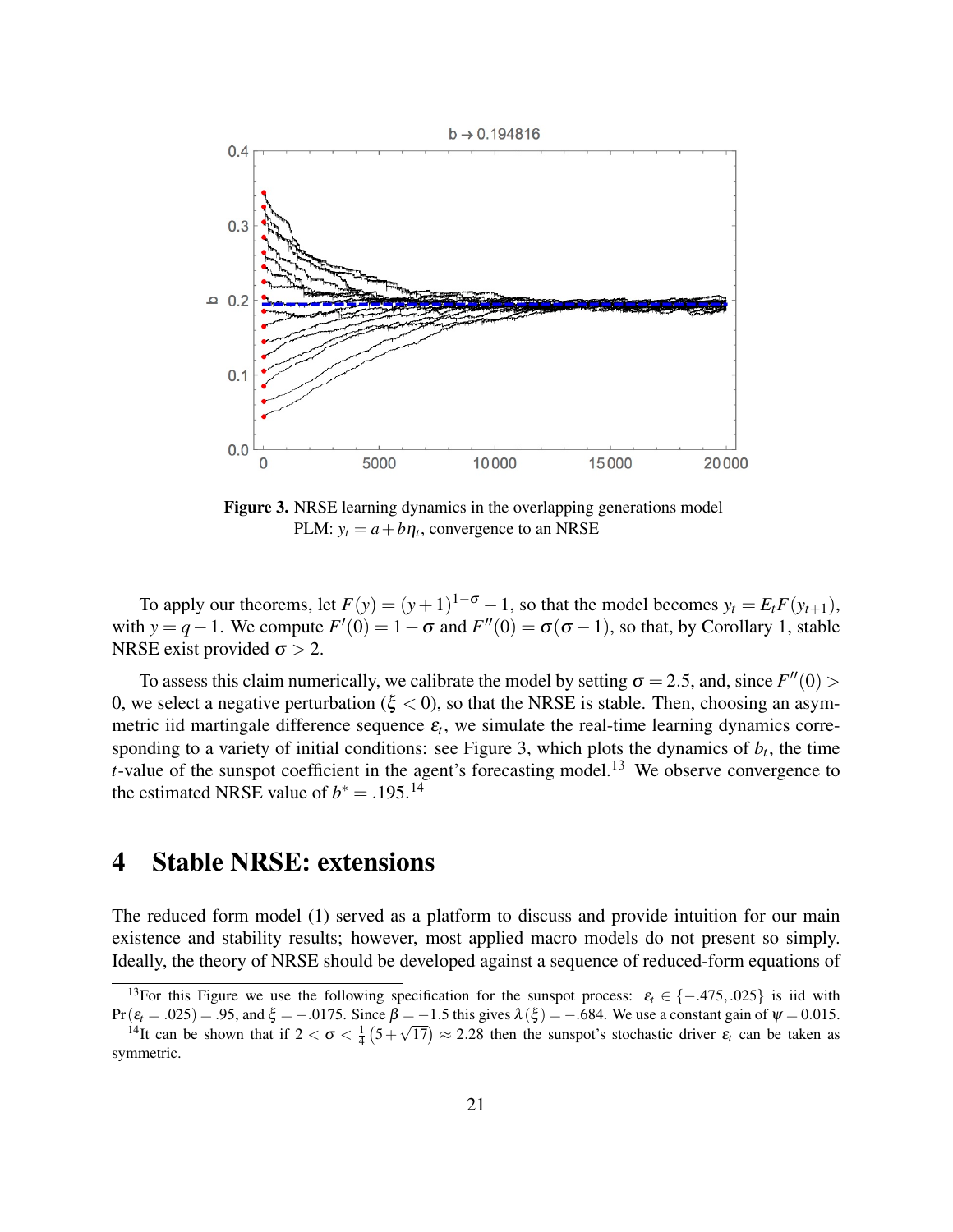**Figure 3.** NRSE learning dynamics in the overlapping generations model PLM: $y_t = a + b\eta_t$, convergence to an NRSE

To apply our theorems, let $F(y) = (y+1)^{1-\sigma} - 1$, so that the model becomes $y_t = E_t F(y_{t+1})$, with $y = q - 1$. We compute $F'(0) = 1 - \sigma$ and $F''(0) = \sigma(\sigma - 1)$, so that, by Corollary 1, stable NRSE exist provided $\sigma > 2$.

To assess this claim numerically, we calibrate the model by setting $\sigma = 2.5$, and, since $F''(0) > 0$, we select a negative perturbation ($\xi < 0$), so that the NRSE is stable. Then, choosing an asymmetric iid martingale difference sequence $\varepsilon_t$, we simulate the real-time learning dynamics corresponding to a variety of initial conditions: see Figure 3, which plots the dynamics of $b_t$, the time $t$-value of the sunspot coefficient in the agent's forecasting model.[13] We observe convergence to the estimated NRSE value of $b^* = .195$.[14]

# 4 Stable NRSE: extensions

The reduced form model (1) served as a platform to discuss and provide intuition for our main existence and stability results; however, most applied macro models do not present so simply. Ideally, the theory of NRSE should be developed against a sequence of reduced-form equations of

---

[13] For this Figure we use the following specification for the sunspot process: $\varepsilon_t \in \{-.475, .025\}$ is iid with $\Pr(\varepsilon_t = .025) = .95$, and $\xi = -.0175$. Since $\beta = -1.5$ this gives $\lambda(\xi) = -.684$. We use a constant gain of $\psi = 0.015$.

[14] It can be shown that if $2 < \sigma < \frac{1}{4}\left(5 + \sqrt{17}\right) \approx 2.28$ then the sunspot's stochastic driver $\varepsilon_t$ can be taken as symmetric.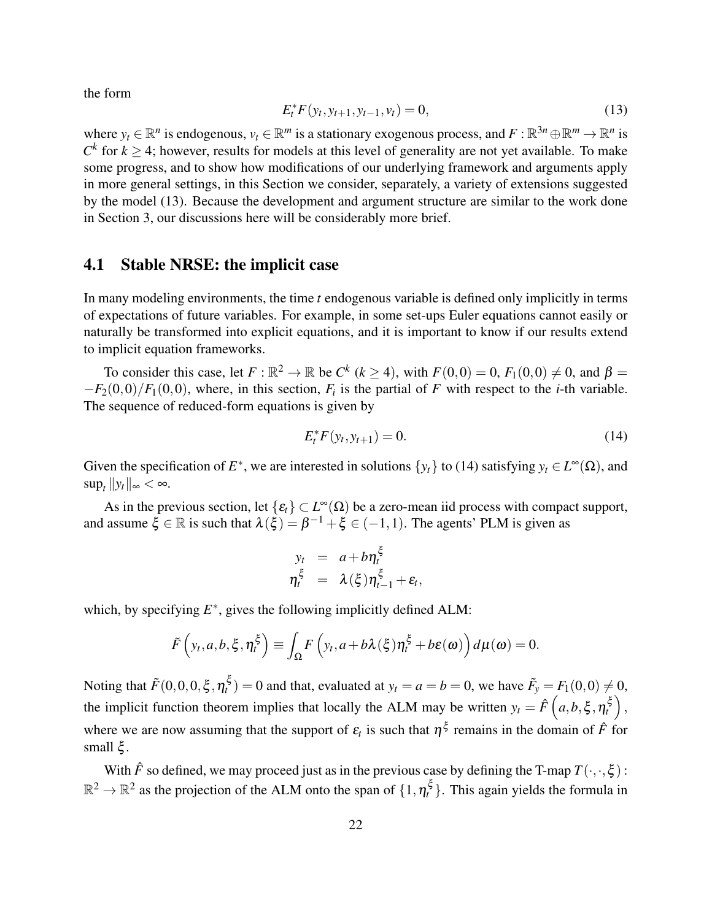the form

$$E_t^* F(y_t, y_{t+1}, y_{t-1}, v_t) = 0, \tag{13}$$

where $y_t \in \mathbb{R}^n$ is endogenous, $v_t \in \mathbb{R}^m$ is a stationary exogenous process, and $F : \mathbb{R}^{3n} \oplus \mathbb{R}^m \to \mathbb{R}^n$ is $C^k$ for $k \geq 4$; however, results for models at this level of generality are not yet available. To make some progress, and to show how modifications of our underlying framework and arguments apply in more general settings, in this Section we consider, separately, a variety of extensions suggested by the model (13). Because the development and argument structure are similar to the work done in Section 3, our discussions here will be considerably more brief.

## 4.1 Stable NRSE: the implicit case

In many modeling environments, the time $t$ endogenous variable is defined only implicitly in terms of expectations of future variables. For example, in some set-ups Euler equations cannot easily or naturally be transformed into explicit equations, and it is important to know if our results extend to implicit equation frameworks.

To consider this case, let $F : \mathbb{R}^2 \to \mathbb{R}$ be $C^k$ ($k \geq 4$), with $F(0,0) = 0$, $F_1(0,0) \neq 0$, and $\beta = -F_2(0,0)/F_1(0,0)$, where, in this section, $F_i$ is the partial of $F$ with respect to the $i$-th variable. The sequence of reduced-form equations is given by

$$E_t^* F(y_t, y_{t+1}) = 0. \tag{14}$$

Given the specification of $E^*$, we are interested in solutions $\{y_t\}$ to (14) satisfying $y_t \in L^\infty(\Omega)$, and $\sup_t \|y_t\|_\infty < \infty$.

As in the previous section, let $\{\varepsilon_t\} \subset L^\infty(\Omega)$ be a zero-mean iid process with compact support, and assume $\xi \in \mathbb{R}$ is such that $\lambda(\xi) = \beta^{-1} + \xi \in (-1,1)$. The agents' PLM is given as

$$\begin{aligned} y_t &= a + b\eta_t^\xi \\ \eta_t^\xi &= \lambda(\xi)\eta_{t-1}^\xi + \varepsilon_t, \end{aligned}$$

which, by specifying $E^*$, gives the following implicitly defined ALM:

$$\tilde{F}\left(y_t, a, b, \xi, \eta_t^\xi\right) \equiv \int_\Omega F\left(y_t, a + b\lambda(\xi)\eta_t^\xi + b\varepsilon(\omega)\right) d\mu(\omega) = 0.$$

Noting that $\tilde{F}(0,0,0,\xi,\eta_t^\xi) = 0$ and that, evaluated at $y_t = a = b = 0$, we have $\tilde{F}_y = F_1(0,0) \neq 0$, the implicit function theorem implies that locally the ALM may be written $y_t = \hat{F}\left(a, b, \xi, \eta_t^\xi\right)$, where we are now assuming that the support of $\varepsilon_t$ is such that $\eta^\xi$ remains in the domain of $\hat{F}$ for small $\xi$.

With $\hat{F}$ so defined, we may proceed just as in the previous case by defining the T-map $T(\cdot,\cdot,\xi) : \mathbb{R}^2 \to \mathbb{R}^2$ as the projection of the ALM onto the span of $\{1, \eta_t^\xi\}$. This again yields the formula in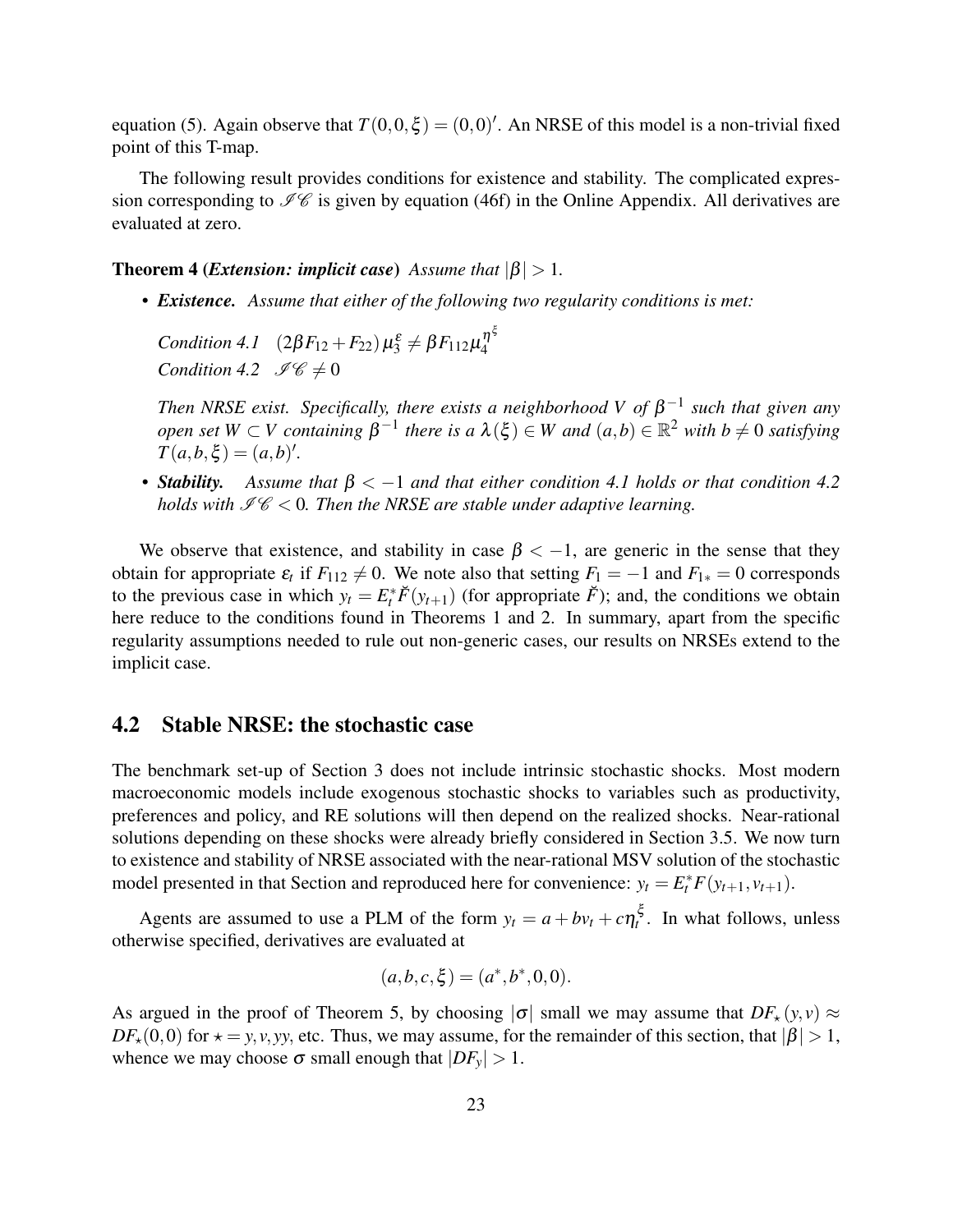equation (5). Again observe that $T(0,0,\xi) = (0,0)'$. An NRSE of this model is a non-trivial fixed point of this T-map.

The following result provides conditions for existence and stability. The complicated expression corresponding to $\mathscr{IC}$ is given by equation (46f) in the Online Appendix. All derivatives are evaluated at zero.

**Theorem 4 (*Extension: implicit case*)** *Assume that* $|\beta| > 1$.

- ***Existence.*** *Assume that either of the following two regularity conditions is met:*

  *Condition 4.1* $\quad (2\beta F_{12} + F_{22})\mu_3^{\varepsilon} \neq \beta F_{112}\mu_4^{\eta^{\xi}}$
  
  *Condition 4.2* $\quad \mathscr{IC} \neq 0$

  *Then NRSE exist. Specifically, there exists a neighborhood $V$ of $\beta^{-1}$ such that given any open set $W \subset V$ containing $\beta^{-1}$ there is a $\lambda(\xi) \in W$ and $(a,b) \in \mathbb{R}^2$ with $b \neq 0$ satisfying $T(a,b,\xi) = (a,b)'$.*

- ***Stability.*** *Assume that $\beta < -1$ and that either condition 4.1 holds or that condition 4.2 holds with $\mathscr{IC} < 0$. Then the NRSE are stable under adaptive learning.*

We observe that existence, and stability in case $\beta < -1$, are generic in the sense that they obtain for appropriate $\varepsilon_t$ if $F_{112} \neq 0$. We note also that setting $F_1 = -1$ and $F_{1*} = 0$ corresponds to the previous case in which $y_t = E_t^* \check{F}(y_{t+1})$ (for appropriate $\check{F}$); and, the conditions we obtain here reduce to the conditions found in Theorems 1 and 2. In summary, apart from the specific regularity assumptions needed to rule out non-generic cases, our results on NRSEs extend to the implicit case.

## 4.2 Stable NRSE: the stochastic case

The benchmark set-up of Section 3 does not include intrinsic stochastic shocks. Most modern macroeconomic models include exogenous stochastic shocks to variables such as productivity, preferences and policy, and RE solutions will then depend on the realized shocks. Near-rational solutions depending on these shocks were already briefly considered in Section 3.5. We now turn to existence and stability of NRSE associated with the near-rational MSV solution of the stochastic model presented in that Section and reproduced here for convenience: $y_t = E_t^* F(y_{t+1}, v_{t+1})$.

Agents are assumed to use a PLM of the form $y_t = a + bv_t + c\eta_t^{\xi}$. In what follows, unless otherwise specified, derivatives are evaluated at

$$(a,b,c,\xi) = (a^*, b^*, 0, 0).$$

As argued in the proof of Theorem 5, by choosing $|\sigma|$ small we may assume that $DF_{\star}(y,v) \approx DF_{\star}(0,0)$ for $\star = y, v, yy$, etc. Thus, we may assume, for the remainder of this section, that $|\beta| > 1$, whence we may choose $\sigma$ small enough that $|DF_y| > 1$.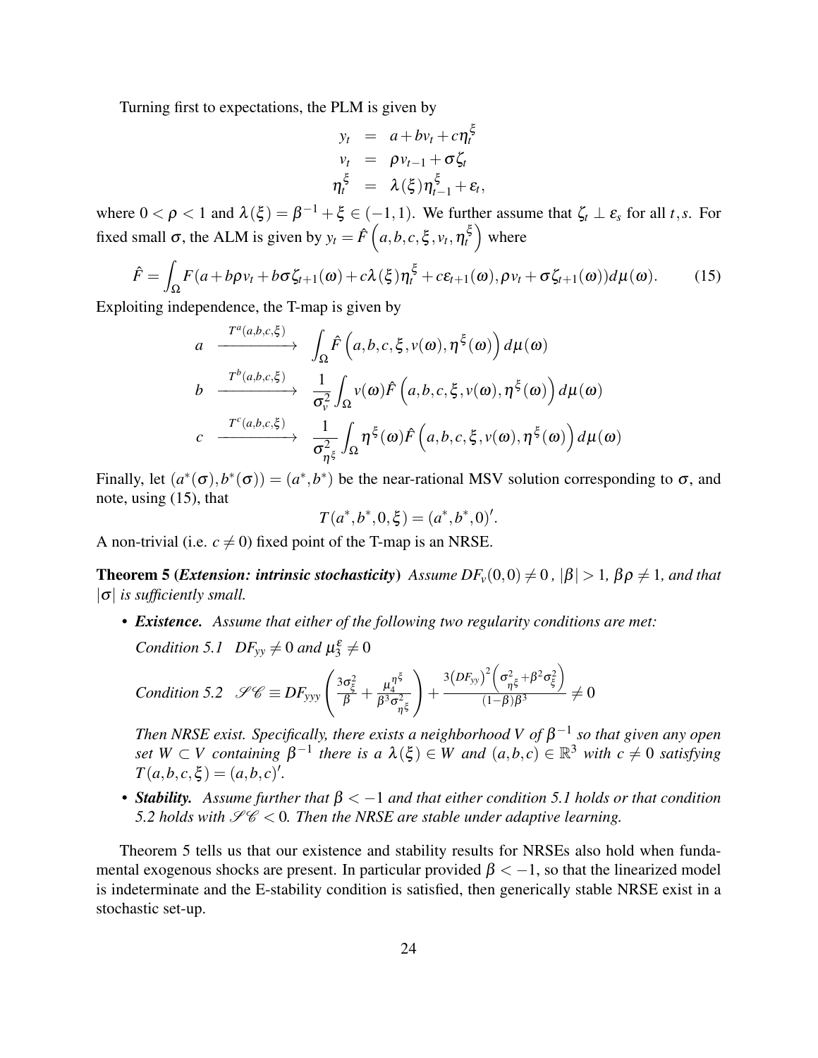Turning first to expectations, the PLM is given by

$$
\begin{aligned}
y_t &= a + bv_t + c\eta_t^{\xi} \\
v_t &= \rho v_{t-1} + \sigma \zeta_t \\
\eta_t^{\xi} &= \lambda(\xi)\eta_{t-1}^{\xi} + \varepsilon_t,
\end{aligned}
$$

where $0 < \rho < 1$ and $\lambda(\xi) = \beta^{-1} + \xi \in (-1,1)$. We further assume that $\zeta_t \perp \varepsilon_s$ for all $t, s$. For fixed small $\sigma$, the ALM is given by $y_t = \hat{F}\left(a,b,c,\xi,v_t,\eta_t^{\xi}\right)$ where

$$
\hat{F} = \int_{\Omega} F(a + b\rho v_t + b\sigma\zeta_{t+1}(\omega) + c\lambda(\xi)\eta_t^{\xi} + c\varepsilon_{t+1}(\omega), \rho v_t + \sigma\zeta_{t+1}(\omega))d\mu(\omega). \tag{15}
$$

Exploiting independence, the T-map is given by

$$
\begin{aligned}
a &\xrightarrow{T^a(a,b,c,\xi)} \int_{\Omega} \hat{F}\left(a,b,c,\xi,v(\omega),\eta^{\xi}(\omega)\right)d\mu(\omega) \\
b &\xrightarrow{T^b(a,b,c,\xi)} \frac{1}{\sigma_v^2}\int_{\Omega} v(\omega)\hat{F}\left(a,b,c,\xi,v(\omega),\eta^{\xi}(\omega)\right)d\mu(\omega) \\
c &\xrightarrow{T^c(a,b,c,\xi)} \frac{1}{\sigma_{\eta^{\xi}}^2}\int_{\Omega} \eta^{\xi}(\omega)\hat{F}\left(a,b,c,\xi,v(\omega),\eta^{\xi}(\omega)\right)d\mu(\omega)
\end{aligned}
$$

Finally, let $(a^*(\sigma), b^*(\sigma)) = (a^*, b^*)$ be the near-rational MSV solution corresponding to $\sigma$, and note, using (15), that

$$
T(a^*, b^*, 0, \xi) = (a^*, b^*, 0)'.
$$

A non-trivial (i.e. $c \neq 0$) fixed point of the T-map is an NRSE.

**Theorem 5 (*Extension: intrinsic stochasticity*)** *Assume $DF_v(0,0) \neq 0$, $|\beta| > 1$, $\beta\rho \neq 1$, and that $|\sigma|$ is sufficiently small.*

- ***Existence.*** *Assume that either of the following two regularity conditions are met:*

  *Condition 5.1* $\quad DF_{yy} \neq 0$ *and* $\mu_3^{\varepsilon} \neq 0$

  *Condition 5.2* $\quad \mathscr{SC} \equiv DF_{yyy}\left(\frac{3\sigma_{\xi}^2}{\beta} + \frac{\mu_4^{\eta^{\xi}}}{\beta^3\sigma_{\eta^{\xi}}^2}\right) + \frac{3\left(DF_{yy}\right)^2\left(\sigma_{\eta^{\xi}}^2 + \beta^2\sigma_{\xi}^2\right)}{(1-\beta)\beta^3} \neq 0$

  *Then NRSE exist. Specifically, there exists a neighborhood $V$ of $\beta^{-1}$ so that given any open set $W \subset V$ containing $\beta^{-1}$ there is a $\lambda(\xi) \in W$ and $(a,b,c) \in \mathbb{R}^3$ with $c \neq 0$ satisfying $T(a,b,c,\xi) = (a,b,c)'$.*

- ***Stability.*** *Assume further that $\beta < -1$ and that either condition 5.1 holds or that condition 5.2 holds with $\mathscr{SC} < 0$. Then the NRSE are stable under adaptive learning.*

Theorem 5 tells us that our existence and stability results for NRSEs also hold when fundamental exogenous shocks are present. In particular provided $\beta < -1$, so that the linearized model is indeterminate and the E-stability condition is satisfied, then generically stable NRSE exist in a stochastic set-up.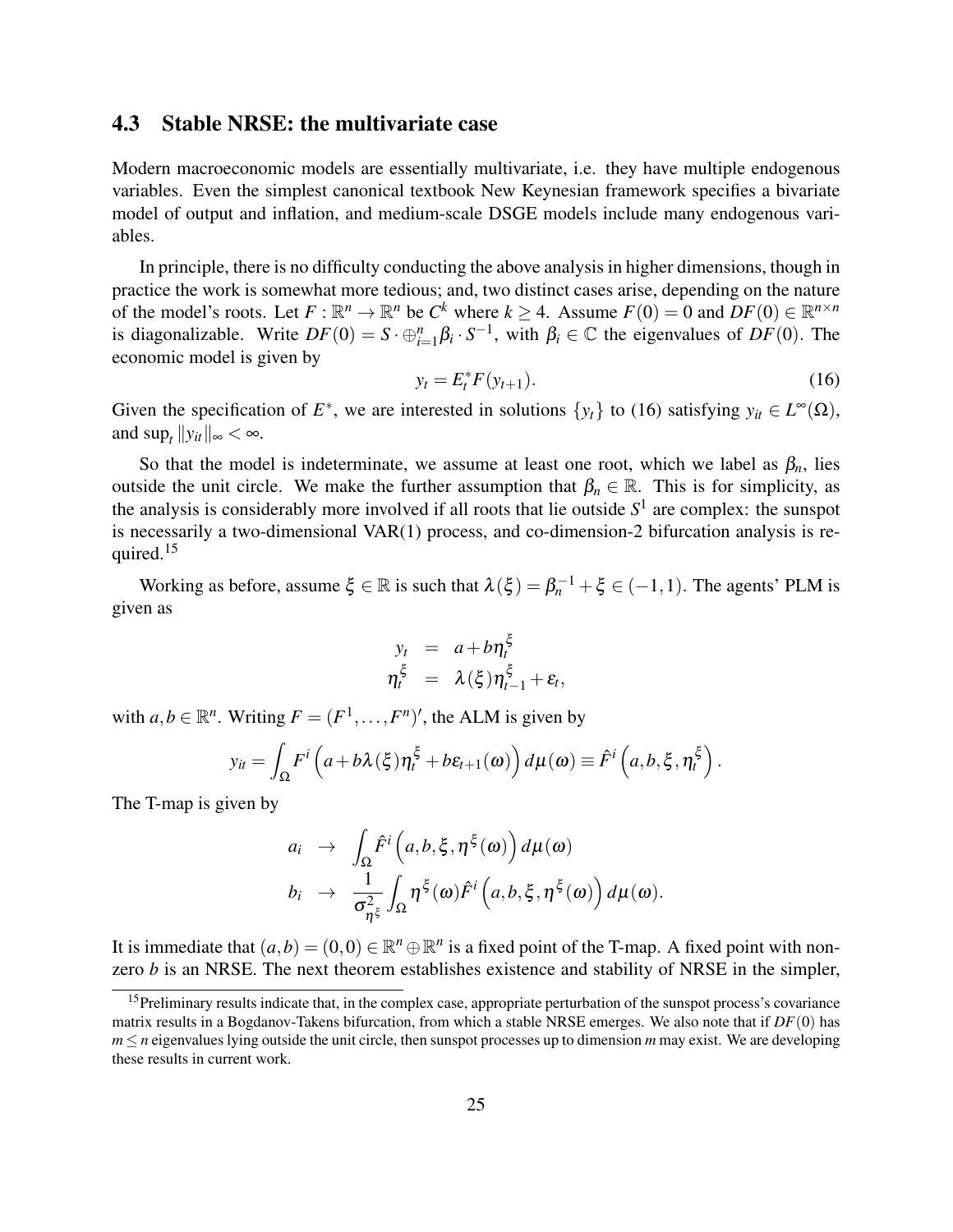### 4.3 Stable NRSE: the multivariate case

Modern macroeconomic models are essentially multivariate, i.e. they have multiple endogenous variables. Even the simplest canonical textbook New Keynesian framework specifies a bivariate model of output and inflation, and medium-scale DSGE models include many endogenous variables.

In principle, there is no difficulty conducting the above analysis in higher dimensions, though in practice the work is somewhat more tedious; and, two distinct cases arise, depending on the nature of the model's roots. Let $F : \mathbb{R}^n \to \mathbb{R}^n$ be $C^k$ where $k \geq 4$. Assume $F(0) = 0$ and $DF(0) \in \mathbb{R}^{n\times n}$ is diagonalizable. Write $DF(0) = S \cdot \oplus_{i=1}^n \beta_i \cdot S^{-1}$, with $\beta_i \in \mathbb{C}$ the eigenvalues of $DF(0)$. The economic model is given by

$$y_t = E_t^* F(y_{t+1}). \tag{16}$$

Given the specification of $E^*$, we are interested in solutions $\{y_t\}$ to (16) satisfying $y_{it} \in L^\infty(\Omega)$, and $\sup_t \|y_{it}\|_\infty < \infty$.

So that the model is indeterminate, we assume at least one root, which we label as $\beta_n$, lies outside the unit circle. We make the further assumption that $\beta_n \in \mathbb{R}$. This is for simplicity, as the analysis is considerably more involved if all roots that lie outside $S^1$ are complex: the sunspot is necessarily a two-dimensional VAR(1) process, and co-dimension-2 bifurcation analysis is required.[15]

Working as before, assume $\xi \in \mathbb{R}$ is such that $\lambda(\xi) = \beta_n^{-1} + \xi \in (-1,1)$. The agents' PLM is given as

$$\begin{aligned} y_t &= a + b\eta_t^\xi \\ \eta_t^\xi &= \lambda(\xi)\eta_{t-1}^\xi + \varepsilon_t, \end{aligned}$$

with $a, b \in \mathbb{R}^n$. Writing $F = (F^1, \ldots, F^n)'$, the ALM is given by

$$y_{it} = \int_\Omega F^i\left(a + b\lambda(\xi)\eta_t^\xi + b\varepsilon_{t+1}(\omega)\right) d\mu(\omega) \equiv \hat{F}^i\left(a, b, \xi, \eta_t^\xi\right).$$

The T-map is given by

$$\begin{aligned} a_i &\to \int_\Omega \hat{F}^i\left(a, b, \xi, \eta^\xi(\omega)\right) d\mu(\omega) \\ b_i &\to \frac{1}{\sigma_{\eta^\xi}^2} \int_\Omega \eta^\xi(\omega) \hat{F}^i\left(a, b, \xi, \eta^\xi(\omega)\right) d\mu(\omega). \end{aligned}$$

It is immediate that $(a,b) = (0,0) \in \mathbb{R}^n \oplus \mathbb{R}^n$ is a fixed point of the T-map. A fixed point with non-zero $b$ is an NRSE. The next theorem establishes existence and stability of NRSE in the simpler,

[15] Preliminary results indicate that, in the complex case, appropriate perturbation of the sunspot process's covariance matrix results in a Bogdanov-Takens bifurcation, from which a stable NRSE emerges. We also note that if $DF(0)$ has $m \leq n$ eigenvalues lying outside the unit circle, then sunspot processes up to dimension $m$ may exist. We are developing these results in current work.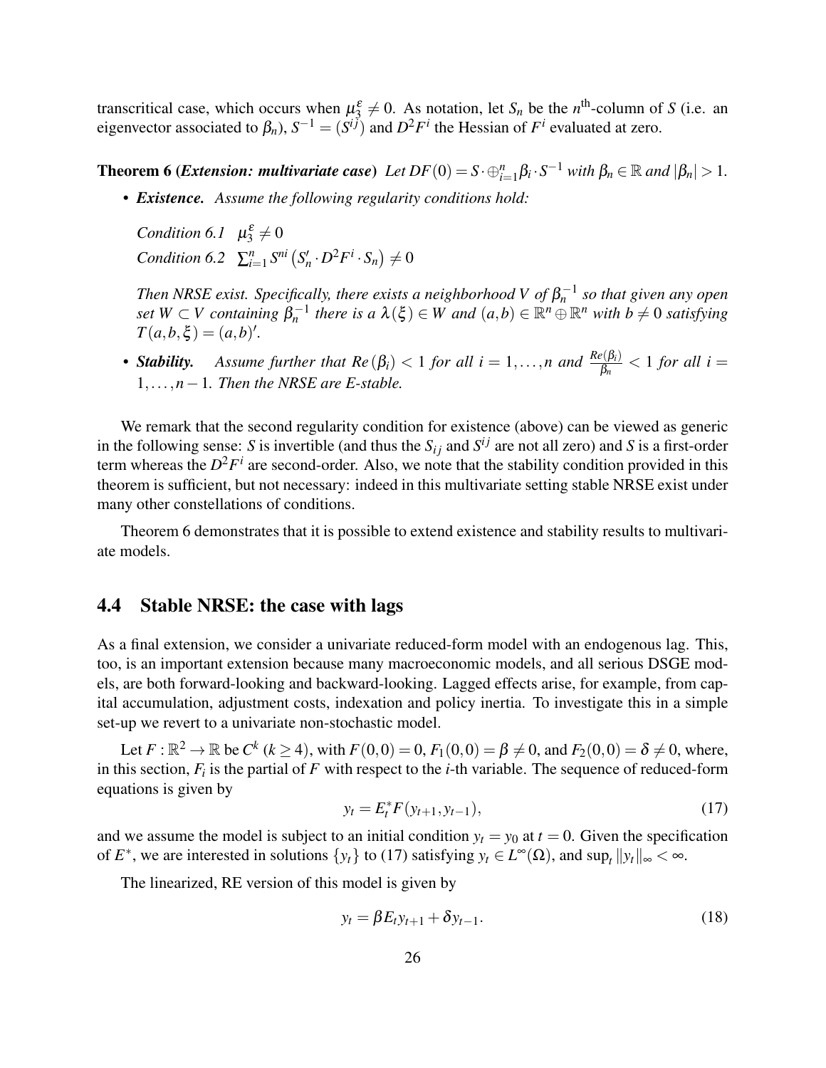transcritical case, which occurs when $\mu_3^\varepsilon \neq 0$. As notation, let $S_n$ be the $n^{\text{th}}$-column of $S$ (i.e. an eigenvector associated to $\beta_n$), $S^{-1} = (S^{ij})$ and $D^2F^i$ the Hessian of $F^i$ evaluated at zero.

**Theorem 6 (*Extension: multivariate case*)** *Let $DF(0) = S \cdot \oplus_{i=1}^n \beta_i \cdot S^{-1}$ with $\beta_n \in \mathbb{R}$ and $|\beta_n| > 1$.*

- ***Existence.*** *Assume the following regularity conditions hold:*

  *Condition 6.1* $\mu_3^\varepsilon \neq 0$
  
  *Condition 6.2* $\sum_{i=1}^n S^{ni} \left( S_n' \cdot D^2F^i \cdot S_n \right) \neq 0$

  *Then NRSE exist. Specifically, there exists a neighborhood $V$ of $\beta_n^{-1}$ so that given any open set $W \subset V$ containing $\beta_n^{-1}$ there is a $\lambda(\xi) \in W$ and $(a,b) \in \mathbb{R}^n \oplus \mathbb{R}^n$ with $b \neq 0$ satisfying $T(a,b,\xi) = (a,b)'$.*

- ***Stability.*** *Assume further that $Re(\beta_i) < 1$ for all $i = 1, \ldots, n$ and $\frac{Re(\beta_i)}{\beta_n} < 1$ for all $i = 1, \ldots, n-1$. Then the NRSE are E-stable.*

We remark that the second regularity condition for existence (above) can be viewed as generic in the following sense: $S$ is invertible (and thus the $S_{ij}$ and $S^{ij}$ are not all zero) and $S$ is a first-order term whereas the $D^2F^i$ are second-order. Also, we note that the stability condition provided in this theorem is sufficient, but not necessary: indeed in this multivariate setting stable NRSE exist under many other constellations of conditions.

Theorem 6 demonstrates that it is possible to extend existence and stability results to multivariate models.

## 4.4 Stable NRSE: the case with lags

As a final extension, we consider a univariate reduced-form model with an endogenous lag. This, too, is an important extension because many macroeconomic models, and all serious DSGE models, are both forward-looking and backward-looking. Lagged effects arise, for example, from capital accumulation, adjustment costs, indexation and policy inertia. To investigate this in a simple set-up we revert to a univariate non-stochastic model.

Let $F : \mathbb{R}^2 \to \mathbb{R}$ be $C^k$ ($k \geq 4$), with $F(0,0) = 0$, $F_1(0,0) = \beta \neq 0$, and $F_2(0,0) = \delta \neq 0$, where, in this section, $F_i$ is the partial of $F$ with respect to the $i$-th variable. The sequence of reduced-form equations is given by

$$y_t = E_t^* F(y_{t+1}, y_{t-1}), \tag{17}$$

and we assume the model is subject to an initial condition $y_t = y_0$ at $t = 0$. Given the specification of $E^*$, we are interested in solutions $\{y_t\}$ to (17) satisfying $y_t \in L^\infty(\Omega)$, and $\sup_t \|y_t\|_\infty < \infty$.

The linearized, RE version of this model is given by

$$y_t = \beta E_t y_{t+1} + \delta y_{t-1}. \tag{18}$$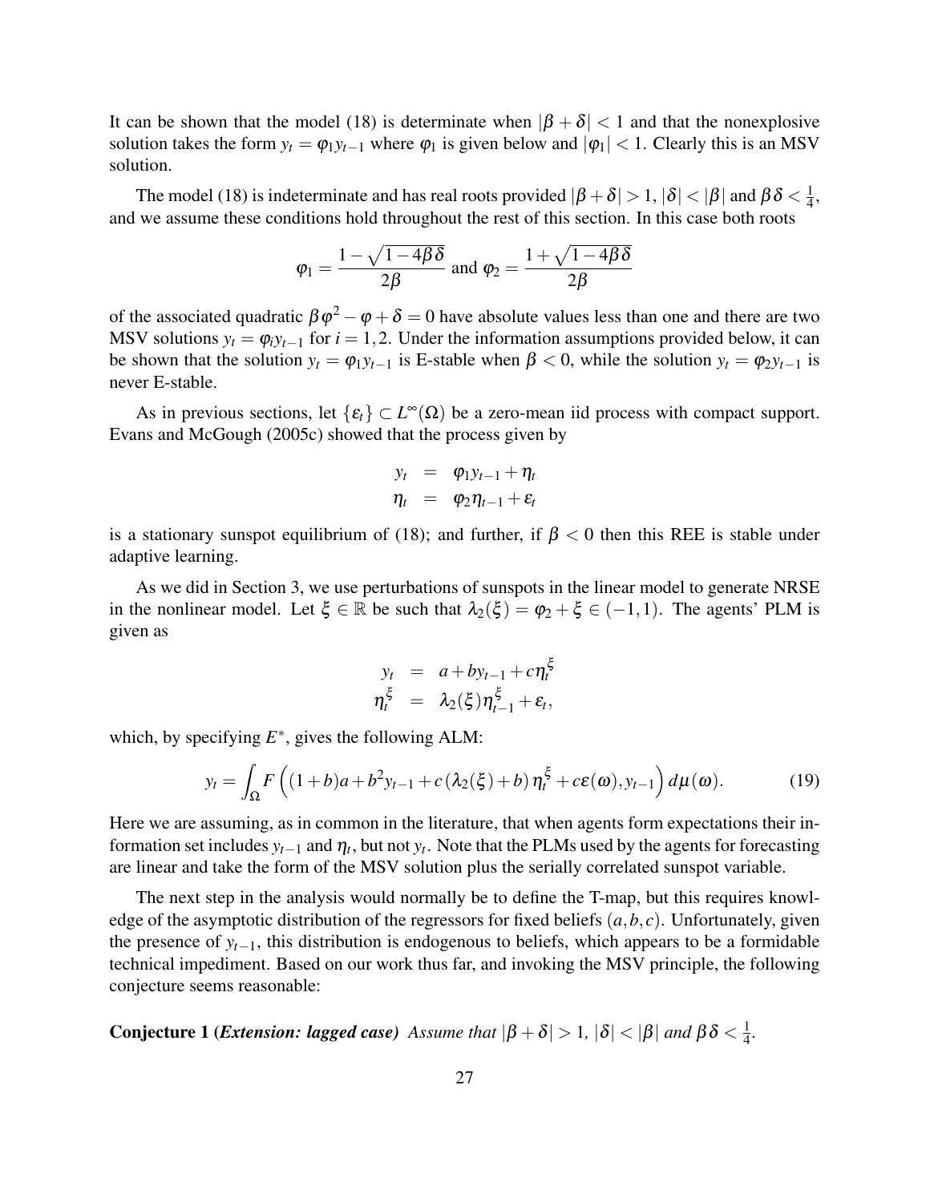It can be shown that the model (18) is determinate when $|\beta + \delta| < 1$ and that the nonexplosive solution takes the form $y_t = \varphi_1 y_{t-1}$ where $\varphi_1$ is given below and $|\varphi_1| < 1$. Clearly this is an MSV solution.

The model (18) is indeterminate and has real roots provided $|\beta + \delta| > 1$, $|\delta| < |\beta|$ and $\beta\delta < \frac{1}{4}$, and we assume these conditions hold throughout the rest of this section. In this case both roots

$$\varphi_1 = \frac{1 - \sqrt{1 - 4\beta\delta}}{2\beta} \text{ and } \varphi_2 = \frac{1 + \sqrt{1 - 4\beta\delta}}{2\beta}$$

of the associated quadratic $\beta\varphi^2 - \varphi + \delta = 0$ have absolute values less than one and there are two MSV solutions $y_t = \varphi_i y_{t-1}$ for $i = 1, 2$. Under the information assumptions provided below, it can be shown that the solution $y_t = \varphi_1 y_{t-1}$ is E-stable when $\beta < 0$, while the solution $y_t = \varphi_2 y_{t-1}$ is never E-stable.

As in previous sections, let $\{\varepsilon_t\} \subset L^\infty(\Omega)$ be a zero-mean iid process with compact support. Evans and McGough (2005c) showed that the process given by

$$\begin{aligned} y_t &= \varphi_1 y_{t-1} + \eta_t \\ \eta_t &= \varphi_2 \eta_{t-1} + \varepsilon_t \end{aligned}$$

is a stationary sunspot equilibrium of (18); and further, if $\beta < 0$ then this REE is stable under adaptive learning.

As we did in Section 3, we use perturbations of sunspots in the linear model to generate NRSE in the nonlinear model. Let $\xi \in \mathbb{R}$ be such that $\lambda_2(\xi) = \varphi_2 + \xi \in (-1, 1)$. The agents' PLM is given as

$$\begin{aligned} y_t &= a + b y_{t-1} + c\eta_t^\xi \\ \eta_t^\xi &= \lambda_2(\xi)\eta_{t-1}^\xi + \varepsilon_t, \end{aligned}$$

which, by specifying $E^*$, gives the following ALM:

$$y_t = \int_\Omega F\left((1+b)a + b^2 y_{t-1} + c\left(\lambda_2(\xi) + b\right)\eta_t^\xi + c\varepsilon(\omega), y_{t-1}\right) d\mu(\omega). \tag{19}$$

Here we are assuming, as in common in the literature, that when agents form expectations their information set includes $y_{t-1}$ and $\eta_t$, but not $y_t$. Note that the PLMs used by the agents for forecasting are linear and take the form of the MSV solution plus the serially correlated sunspot variable.

The next step in the analysis would normally be to define the T-map, but this requires knowledge of the asymptotic distribution of the regressors for fixed beliefs $(a, b, c)$. Unfortunately, given the presence of $y_{t-1}$, this distribution is endogenous to beliefs, which appears to be a formidable technical impediment. Based on our work thus far, and invoking the MSV principle, the following conjecture seems reasonable:

**Conjecture 1 (*Extension: lagged case*)** *Assume that $|\beta + \delta| > 1$, $|\delta| < |\beta|$ and $\beta\delta < \frac{1}{4}$.*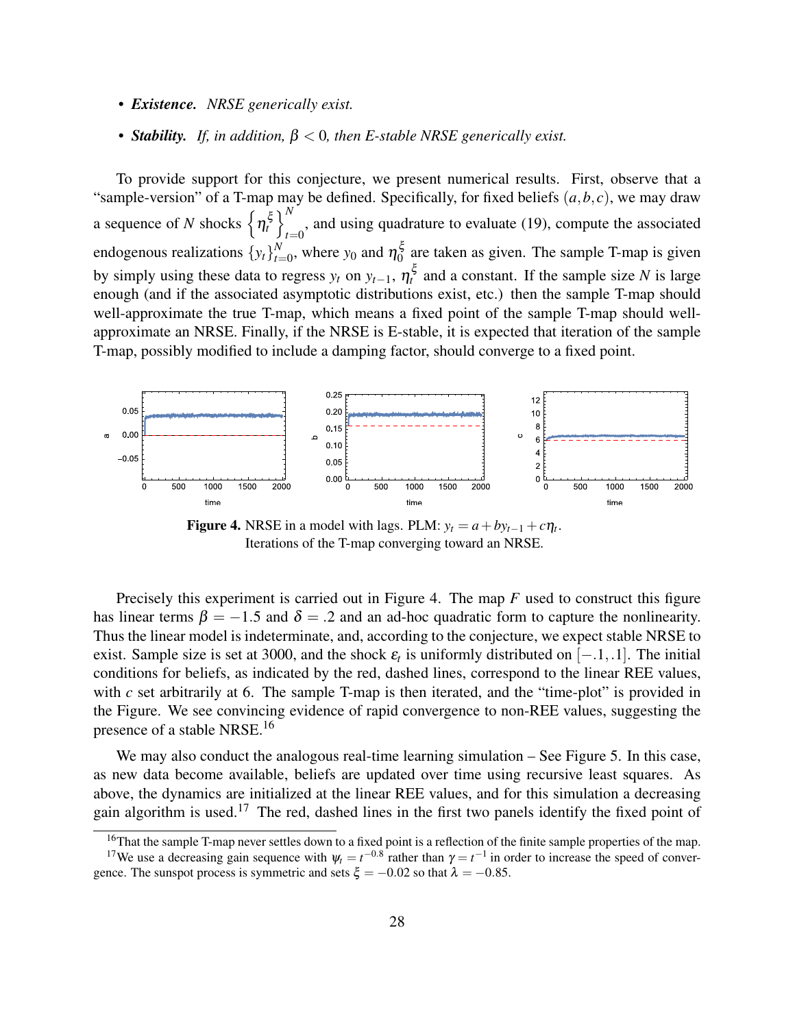- ***Existence.*** *NRSE generically exist.*

- ***Stability.*** *If, in addition, $\beta < 0$, then E-stable NRSE generically exist.*

To provide support for this conjecture, we present numerical results. First, observe that a "sample-version" of a T-map may be defined. Specifically, for fixed beliefs $(a, b, c)$, we may draw a sequence of $N$ shocks $\left\{\eta_t^{\xi}\right\}_{t=0}^{N}$, and using quadrature to evaluate (19), compute the associated endogenous realizations $\{y_t\}_{t=0}^{N}$, where $y_0$ and $\eta_0^{\xi}$ are taken as given. The sample T-map is given by simply using these data to regress $y_t$ on $y_{t-1}$, $\eta_t^{\xi}$ and a constant. If the sample size $N$ is large enough (and if the associated asymptotic distributions exist, etc.) then the sample T-map should well-approximate the true T-map, which means a fixed point of the sample T-map should well-approximate an NRSE. Finally, if the NRSE is E-stable, it is expected that iteration of the sample T-map, possibly modified to include a damping factor, should converge to a fixed point.

**Figure 4.** NRSE in a model with lags. PLM: $y_t = a + by_{t-1} + c\eta_t$.
Iterations of the T-map converging toward an NRSE.

Precisely this experiment is carried out in Figure 4. The map $F$ used to construct this figure has linear terms $\beta = -1.5$ and $\delta = .2$ and an ad-hoc quadratic form to capture the nonlinearity. Thus the linear model is indeterminate, and, according to the conjecture, we expect stable NRSE to exist. Sample size is set at 3000, and the shock $\varepsilon_t$ is uniformly distributed on $[-.1, .1]$. The initial conditions for beliefs, as indicated by the red, dashed lines, correspond to the linear REE values, with $c$ set arbitrarily at 6. The sample T-map is then iterated, and the "time-plot" is provided in the Figure. We see convincing evidence of rapid convergence to non-REE values, suggesting the presence of a stable NRSE.[16]

We may also conduct the analogous real-time learning simulation – See Figure 5. In this case, as new data become available, beliefs are updated over time using recursive least squares. As above, the dynamics are initialized at the linear REE values, and for this simulation a decreasing gain algorithm is used.[17] The red, dashed lines in the first two panels identify the fixed point of

[16] That the sample T-map never settles down to a fixed point is a reflection of the finite sample properties of the map.

[17] We use a decreasing gain sequence with $\psi_t = t^{-0.8}$ rather than $\gamma = t^{-1}$ in order to increase the speed of convergence. The sunspot process is symmetric and sets $\xi = -0.02$ so that $\lambda = -0.85$.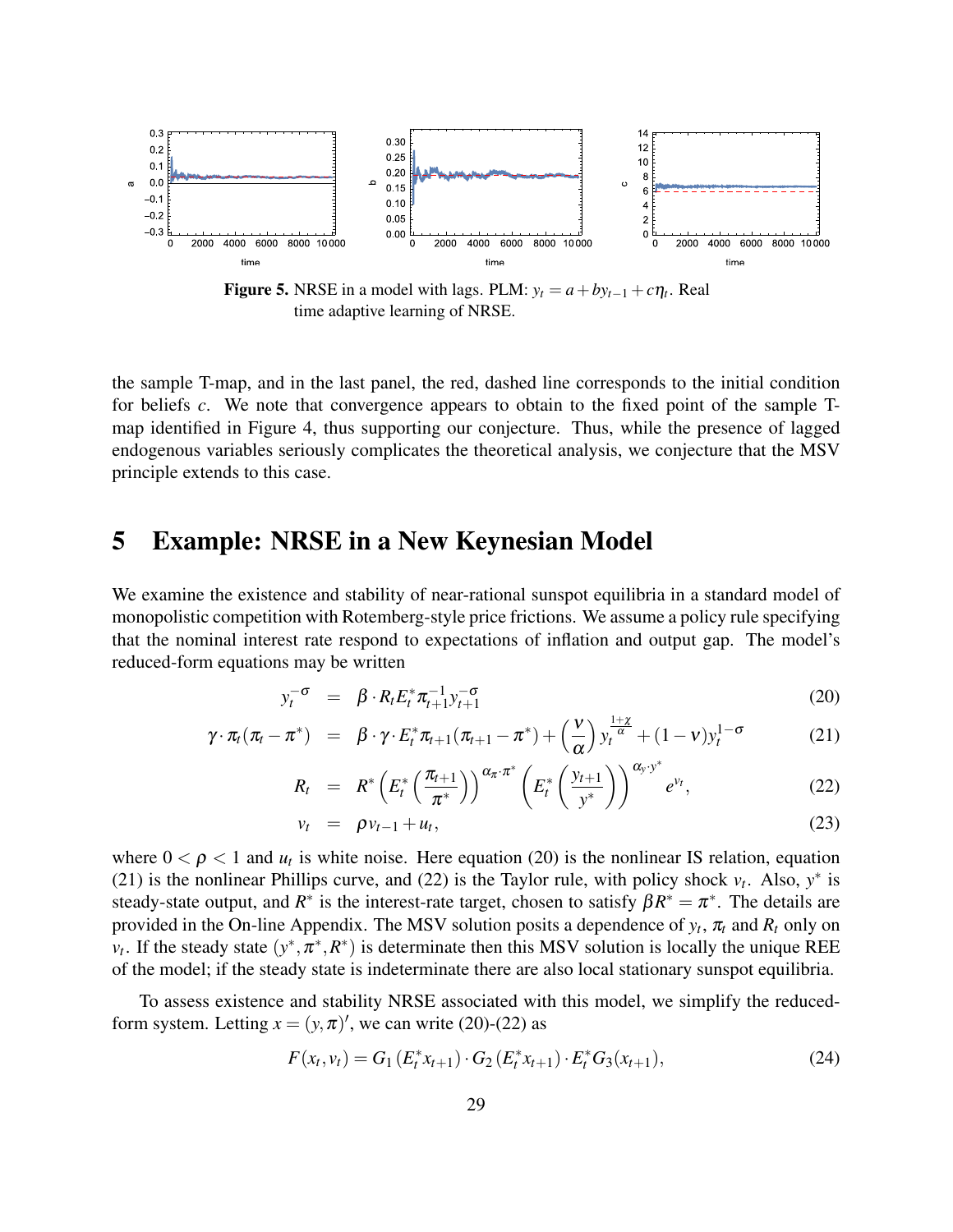**Figure 5.** NRSE in a model with lags. PLM: $y_t = a + by_{t-1} + c\eta_t$. Real time adaptive learning of NRSE.

the sample T-map, and in the last panel, the red, dashed line corresponds to the initial condition for beliefs $c$. We note that convergence appears to obtain to the fixed point of the sample T-map identified in Figure 4, thus supporting our conjecture. Thus, while the presence of lagged endogenous variables seriously complicates the theoretical analysis, we conjecture that the MSV principle extends to this case.

# 5 Example: NRSE in a New Keynesian Model

We examine the existence and stability of near-rational sunspot equilibria in a standard model of monopolistic competition with Rotemberg-style price frictions. We assume a policy rule specifying that the nominal interest rate respond to expectations of inflation and output gap. The model's reduced-form equations may be written

$$
\begin{aligned}
y_t^{-\sigma} &= \beta \cdot R_t E_t^* \pi_{t+1}^{-1} y_{t+1}^{-\sigma} &(20)\\
\gamma \cdot \pi_t(\pi_t - \pi^*) &= \beta \cdot \gamma \cdot E_t^* \pi_{t+1}(\pi_{t+1} - \pi^*) + \left(\frac{\nu}{\alpha}\right) y_t^{\frac{1+\chi}{\alpha}} + (1-\nu) y_t^{1-\sigma} &(21)\\
R_t &= R^* \left(E_t^* \left(\frac{\pi_{t+1}}{\pi^*}\right)\right)^{\alpha_\pi \cdot \pi^*} \left(E_t^* \left(\frac{y_{t+1}}{y^*}\right)\right)^{\alpha_y \cdot y^*} e^{v_t}, &(22)\\
v_t &= \rho v_{t-1} + u_t, &(23)
\end{aligned}
$$

where $0 < \rho < 1$ and $u_t$ is white noise. Here equation (20) is the nonlinear IS relation, equation (21) is the nonlinear Phillips curve, and (22) is the Taylor rule, with policy shock $v_t$. Also, $y^*$ is steady-state output, and $R^*$ is the interest-rate target, chosen to satisfy $\beta R^* = \pi^*$. The details are provided in the On-line Appendix. The MSV solution posits a dependence of $y_t$, $\pi_t$ and $R_t$ only on $v_t$. If the steady state $(y^*, \pi^*, R^*)$ is determinate then this MSV solution is locally the unique REE of the model; if the steady state is indeterminate there are also local stationary sunspot equilibria.

To assess existence and stability NRSE associated with this model, we simplify the reduced-form system. Letting $x = (y, \pi)'$, we can write (20)-(22) as

$$
F(x_t, v_t) = G_1\left(E_t^* x_{t+1}\right) \cdot G_2\left(E_t^* x_{t+1}\right) \cdot E_t^* G_3(x_{t+1}), \tag{24}
$$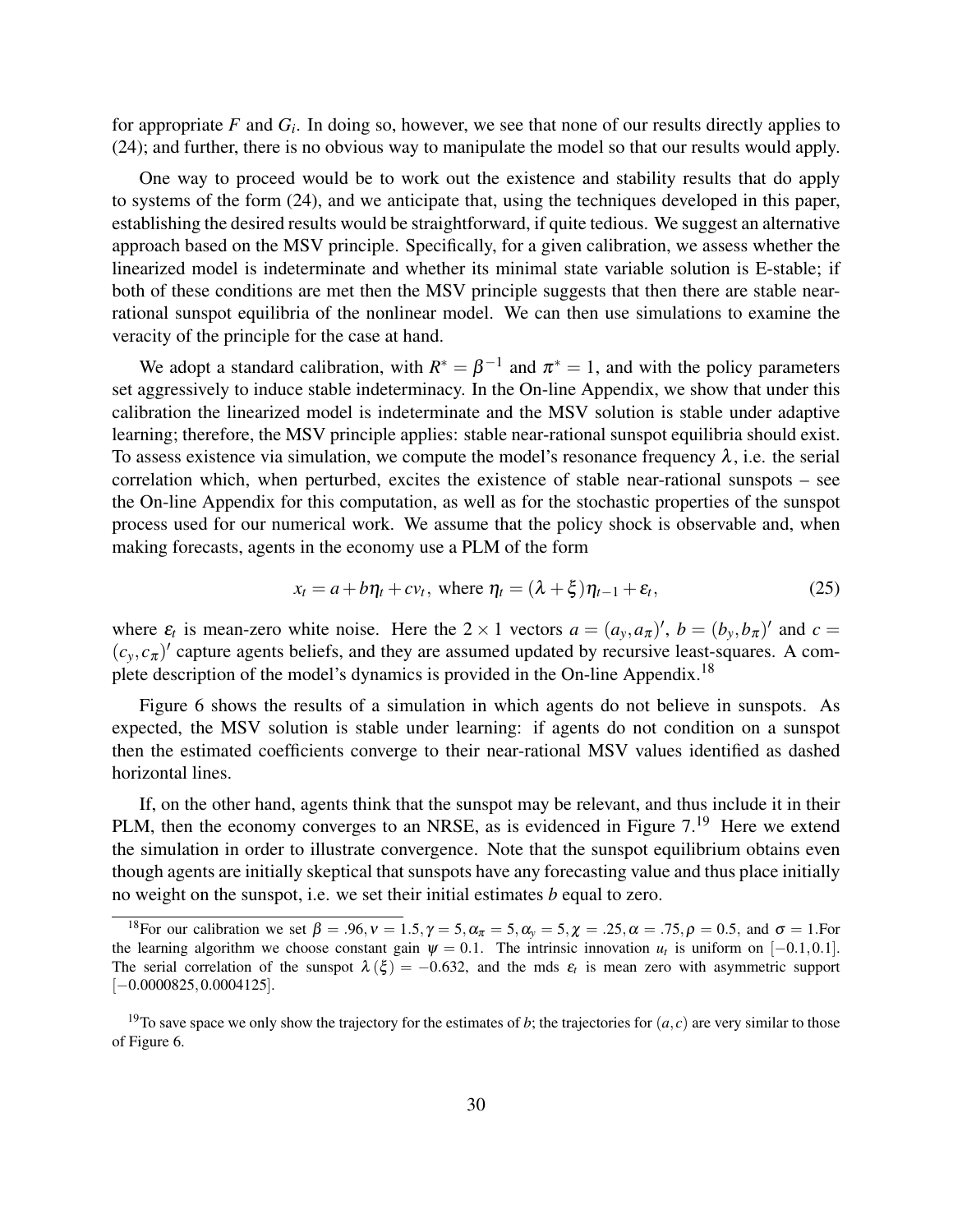for appropriate $F$ and $G_i$. In doing so, however, we see that none of our results directly applies to (24); and further, there is no obvious way to manipulate the model so that our results would apply.

One way to proceed would be to work out the existence and stability results that do apply to systems of the form (24), and we anticipate that, using the techniques developed in this paper, establishing the desired results would be straightforward, if quite tedious. We suggest an alternative approach based on the MSV principle. Specifically, for a given calibration, we assess whether the linearized model is indeterminate and whether its minimal state variable solution is E-stable; if both of these conditions are met then the MSV principle suggests that then there are stable near-rational sunspot equilibria of the nonlinear model. We can then use simulations to examine the veracity of the principle for the case at hand.

We adopt a standard calibration, with $R^* = \beta^{-1}$ and $\pi^* = 1$, and with the policy parameters set aggressively to induce stable indeterminacy. In the On-line Appendix, we show that under this calibration the linearized model is indeterminate and the MSV solution is stable under adaptive learning; therefore, the MSV principle applies: stable near-rational sunspot equilibria should exist. To assess existence via simulation, we compute the model's resonance frequency $\lambda$, i.e. the serial correlation which, when perturbed, excites the existence of stable near-rational sunspots – see the On-line Appendix for this computation, as well as for the stochastic properties of the sunspot process used for our numerical work. We assume that the policy shock is observable and, when making forecasts, agents in the economy use a PLM of the form

$$x_t = a + b\eta_t + cv_t, \text{ where } \eta_t = (\lambda + \xi)\eta_{t-1} + \varepsilon_t, \tag{25}$$

where $\varepsilon_t$ is mean-zero white noise. Here the $2 \times 1$ vectors $a = (a_y, a_\pi)'$, $b = (b_y, b_\pi)'$ and $c = (c_y, c_\pi)'$ capture agents beliefs, and they are assumed updated by recursive least-squares. A complete description of the model's dynamics is provided in the On-line Appendix.[18]

Figure 6 shows the results of a simulation in which agents do not believe in sunspots. As expected, the MSV solution is stable under learning: if agents do not condition on a sunspot then the estimated coefficients converge to their near-rational MSV values identified as dashed horizontal lines.

If, on the other hand, agents think that the sunspot may be relevant, and thus include it in their PLM, then the economy converges to an NRSE, as is evidenced in Figure 7.[19] Here we extend the simulation in order to illustrate convergence. Note that the sunspot equilibrium obtains even though agents are initially skeptical that sunspots have any forecasting value and thus place initially no weight on the sunspot, i.e. we set their initial estimates $b$ equal to zero.

---

[18]For our calibration we set $\beta = .96, \nu = 1.5, \gamma = 5, \alpha_\pi = 5, \alpha_y = 5, \chi = .25, \alpha = .75, \rho = 0.5,$ and $\sigma = 1$.For the learning algorithm we choose constant gain $\psi = 0.1$. The intrinsic innovation $u_t$ is uniform on $[-0.1, 0.1]$. The serial correlation of the sunspot $\lambda(\xi) = -0.632$, and the mds $\varepsilon_t$ is mean zero with asymmetric support $[-0.0000825, 0.0004125]$.

[19]To save space we only show the trajectory for the estimates of $b$; the trajectories for $(a, c)$ are very similar to those of Figure 6.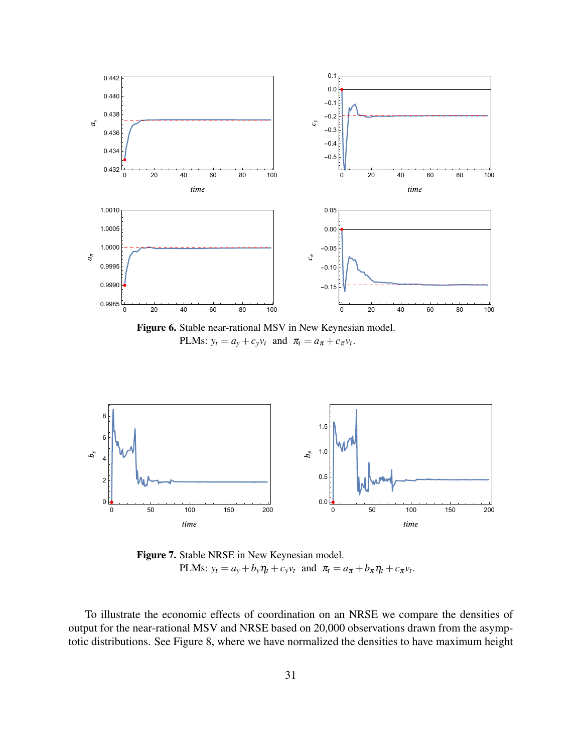**Figure 6.** Stable near-rational MSV in New Keynesian model.
PLMs: $y_t = a_y + c_y v_t$ and $\pi_t = a_\pi + c_\pi v_t$.

**Figure 7.** Stable NRSE in New Keynesian model.
PLMs: $y_t = a_y + b_y \eta_t + c_y v_t$ and $\pi_t = a_\pi + b_\pi \eta_t + c_\pi v_t$.

To illustrate the economic effects of coordination on an NRSE we compare the densities of output for the near-rational MSV and NRSE based on 20,000 observations drawn from the asymptotic distributions. See Figure 8, where we have normalized the densities to have maximum height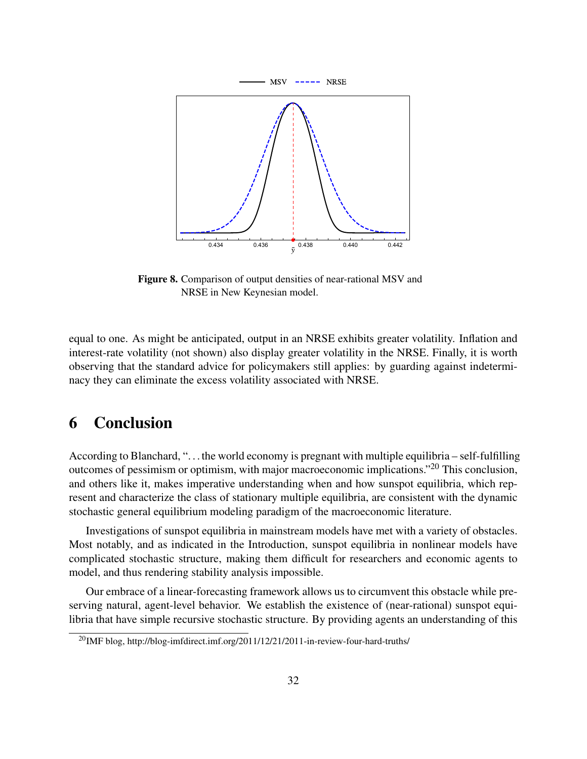**Figure 8.** Comparison of output densities of near-rational MSV and NRSE in New Keynesian model.

equal to one. As might be anticipated, output in an NRSE exhibits greater volatility. Inflation and interest-rate volatility (not shown) also display greater volatility in the NRSE. Finally, it is worth observing that the standard advice for policymakers still applies: by guarding against indeterminacy they can eliminate the excess volatility associated with NRSE.

# 6 Conclusion

According to Blanchard, "...the world economy is pregnant with multiple equilibria – self-fulfilling outcomes of pessimism or optimism, with major macroeconomic implications."[20] This conclusion, and others like it, makes imperative understanding when and how sunspot equilibria, which represent and characterize the class of stationary multiple equilibria, are consistent with the dynamic stochastic general equilibrium modeling paradigm of the macroeconomic literature.

Investigations of sunspot equilibria in mainstream models have met with a variety of obstacles. Most notably, and as indicated in the Introduction, sunspot equilibria in nonlinear models have complicated stochastic structure, making them difficult for researchers and economic agents to model, and thus rendering stability analysis impossible.

Our embrace of a linear-forecasting framework allows us to circumvent this obstacle while preserving natural, agent-level behavior. We establish the existence of (near-rational) sunspot equilibria that have simple recursive stochastic structure. By providing agents an understanding of this

[20] IMF blog, http://blog-imfdirect.imf.org/2011/12/21/2011-in-review-four-hard-truths/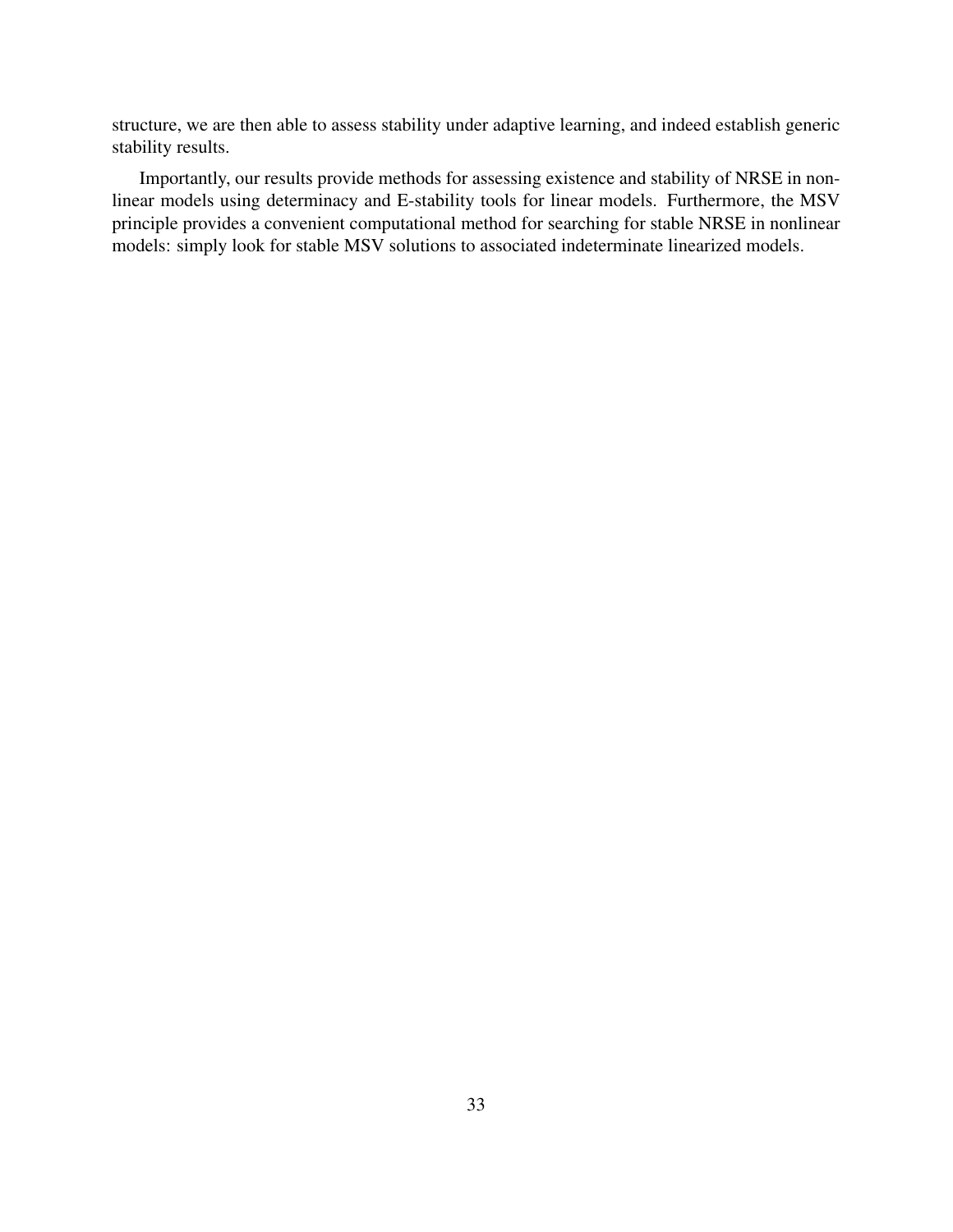structure, we are then able to assess stability under adaptive learning, and indeed establish generic stability results.

Importantly, our results provide methods for assessing existence and stability of NRSE in nonlinear models using determinacy and E-stability tools for linear models. Furthermore, the MSV principle provides a convenient computational method for searching for stable NRSE in nonlinear models: simply look for stable MSV solutions to associated indeterminate linearized models.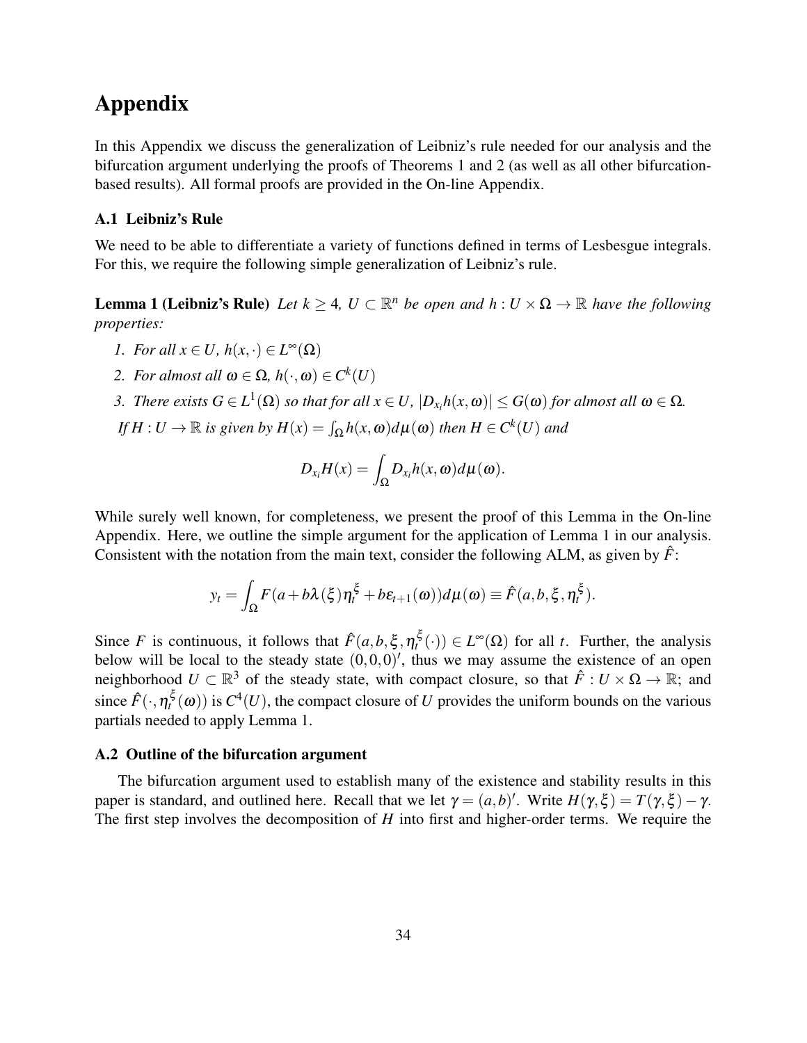# Appendix

In this Appendix we discuss the generalization of Leibniz's rule needed for our analysis and the bifurcation argument underlying the proofs of Theorems 1 and 2 (as well as all other bifurcation-based results). All formal proofs are provided in the On-line Appendix.

### A.1 Leibniz's Rule

We need to be able to differentiate a variety of functions defined in terms of Lesbesgue integrals. For this, we require the following simple generalization of Leibniz's rule.

**Lemma 1 (Leibniz's Rule)** *Let $k \geq 4$, $U \subset \mathbb{R}^n$ be open and $h : U \times \Omega \to \mathbb{R}$ have the following properties:*

1. *For all $x \in U$, $h(x, \cdot) \in L^\infty(\Omega)$*
2. *For almost all $\omega \in \Omega$, $h(\cdot, \omega) \in C^k(U)$*
3. *There exists $G \in L^1(\Omega)$ so that for all $x \in U$, $|D_{x_i} h(x, \omega)| \leq G(\omega)$ for almost all $\omega \in \Omega$.*

*If $H : U \to \mathbb{R}$ is given by $H(x) = \int_\Omega h(x, \omega) d\mu(\omega)$ then $H \in C^k(U)$ and*

$$D_{x_i} H(x) = \int_\Omega D_{x_i} h(x, \omega) d\mu(\omega).$$

While surely well known, for completeness, we present the proof of this Lemma in the On-line Appendix. Here, we outline the simple argument for the application of Lemma 1 in our analysis. Consistent with the notation from the main text, consider the following ALM, as given by $\hat{F}$:

$$y_t = \int_\Omega F(a + b\lambda(\xi)\eta_t^\xi + b\varepsilon_{t+1}(\omega)) d\mu(\omega) \equiv \hat{F}(a, b, \xi, \eta_t^\xi).$$

Since $F$ is continuous, it follows that $\hat{F}(a, b, \xi, \eta_t^\xi(\cdot)) \in L^\infty(\Omega)$ for all $t$. Further, the analysis below will be local to the steady state $(0,0,0)'$, thus we may assume the existence of an open neighborhood $U \subset \mathbb{R}^3$ of the steady state, with compact closure, so that $\hat{F} : U \times \Omega \to \mathbb{R}$; and since $\hat{F}(\cdot, \eta_t^\xi(\omega))$ is $C^4(U)$, the compact closure of $U$ provides the uniform bounds on the various partials needed to apply Lemma 1.

### A.2 Outline of the bifurcation argument

The bifurcation argument used to establish many of the existence and stability results in this paper is standard, and outlined here. Recall that we let $\gamma = (a, b)'$. Write $H(\gamma, \xi) = T(\gamma, \xi) - \gamma$. The first step involves the decomposition of $H$ into first and higher-order terms. We require the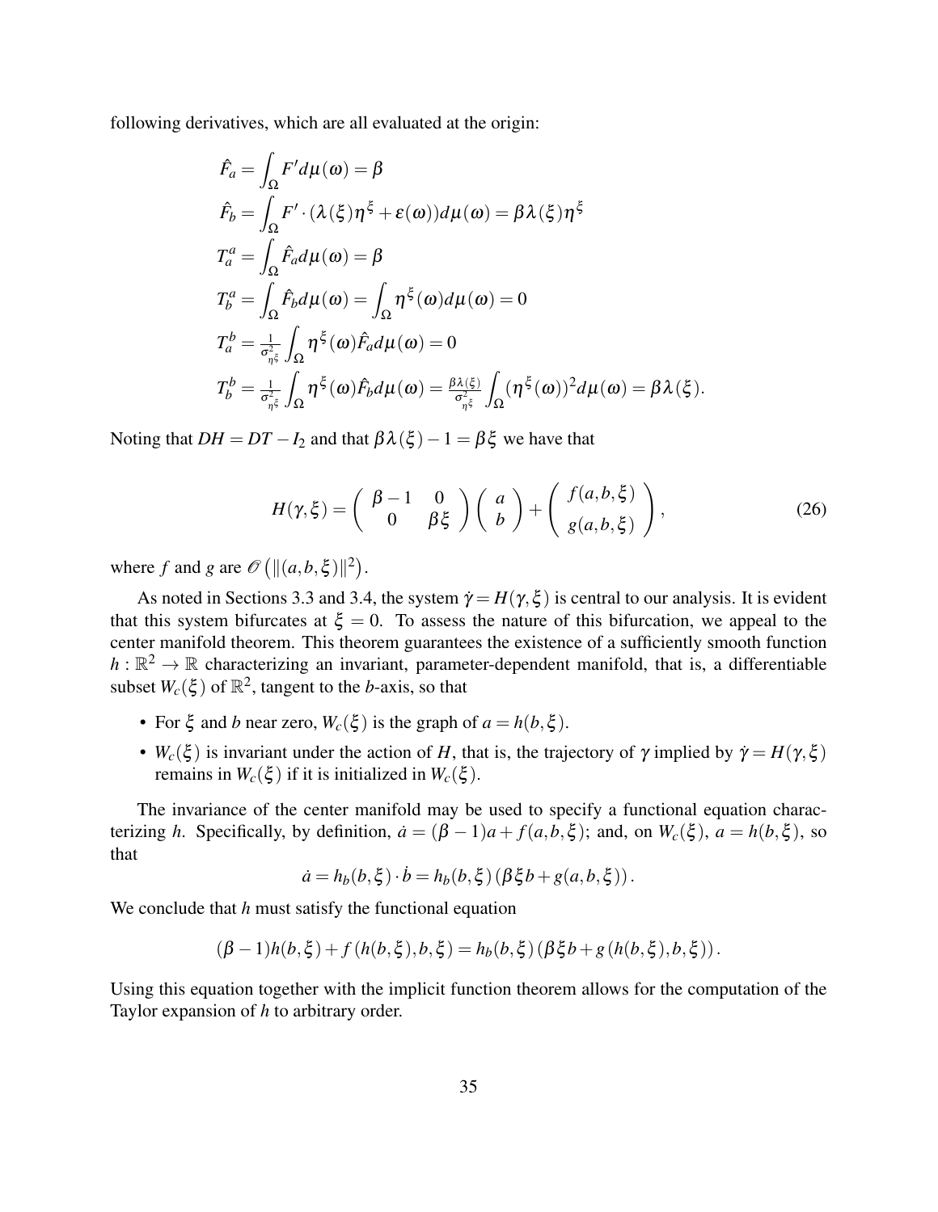following derivatives, which are all evaluated at the origin:

$$
\begin{aligned}
\hat{F}_a &= \int_\Omega F' d\mu(\omega) = \beta \\
\hat{F}_b &= \int_\Omega F' \cdot (\lambda(\xi)\eta^\xi + \varepsilon(\omega)) d\mu(\omega) = \beta\lambda(\xi)\eta^\xi \\
T^a_a &= \int_\Omega \hat{F}_a d\mu(\omega) = \beta \\
T^a_b &= \int_\Omega \hat{F}_b d\mu(\omega) = \int_\Omega \eta^\xi(\omega) d\mu(\omega) = 0 \\
T^b_a &= \tfrac{1}{\sigma^2_{\eta^\xi}} \int_\Omega \eta^\xi(\omega) \hat{F}_a d\mu(\omega) = 0 \\
T^b_b &= \tfrac{1}{\sigma^2_{\eta^\xi}} \int_\Omega \eta^\xi(\omega) \hat{F}_b d\mu(\omega) = \tfrac{\beta\lambda(\xi)}{\sigma^2_{\eta^\xi}} \int_\Omega (\eta^\xi(\omega))^2 d\mu(\omega) = \beta\lambda(\xi).
\end{aligned}
$$

Noting that $DH = DT - I_2$ and that $\beta\lambda(\xi) - 1 = \beta\xi$ we have that

$$
H(\gamma, \xi) = \begin{pmatrix} \beta - 1 & 0 \\ 0 & \beta\xi \end{pmatrix} \begin{pmatrix} a \\ b \end{pmatrix} + \begin{pmatrix} f(a,b,\xi) \\ g(a,b,\xi) \end{pmatrix}, \tag{26}
$$

where $f$ and $g$ are $\mathscr{O}\left(\|(a,b,\xi)\|^2\right)$.

As noted in Sections 3.3 and 3.4, the system $\dot{\gamma} = H(\gamma, \xi)$ is central to our analysis. It is evident that this system bifurcates at $\xi = 0$. To assess the nature of this bifurcation, we appeal to the center manifold theorem. This theorem guarantees the existence of a sufficiently smooth function $h : \mathbb{R}^2 \to \mathbb{R}$ characterizing an invariant, parameter-dependent manifold, that is, a differentiable subset $W_c(\xi)$ of $\mathbb{R}^2$, tangent to the $b$-axis, so that

- For $\xi$ and $b$ near zero, $W_c(\xi)$ is the graph of $a = h(b, \xi)$.
- $W_c(\xi)$ is invariant under the action of $H$, that is, the trajectory of $\gamma$ implied by $\dot{\gamma} = H(\gamma, \xi)$ remains in $W_c(\xi)$ if it is initialized in $W_c(\xi)$.

The invariance of the center manifold may be used to specify a functional equation characterizing $h$. Specifically, by definition, $\dot{a} = (\beta - 1)a + f(a,b,\xi)$; and, on $W_c(\xi)$, $a = h(b,\xi)$, so that

$$
\dot{a} = h_b(b,\xi) \cdot \dot{b} = h_b(b,\xi)\left(\beta\xi b + g(a,b,\xi)\right).
$$

We conclude that $h$ must satisfy the functional equation

$$
(\beta - 1)h(b,\xi) + f\left(h(b,\xi), b, \xi\right) = h_b(b,\xi)\left(\beta\xi b + g\left(h(b,\xi), b, \xi\right)\right).
$$

Using this equation together with the implicit function theorem allows for the computation of the Taylor expansion of $h$ to arbitrary order.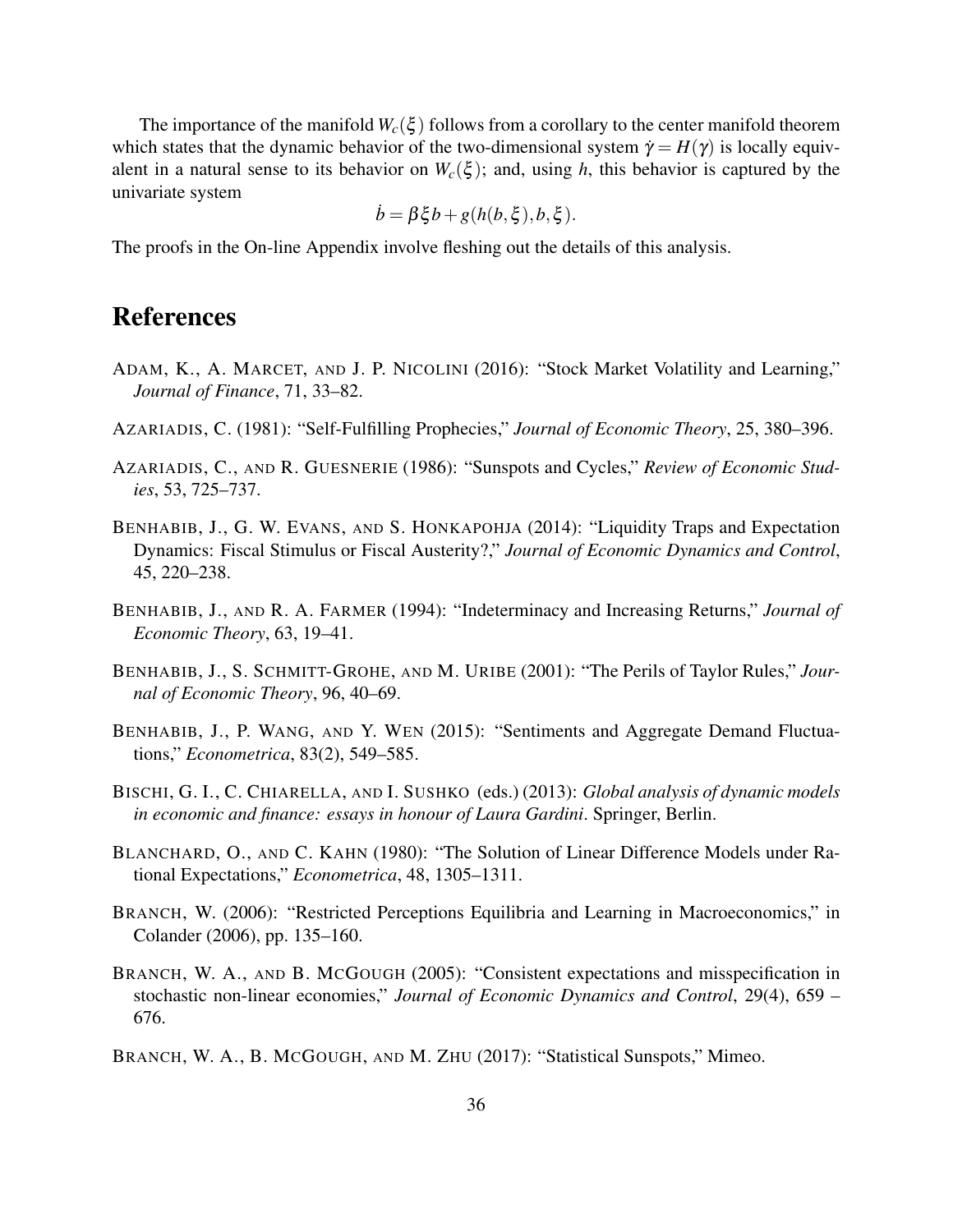The importance of the manifold $W_c(\xi)$ follows from a corollary to the center manifold theorem which states that the dynamic behavior of the two-dimensional system $\dot{\gamma} = H(\gamma)$ is locally equivalent in a natural sense to its behavior on $W_c(\xi)$; and, using $h$, this behavior is captured by the univariate system

$$\dot{b} = \beta \xi b + g(h(b,\xi), b, \xi).$$

The proofs in the On-line Appendix involve fleshing out the details of this analysis.

# References

ADAM, K., A. MARCET, AND J. P. NICOLINI (2016): "Stock Market Volatility and Learning," *Journal of Finance*, 71, 33–82.

AZARIADIS, C. (1981): "Self-Fulfilling Prophecies," *Journal of Economic Theory*, 25, 380–396.

AZARIADIS, C., AND R. GUESNERIE (1986): "Sunspots and Cycles," *Review of Economic Studies*, 53, 725–737.

BENHABIB, J., G. W. EVANS, AND S. HONKAPOHJA (2014): "Liquidity Traps and Expectation Dynamics: Fiscal Stimulus or Fiscal Austerity?," *Journal of Economic Dynamics and Control*, 45, 220–238.

BENHABIB, J., AND R. A. FARMER (1994): "Indeterminacy and Increasing Returns," *Journal of Economic Theory*, 63, 19–41.

BENHABIB, J., S. SCHMITT-GROHE, AND M. URIBE (2001): "The Perils of Taylor Rules," *Journal of Economic Theory*, 96, 40–69.

BENHABIB, J., P. WANG, AND Y. WEN (2015): "Sentiments and Aggregate Demand Fluctuations," *Econometrica*, 83(2), 549–585.

BISCHI, G. I., C. CHIARELLA, AND I. SUSHKO (eds.) (2013): *Global analysis of dynamic models in economic and finance: essays in honour of Laura Gardini*. Springer, Berlin.

BLANCHARD, O., AND C. KAHN (1980): "The Solution of Linear Difference Models under Rational Expectations," *Econometrica*, 48, 1305–1311.

BRANCH, W. (2006): "Restricted Perceptions Equilibria and Learning in Macroeconomics," in Colander (2006), pp. 135–160.

BRANCH, W. A., AND B. MCGOUGH (2005): "Consistent expectations and misspecification in stochastic non-linear economies," *Journal of Economic Dynamics and Control*, 29(4), 659 – 676.

BRANCH, W. A., B. MCGOUGH, AND M. ZHU (2017): "Statistical Sunspots," Mimeo.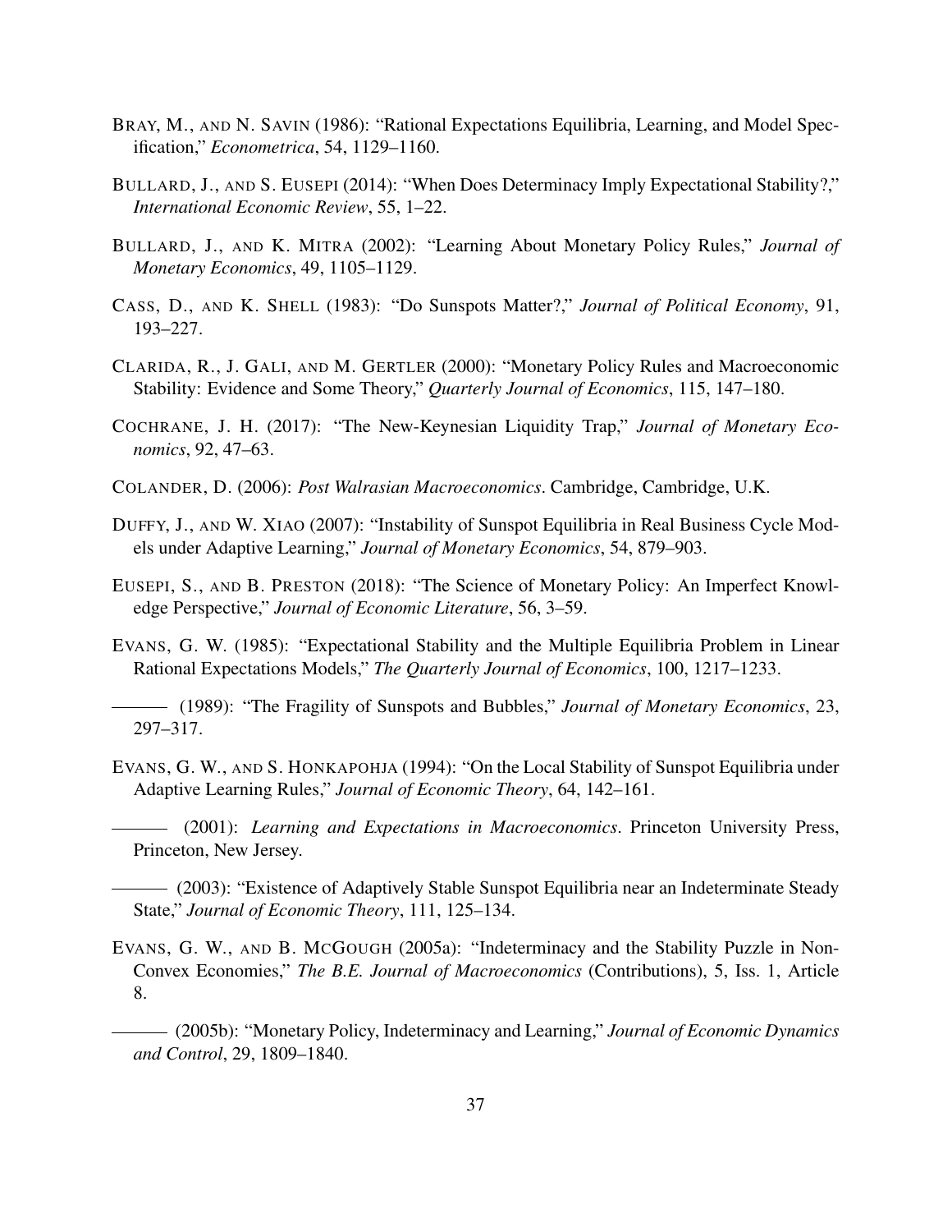BRAY, M., AND N. SAVIN (1986): "Rational Expectations Equilibria, Learning, and Model Specification," *Econometrica*, 54, 1129–1160.

BULLARD, J., AND S. EUSEPI (2014): "When Does Determinacy Imply Expectational Stability?," *International Economic Review*, 55, 1–22.

BULLARD, J., AND K. MITRA (2002): "Learning About Monetary Policy Rules," *Journal of Monetary Economics*, 49, 1105–1129.

CASS, D., AND K. SHELL (1983): "Do Sunspots Matter?," *Journal of Political Economy*, 91, 193–227.

CLARIDA, R., J. GALI, AND M. GERTLER (2000): "Monetary Policy Rules and Macroeconomic Stability: Evidence and Some Theory," *Quarterly Journal of Economics*, 115, 147–180.

COCHRANE, J. H. (2017): "The New-Keynesian Liquidity Trap," *Journal of Monetary Economics*, 92, 47–63.

COLANDER, D. (2006): *Post Walrasian Macroeconomics*. Cambridge, Cambridge, U.K.

DUFFY, J., AND W. XIAO (2007): "Instability of Sunspot Equilibria in Real Business Cycle Models under Adaptive Learning," *Journal of Monetary Economics*, 54, 879–903.

EUSEPI, S., AND B. PRESTON (2018): "The Science of Monetary Policy: An Imperfect Knowledge Perspective," *Journal of Economic Literature*, 56, 3–59.

EVANS, G. W. (1985): "Expectational Stability and the Multiple Equilibria Problem in Linear Rational Expectations Models," *The Quarterly Journal of Economics*, 100, 1217–1233.

——— (1989): "The Fragility of Sunspots and Bubbles," *Journal of Monetary Economics*, 23, 297–317.

EVANS, G. W., AND S. HONKAPOHJA (1994): "On the Local Stability of Sunspot Equilibria under Adaptive Learning Rules," *Journal of Economic Theory*, 64, 142–161.

——— (2001): *Learning and Expectations in Macroeconomics*. Princeton University Press, Princeton, New Jersey.

——— (2003): "Existence of Adaptively Stable Sunspot Equilibria near an Indeterminate Steady State," *Journal of Economic Theory*, 111, 125–134.

EVANS, G. W., AND B. MCGOUGH (2005a): "Indeterminacy and the Stability Puzzle in Non-Convex Economies," *The B.E. Journal of Macroeconomics* (Contributions), 5, Iss. 1, Article 8.

——— (2005b): "Monetary Policy, Indeterminacy and Learning," *Journal of Economic Dynamics and Control*, 29, 1809–1840.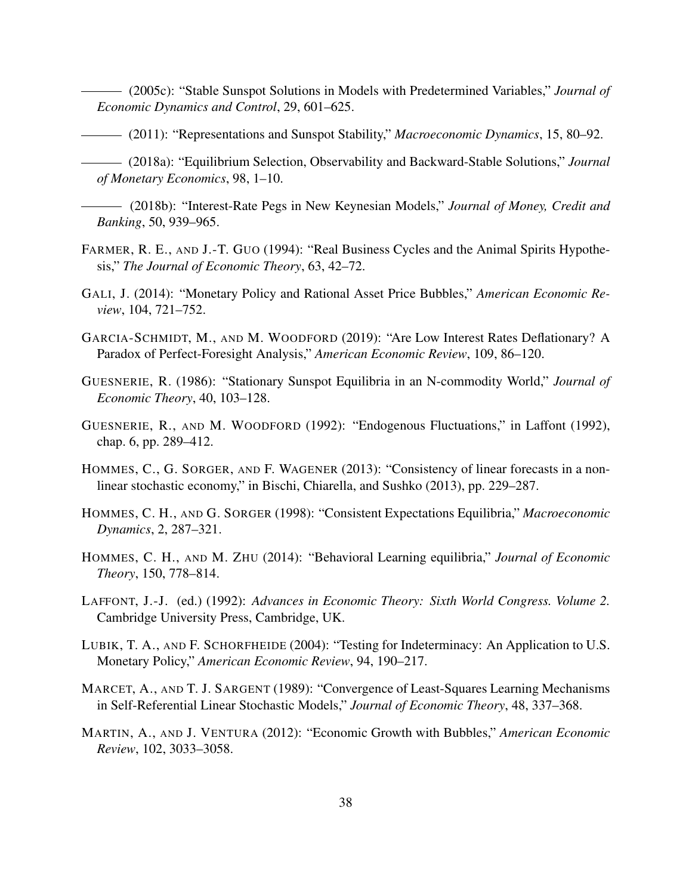——— (2005c): "Stable Sunspot Solutions in Models with Predetermined Variables," *Journal of Economic Dynamics and Control*, 29, 601–625.

——— (2011): "Representations and Sunspot Stability," *Macroeconomic Dynamics*, 15, 80–92.

——— (2018a): "Equilibrium Selection, Observability and Backward-Stable Solutions," *Journal of Monetary Economics*, 98, 1–10.

——— (2018b): "Interest-Rate Pegs in New Keynesian Models," *Journal of Money, Credit and Banking*, 50, 939–965.

FARMER, R. E., AND J.-T. GUO (1994): "Real Business Cycles and the Animal Spirits Hypothesis," *The Journal of Economic Theory*, 63, 42–72.

GALI, J. (2014): "Monetary Policy and Rational Asset Price Bubbles," *American Economic Review*, 104, 721–752.

GARCIA-SCHMIDT, M., AND M. WOODFORD (2019): "Are Low Interest Rates Deflationary? A Paradox of Perfect-Foresight Analysis," *American Economic Review*, 109, 86–120.

GUESNERIE, R. (1986): "Stationary Sunspot Equilibria in an N-commodity World," *Journal of Economic Theory*, 40, 103–128.

GUESNERIE, R., AND M. WOODFORD (1992): "Endogenous Fluctuations," in Laffont (1992), chap. 6, pp. 289–412.

HOMMES, C., G. SORGER, AND F. WAGENER (2013): "Consistency of linear forecasts in a nonlinear stochastic economy," in Bischi, Chiarella, and Sushko (2013), pp. 229–287.

HOMMES, C. H., AND G. SORGER (1998): "Consistent Expectations Equilibria," *Macroeconomic Dynamics*, 2, 287–321.

HOMMES, C. H., AND M. ZHU (2014): "Behavioral Learning equilibria," *Journal of Economic Theory*, 150, 778–814.

LAFFONT, J.-J. (ed.) (1992): *Advances in Economic Theory: Sixth World Congress. Volume 2.* Cambridge University Press, Cambridge, UK.

LUBIK, T. A., AND F. SCHORFHEIDE (2004): "Testing for Indeterminacy: An Application to U.S. Monetary Policy," *American Economic Review*, 94, 190–217.

MARCET, A., AND T. J. SARGENT (1989): "Convergence of Least-Squares Learning Mechanisms in Self-Referential Linear Stochastic Models," *Journal of Economic Theory*, 48, 337–368.

MARTIN, A., AND J. VENTURA (2012): "Economic Growth with Bubbles," *American Economic Review*, 102, 3033–3058.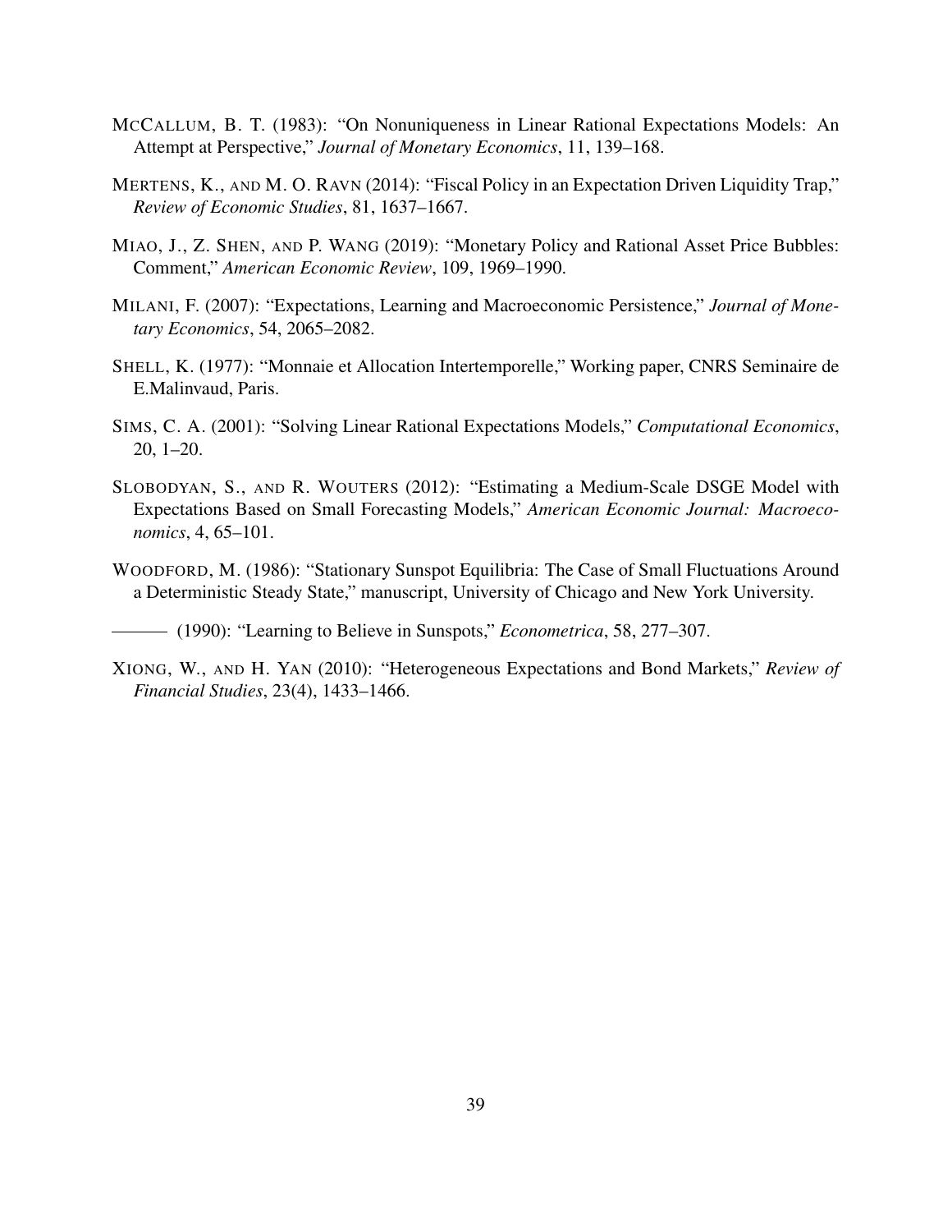McCallum, B. T. (1983): "On Nonuniqueness in Linear Rational Expectations Models: An Attempt at Perspective," *Journal of Monetary Economics*, 11, 139–168.

Mertens, K., and M. O. Ravn (2014): "Fiscal Policy in an Expectation Driven Liquidity Trap," *Review of Economic Studies*, 81, 1637–1667.

Miao, J., Z. Shen, and P. Wang (2019): "Monetary Policy and Rational Asset Price Bubbles: Comment," *American Economic Review*, 109, 1969–1990.

Milani, F. (2007): "Expectations, Learning and Macroeconomic Persistence," *Journal of Monetary Economics*, 54, 2065–2082.

Shell, K. (1977): "Monnaie et Allocation Intertemporelle," Working paper, CNRS Seminaire de E.Malinvaud, Paris.

Sims, C. A. (2001): "Solving Linear Rational Expectations Models," *Computational Economics*, 20, 1–20.

Slobodyan, S., and R. Wouters (2012): "Estimating a Medium-Scale DSGE Model with Expectations Based on Small Forecasting Models," *American Economic Journal: Macroeconomics*, 4, 65–101.

Woodford, M. (1986): "Stationary Sunspot Equilibria: The Case of Small Fluctuations Around a Deterministic Steady State," manuscript, University of Chicago and New York University.

——— (1990): "Learning to Believe in Sunspots," *Econometrica*, 58, 277–307.

Xiong, W., and H. Yan (2010): "Heterogeneous Expectations and Bond Markets," *Review of Financial Studies*, 23(4), 1433–1466.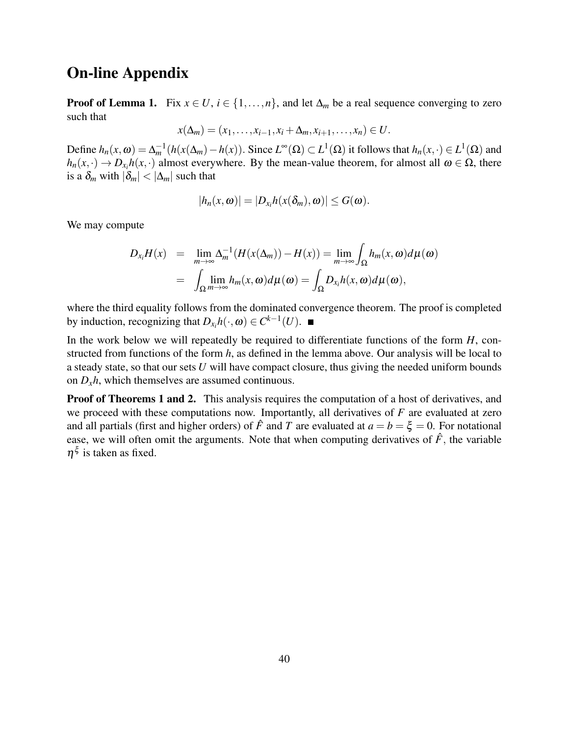# On-line Appendix

**Proof of Lemma 1.** Fix $x \in U$, $i \in \{1,\ldots,n\}$, and let $\Delta_m$ be a real sequence converging to zero such that

$$x(\Delta_m) = (x_1,\ldots,x_{i-1},x_i+\Delta_m,x_{i+1},\ldots,x_n) \in U.$$

Define $h_n(x,\omega) = \Delta_m^{-1}(h(x(\Delta_m)-h(x))$. Since $L^\infty(\Omega) \subset L^1(\Omega)$ it follows that $h_n(x,\cdot) \in L^1(\Omega)$ and $h_n(x,\cdot) \to D_{x_i}h(x,\cdot)$ almost everywhere. By the mean-value theorem, for almost all $\omega \in \Omega$, there is a $\delta_m$ with $|\delta_m| < |\Delta_m|$ such that

$$|h_n(x,\omega)| = |D_{x_i}h(x(\delta_m),\omega)| \leq G(\omega).$$

We may compute

$$\begin{aligned} D_{x_i}H(x) &= \lim_{m\to\infty} \Delta_m^{-1}(H(x(\Delta_m)) - H(x)) = \lim_{m\to\infty} \int_\Omega h_m(x,\omega)d\mu(\omega) \\ &= \int_\Omega \lim_{m\to\infty} h_m(x,\omega)d\mu(\omega) = \int_\Omega D_{x_i}h(x,\omega)d\mu(\omega), \end{aligned}$$

where the third equality follows from the dominated convergence theorem. The proof is completed by induction, recognizing that $D_{x_i}h(\cdot,\omega) \in C^{k-1}(U)$. ■

In the work below we will repeatedly be required to differentiate functions of the form $H$, constructed from functions of the form $h$, as defined in the lemma above. Our analysis will be local to a steady state, so that our sets $U$ will have compact closure, thus giving the needed uniform bounds on $D_x h$, which themselves are assumed continuous.

**Proof of Theorems 1 and 2.** This analysis requires the computation of a host of derivatives, and we proceed with these computations now. Importantly, all derivatives of $F$ are evaluated at zero and all partials (first and higher orders) of $\hat{F}$ and $T$ are evaluated at $a = b = \xi = 0$. For notational ease, we will often omit the arguments. Note that when computing derivatives of $\hat{F}$, the variable $\eta^\xi$ is taken as fixed.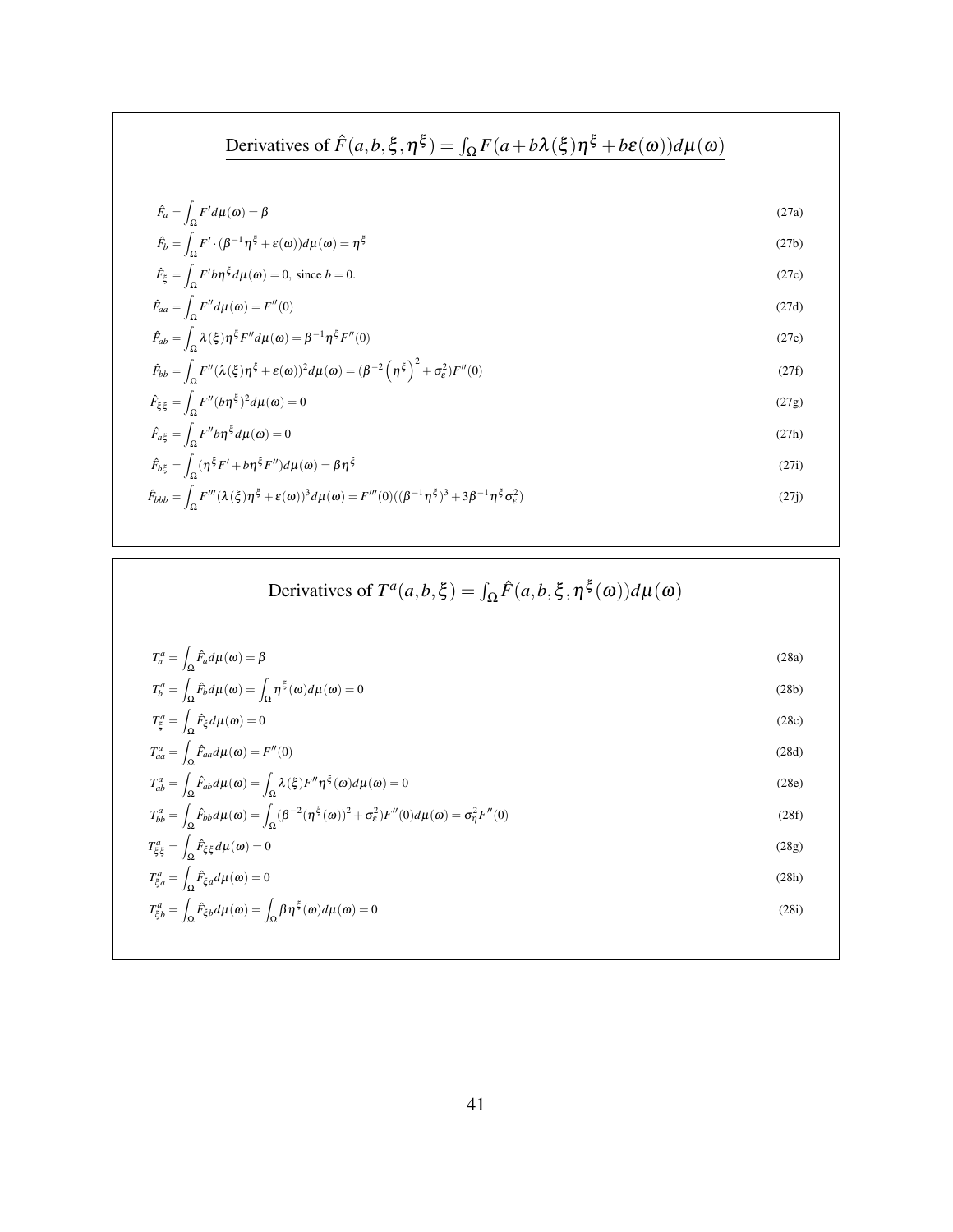## Derivatives of $\hat{F}(a,b,\xi,\eta^{\xi}) = \int_{\Omega} F(a + b\lambda(\xi)\eta^{\xi} + b\varepsilon(\omega))d\mu(\omega)$

$$\hat{F}_a = \int_{\Omega} F' d\mu(\omega) = \beta \tag{27a}$$

$$\hat{F}_b = \int_{\Omega} F' \cdot (\beta^{-1}\eta^{\xi} + \varepsilon(\omega))d\mu(\omega) = \eta^{\xi} \tag{27b}$$

$$\hat{F}_{\xi} = \int_{\Omega} F' b\eta^{\xi} d\mu(\omega) = 0, \text{ since } b = 0. \tag{27c}$$

$$\hat{F}_{aa} = \int_{\Omega} F'' d\mu(\omega) = F''(0) \tag{27d}$$

$$\hat{F}_{ab} = \int_{\Omega} \lambda(\xi)\eta^{\xi} F'' d\mu(\omega) = \beta^{-1}\eta^{\xi} F''(0) \tag{27e}$$

$$\hat{F}_{bb} = \int_{\Omega} F''(\lambda(\xi)\eta^{\xi} + \varepsilon(\omega))^2 d\mu(\omega) = (\beta^{-2}\left(\eta^{\xi}\right)^2 + \sigma_{\varepsilon}^2)F''(0) \tag{27f}$$

$$\hat{F}_{\xi\xi} = \int_{\Omega} F''(b\eta^{\xi})^2 d\mu(\omega) = 0 \tag{27g}$$

$$\hat{F}_{a\xi} = \int_{\Omega} F'' b\eta^{\xi} d\mu(\omega) = 0 \tag{27h}$$

$$\hat{F}_{b\xi} = \int_{\Omega} (\eta^{\xi} F' + b\eta^{\xi} F'')d\mu(\omega) = \beta\eta^{\xi} \tag{27i}$$

$$\hat{F}_{bbb} = \int_{\Omega} F'''(\lambda(\xi)\eta^{\xi} + \varepsilon(\omega))^3 d\mu(\omega) = F'''(0)((\beta^{-1}\eta^{\xi})^3 + 3\beta^{-1}\eta^{\xi}\sigma_{\varepsilon}^2) \tag{27j}$$

## Derivatives of $T^a(a,b,\xi) = \int_{\Omega} \hat{F}(a,b,\xi,\eta^{\xi}(\omega))d\mu(\omega)$

$$T_a^a = \int_{\Omega} \hat{F}_a d\mu(\omega) = \beta \tag{28a}$$

$$T_b^a = \int_{\Omega} \hat{F}_b d\mu(\omega) = \int_{\Omega} \eta^{\xi}(\omega)d\mu(\omega) = 0 \tag{28b}$$

$$T_{\xi}^a = \int_{\Omega} \hat{F}_{\xi} d\mu(\omega) = 0 \tag{28c}$$

$$T_{aa}^a = \int_{\Omega} \hat{F}_{aa} d\mu(\omega) = F''(0) \tag{28d}$$

$$T_{ab}^a = \int_{\Omega} \hat{F}_{ab} d\mu(\omega) = \int_{\Omega} \lambda(\xi)F''\eta^{\xi}(\omega)d\mu(\omega) = 0 \tag{28e}$$

$$T_{bb}^a = \int_{\Omega} \hat{F}_{bb} d\mu(\omega) = \int_{\Omega} (\beta^{-2}(\eta^{\xi}(\omega))^2 + \sigma_{\varepsilon}^2)F''(0)d\mu(\omega) = \sigma_{\eta}^2 F''(0) \tag{28f}$$

$$T_{\xi\xi}^a = \int_{\Omega} \hat{F}_{\xi\xi} d\mu(\omega) = 0 \tag{28g}$$

$$T_{\xi a}^a = \int_{\Omega} \hat{F}_{\xi a} d\mu(\omega) = 0 \tag{28h}$$

$$T_{\xi b}^a = \int_{\Omega} \hat{F}_{\xi b} d\mu(\omega) = \int_{\Omega} \beta\eta^{\xi}(\omega)d\mu(\omega) = 0 \tag{28i}$$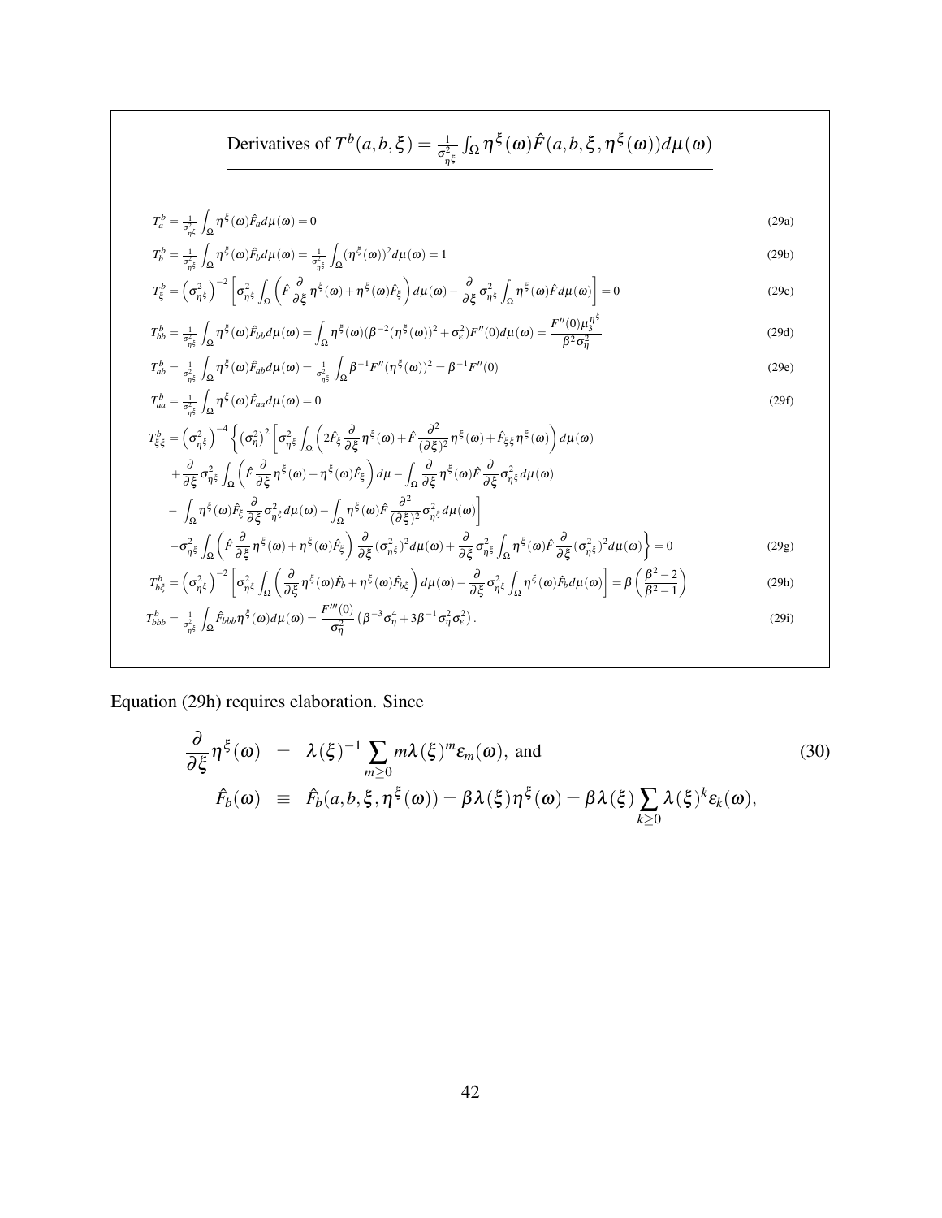## Derivatives of $T^b(a,b,\xi) = \frac{1}{\sigma^2_{\eta^\xi}} \int_\Omega \eta^\xi(\omega) \hat{F}(a,b,\xi,\eta^\xi(\omega)) d\mu(\omega)$

$$T^b_a = \tfrac{1}{\sigma^2_{\eta^\xi}} \int_\Omega \eta^\xi(\omega) \hat{F}_a d\mu(\omega) = 0 \tag{29a}$$

$$T^b_b = \tfrac{1}{\sigma^2_{\eta^\xi}} \int_\Omega \eta^\xi(\omega) \hat{F}_b d\mu(\omega) = \tfrac{1}{\sigma^2_{\eta^\xi}} \int_\Omega (\eta^\xi(\omega))^2 d\mu(\omega) = 1 \tag{29b}$$

$$T^b_\xi = \left(\sigma^2_{\eta^\xi}\right)^{-2} \left[ \sigma^2_{\eta^\xi} \int_\Omega \left( \hat{F} \frac{\partial}{\partial \xi} \eta^\xi(\omega) + \eta^\xi(\omega) \hat{F}_\xi \right) d\mu(\omega) - \frac{\partial}{\partial \xi} \sigma^2_{\eta^\xi} \int_\Omega \eta^\xi(\omega) \hat{F} d\mu(\omega) \right] = 0 \tag{29c}$$

$$T^b_{bb} = \tfrac{1}{\sigma^2_{\eta^\xi}} \int_\Omega \eta^\xi(\omega) \hat{F}_{bb} d\mu(\omega) = \int_\Omega \eta^\xi(\omega) (\beta^{-2} (\eta^\xi(\omega))^2 + \sigma^2_\varepsilon) F''(0) d\mu(\omega) = \frac{F''(0) \mu_3^{\eta^\xi}}{\beta^2 \sigma^2_\eta} \tag{29d}$$

$$T^b_{ab} = \tfrac{1}{\sigma^2_{\eta^\xi}} \int_\Omega \eta^\xi(\omega) \hat{F}_{ab} d\mu(\omega) = \tfrac{1}{\sigma^2_{\eta^\xi}} \int_\Omega \beta^{-1} F''(\eta^\xi(\omega))^2 = \beta^{-1} F''(0) \tag{29e}$$

$$T^b_{aa} = \tfrac{1}{\sigma^2_{\eta^\xi}} \int_\Omega \eta^\xi(\omega) \hat{F}_{aa} d\mu(\omega) = 0 \tag{29f}$$

$$\begin{aligned}
T^b_{\xi\xi} = \left(\sigma^2_{\eta^\xi}\right)^{-4} \Bigg\{ \left(\sigma^2_\eta\right)^2 \Bigg[ & \sigma^2_{\eta^\xi} \int_\Omega \left( 2\hat{F}_\xi \frac{\partial}{\partial \xi} \eta^\xi(\omega) + \hat{F} \frac{\partial^2}{(\partial \xi)^2} \eta^\xi(\omega) + \hat{F}_{\xi\xi} \eta^\xi(\omega) \right) d\mu(\omega) \\
& + \frac{\partial}{\partial \xi} \sigma^2_{\eta^\xi} \int_\Omega \left( \hat{F} \frac{\partial}{\partial \xi} \eta^\xi(\omega) + \eta^\xi(\omega) \hat{F}_\xi \right) d\mu - \int_\Omega \frac{\partial}{\partial \xi} \eta^\xi(\omega) \hat{F} \frac{\partial}{\partial \xi} \sigma^2_{\eta^\xi} d\mu(\omega) \\
& - \int_\Omega \eta^\xi(\omega) \hat{F}_\xi \frac{\partial}{\partial \xi} \sigma^2_{\eta^\xi} d\mu(\omega) - \int_\Omega \eta^\xi(\omega) \hat{F} \frac{\partial^2}{(\partial \xi)^2} \sigma^2_{\eta^\xi} d\mu(\omega) \Bigg] \\
& - \sigma^2_{\eta^\xi} \int_\Omega \left( \hat{F} \frac{\partial}{\partial \xi} \eta^\xi(\omega) + \eta^\xi(\omega) \hat{F}_\xi \right) \frac{\partial}{\partial \xi} (\sigma^2_{\eta^\xi})^2 d\mu(\omega) + \frac{\partial}{\partial \xi} \sigma^2_{\eta^\xi} \int_\Omega \eta^\xi(\omega) \hat{F} \frac{\partial}{\partial \xi} (\sigma^2_{\eta^\xi})^2 d\mu(\omega) \Bigg\} = 0
\end{aligned} \tag{29g}$$

$$T^b_{b\xi} = \left(\sigma^2_{\eta^\xi}\right)^{-2} \left[ \sigma^2_{\eta^\xi} \int_\Omega \left( \frac{\partial}{\partial \xi} \eta^\xi(\omega) \hat{F}_b + \eta^\xi(\omega) \hat{F}_{b\xi} \right) d\mu(\omega) - \frac{\partial}{\partial \xi} \sigma^2_{\eta^\xi} \int_\Omega \eta^\xi(\omega) \hat{F}_b d\mu(\omega) \right] = \beta \left( \frac{\beta^2 - 2}{\beta^2 - 1} \right) \tag{29h}$$

$$T^b_{bbb} = \tfrac{1}{\sigma^2_{\eta^\xi}} \int_\Omega \hat{F}_{bbb} \eta^\xi(\omega) d\mu(\omega) = \frac{F'''(0)}{\sigma^2_\eta} \left( \beta^{-3} \sigma^4_\eta + 3\beta^{-1} \sigma^2_\eta \sigma^2_\varepsilon \right). \tag{29i}$$

Equation (29h) requires elaboration. Since

$$\begin{aligned}
\frac{\partial}{\partial \xi} \eta^\xi(\omega) &= \lambda(\xi)^{-1} \sum_{m \geq 0} m \lambda(\xi)^m \varepsilon_m(\omega), \text{ and} \\
\hat{F}_b(\omega) &\equiv \hat{F}_b(a,b,\xi,\eta^\xi(\omega)) = \beta \lambda(\xi) \eta^\xi(\omega) = \beta \lambda(\xi) \sum_{k \geq 0} \lambda(\xi)^k \varepsilon_k(\omega),
\end{aligned} \tag{30}$$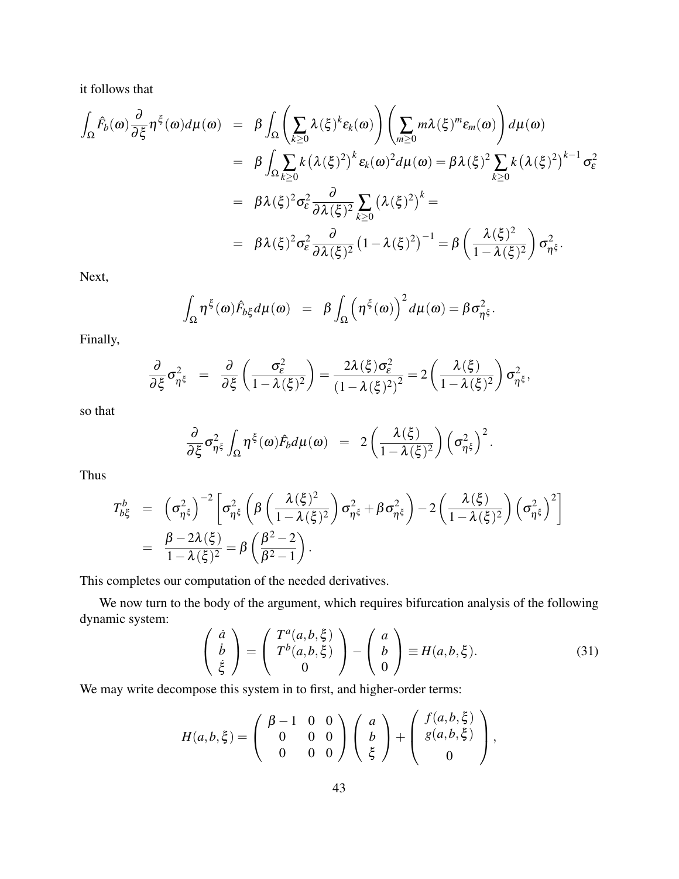it follows that

$$
\begin{aligned}
\int_\Omega \hat{F}_b(\omega)\frac{\partial}{\partial \xi}\eta^\xi(\omega)d\mu(\omega) &= \beta\int_\Omega\left(\sum_{k\geq 0}\lambda(\xi)^k\varepsilon_k(\omega)\right)\left(\sum_{m\geq 0}m\lambda(\xi)^m\varepsilon_m(\omega)\right)d\mu(\omega) \\
&= \beta\int_\Omega\sum_{k\geq 0}k\left(\lambda(\xi)^2\right)^k\varepsilon_k(\omega)^2d\mu(\omega) = \beta\lambda(\xi)^2\sum_{k\geq 0}k\left(\lambda(\xi)^2\right)^{k-1}\sigma_\varepsilon^2 \\
&= \beta\lambda(\xi)^2\sigma_\varepsilon^2\frac{\partial}{\partial\lambda(\xi)^2}\sum_{k\geq 0}\left(\lambda(\xi)^2\right)^k = \\
&= \beta\lambda(\xi)^2\sigma_\varepsilon^2\frac{\partial}{\partial\lambda(\xi)^2}\left(1-\lambda(\xi)^2\right)^{-1} = \beta\left(\frac{\lambda(\xi)^2}{1-\lambda(\xi)^2}\right)\sigma_{\eta^\xi}^2.
\end{aligned}
$$

Next,

$$
\int_\Omega \eta^\xi(\omega)\hat{F}_{b\xi}d\mu(\omega) = \beta\int_\Omega\left(\eta^\xi(\omega)\right)^2d\mu(\omega) = \beta\sigma_{\eta^\xi}^2.
$$

Finally,

$$
\frac{\partial}{\partial\xi}\sigma_{\eta^\xi}^2 = \frac{\partial}{\partial\xi}\left(\frac{\sigma_\varepsilon^2}{1-\lambda(\xi)^2}\right) = \frac{2\lambda(\xi)\sigma_\varepsilon^2}{\left(1-\lambda(\xi)^2\right)^2} = 2\left(\frac{\lambda(\xi)}{1-\lambda(\xi)^2}\right)\sigma_{\eta^\xi}^2,
$$

so that

$$
\frac{\partial}{\partial\xi}\sigma_{\eta^\xi}^2\int_\Omega\eta^\xi(\omega)\hat{F}_bd\mu(\omega) = 2\left(\frac{\lambda(\xi)}{1-\lambda(\xi)^2}\right)\left(\sigma_{\eta^\xi}^2\right)^2.
$$

Thus

$$
\begin{aligned}
T_{b\xi}^b &= \left(\sigma_{\eta^\xi}^2\right)^{-2}\left[\sigma_{\eta^\xi}^2\left(\beta\left(\frac{\lambda(\xi)^2}{1-\lambda(\xi)^2}\right)\sigma_{\eta^\xi}^2+\beta\sigma_{\eta^\xi}^2\right)-2\left(\frac{\lambda(\xi)}{1-\lambda(\xi)^2}\right)\left(\sigma_{\eta^\xi}^2\right)^2\right] \\
&= \frac{\beta-2\lambda(\xi)}{1-\lambda(\xi)^2} = \beta\left(\frac{\beta^2-2}{\beta^2-1}\right).
\end{aligned}
$$

This completes our computation of the needed derivatives.

We now turn to the body of the argument, which requires bifurcation analysis of the following dynamic system:

$$
\begin{pmatrix}\dot{a}\\ \dot{b}\\ \dot{\xi}\end{pmatrix} = \begin{pmatrix}T^a(a,b,\xi)\\ T^b(a,b,\xi)\\ 0\end{pmatrix} - \begin{pmatrix}a\\ b\\ 0\end{pmatrix} \equiv H(a,b,\xi). \tag{31}
$$

We may write decompose this system in to first, and higher-order terms:

$$
H(a,b,\xi) = \begin{pmatrix}\beta-1 & 0 & 0\\ 0 & 0 & 0\\ 0 & 0 & 0\end{pmatrix}\begin{pmatrix}a\\ b\\ \xi\end{pmatrix} + \begin{pmatrix}f(a,b,\xi)\\ g(a,b,\xi)\\ 0\end{pmatrix},
$$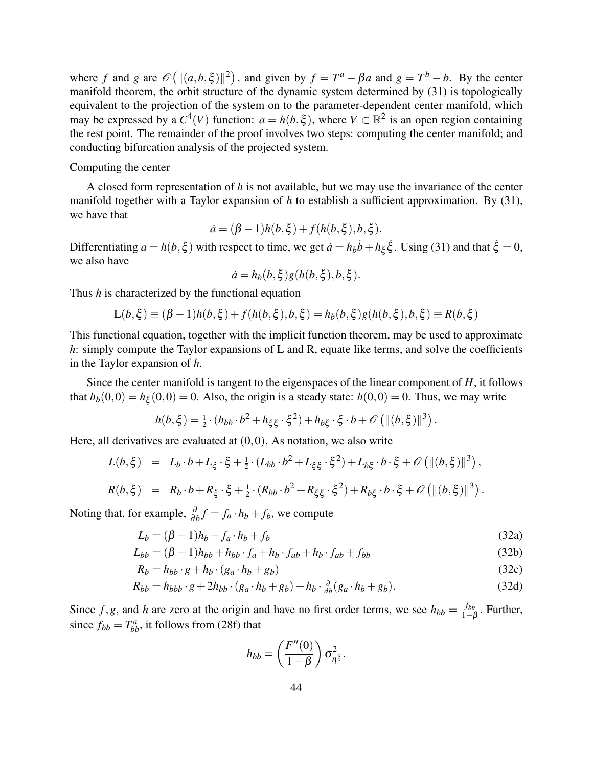where $f$ and $g$ are $\mathscr{O}\left(\|(a,b,\xi)\|^2\right)$, and given by $f = T^a - \beta a$ and $g = T^b - b$. By the center manifold theorem, the orbit structure of the dynamic system determined by (31) is topologically equivalent to the projection of the system on to the parameter-dependent center manifold, which may be expressed by a $C^4(V)$ function: $a = h(b,\xi)$, where $V \subset \mathbb{R}^2$ is an open region containing the rest point. The remainder of the proof involves two steps: computing the center manifold; and conducting bifurcation analysis of the projected system.

Computing the center

A closed form representation of $h$ is not available, but we may use the invariance of the center manifold together with a Taylor expansion of $h$ to establish a sufficient approximation. By (31), we have that

$$\dot{a} = (\beta - 1)h(b,\xi) + f(h(b,\xi),b,\xi).$$

Differentiating $a = h(b,\xi)$ with respect to time, we get $\dot{a} = h_b\dot{b} + h_\xi\dot{\xi}$. Using (31) and that $\dot{\xi} = 0$, we also have

$$\dot{a} = h_b(b,\xi)g(h(b,\xi),b,\xi).$$

Thus $h$ is characterized by the functional equation

$$\mathrm{L}(b,\xi) \equiv (\beta-1)h(b,\xi) + f(h(b,\xi),b,\xi) = h_b(b,\xi)g(h(b,\xi),b,\xi) \equiv R(b,\xi)$$

This functional equation, together with the implicit function theorem, may be used to approximate $h$: simply compute the Taylor expansions of L and R, equate like terms, and solve the coefficients in the Taylor expansion of $h$.

Since the center manifold is tangent to the eigenspaces of the linear component of $H$, it follows that $h_b(0,0) = h_\xi(0,0) = 0$. Also, the origin is a steady state: $h(0,0) = 0$. Thus, we may write

$$h(b,\xi) = \tfrac{1}{2}\cdot\left(h_{bb}\cdot b^2 + h_{\xi\xi}\cdot\xi^2\right) + h_{b\xi}\cdot\xi\cdot b + \mathscr{O}\left(\|(b,\xi)\|^3\right).$$

Here, all derivatives are evaluated at $(0,0)$. As notation, we also write

$$\begin{aligned}
L(b,\xi) &= L_b\cdot b + L_\xi\cdot\xi + \tfrac{1}{2}\cdot\left(L_{bb}\cdot b^2 + L_{\xi\xi}\cdot\xi^2\right) + L_{b\xi}\cdot b\cdot\xi + \mathscr{O}\left(\|(b,\xi)\|^3\right), \\
R(b,\xi) &= R_b\cdot b + R_\xi\cdot\xi + \tfrac{1}{2}\cdot\left(R_{bb}\cdot b^2 + R_{\xi\xi}\cdot\xi^2\right) + R_{b\xi}\cdot b\cdot\xi + \mathscr{O}\left(\|(b,\xi)\|^3\right).
\end{aligned}$$

Noting that, for example, $\frac{\partial}{\partial b}f = f_a\cdot h_b + f_b$, we compute

$$L_b = (\beta-1)h_b + f_a\cdot h_b + f_b \tag{32a}$$

$$L_{bb} = (\beta-1)h_{bb} + h_{bb}\cdot f_a + h_b\cdot f_{ab} + h_b\cdot f_{ab} + f_{bb} \tag{32b}$$

$$R_b = h_{bb}\cdot g + h_b\cdot(g_a\cdot h_b + g_b) \tag{32c}$$

$$R_{bb} = h_{bbb}\cdot g + 2h_{bb}\cdot(g_a\cdot h_b + g_b) + h_b\cdot\tfrac{\partial}{\partial b}(g_a\cdot h_b + g_b). \tag{32d}$$

Since $f, g$, and $h$ are zero at the origin and have no first order terms, we see $h_{bb} = \frac{f_{bb}}{1-\beta}$. Further, since $f_{bb} = T^a_{bb}$, it follows from (28f) that

$$h_{bb} = \left(\frac{F''(0)}{1-\beta}\right)\sigma^2_{\eta^\xi}.$$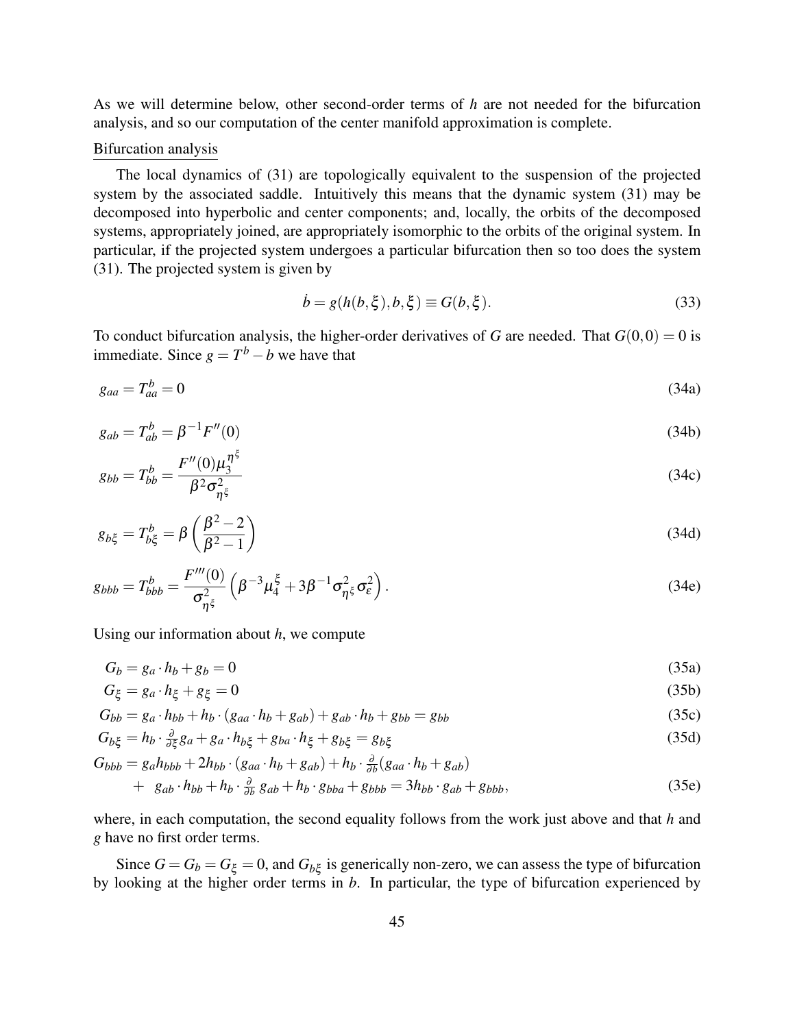As we will determine below, other second-order terms of $h$ are not needed for the bifurcation analysis, and so our computation of the center manifold approximation is complete.

Bifurcation analysis

The local dynamics of (31) are topologically equivalent to the suspension of the projected system by the associated saddle. Intuitively this means that the dynamic system (31) may be decomposed into hyperbolic and center components; and, locally, the orbits of the decomposed systems, appropriately joined, are appropriately isomorphic to the orbits of the original system. In particular, if the projected system undergoes a particular bifurcation then so too does the system (31). The projected system is given by

$$\dot{b} = g(h(b,\xi), b, \xi) \equiv G(b,\xi). \tag{33}$$

To conduct bifurcation analysis, the higher-order derivatives of $G$ are needed. That $G(0,0) = 0$ is immediate. Since $g = T^b - b$ we have that

$$g_{aa} = T^b_{aa} = 0 \tag{34a}$$

$$g_{ab} = T^b_{ab} = \beta^{-1} F''(0) \tag{34b}$$

$$g_{bb} = T^b_{bb} = \frac{F''(0)\mu_3^{\eta^\xi}}{\beta^2 \sigma^2_{\eta^\xi}} \tag{34c}$$

$$g_{b\xi} = T^b_{b\xi} = \beta\left(\frac{\beta^2 - 2}{\beta^2 - 1}\right) \tag{34d}$$

$$g_{bbb} = T^b_{bbb} = \frac{F'''(0)}{\sigma^2_{\eta^\xi}}\left(\beta^{-3}\mu_4^\xi + 3\beta^{-1}\sigma^2_{\eta^\xi}\sigma^2_\varepsilon\right). \tag{34e}$$

Using our information about $h$, we compute

$$G_b = g_a \cdot h_b + g_b = 0 \tag{35a}$$

$$G_\xi = g_a \cdot h_\xi + g_\xi = 0 \tag{35b}$$

$$G_{bb} = g_a \cdot h_{bb} + h_b \cdot (g_{aa} \cdot h_b + g_{ab}) + g_{ab} \cdot h_b + g_{bb} = g_{bb} \tag{35c}$$

$$G_{b\xi} = h_b \cdot \tfrac{\partial}{\partial \xi} g_a + g_a \cdot h_{b\xi} + g_{ba} \cdot h_\xi + g_{b\xi} = g_{b\xi} \tag{35d}$$

$$\begin{aligned} G_{bbb} = {} & g_a h_{bbb} + 2h_{bb} \cdot (g_{aa} \cdot h_b + g_{ab}) + h_b \cdot \tfrac{\partial}{\partial b}(g_{aa} \cdot h_b + g_{ab}) \\ & + \; g_{ab} \cdot h_{bb} + h_b \cdot \tfrac{\partial}{\partial b}\, g_{ab} + h_b \cdot g_{bba} + g_{bbb} = 3h_{bb} \cdot g_{ab} + g_{bbb}, \end{aligned} \tag{35e}$$

where, in each computation, the second equality follows from the work just above and that $h$ and $g$ have no first order terms.

Since $G = G_b = G_\xi = 0$, and $G_{b\xi}$ is generically non-zero, we can assess the type of bifurcation by looking at the higher order terms in $b$. In particular, the type of bifurcation experienced by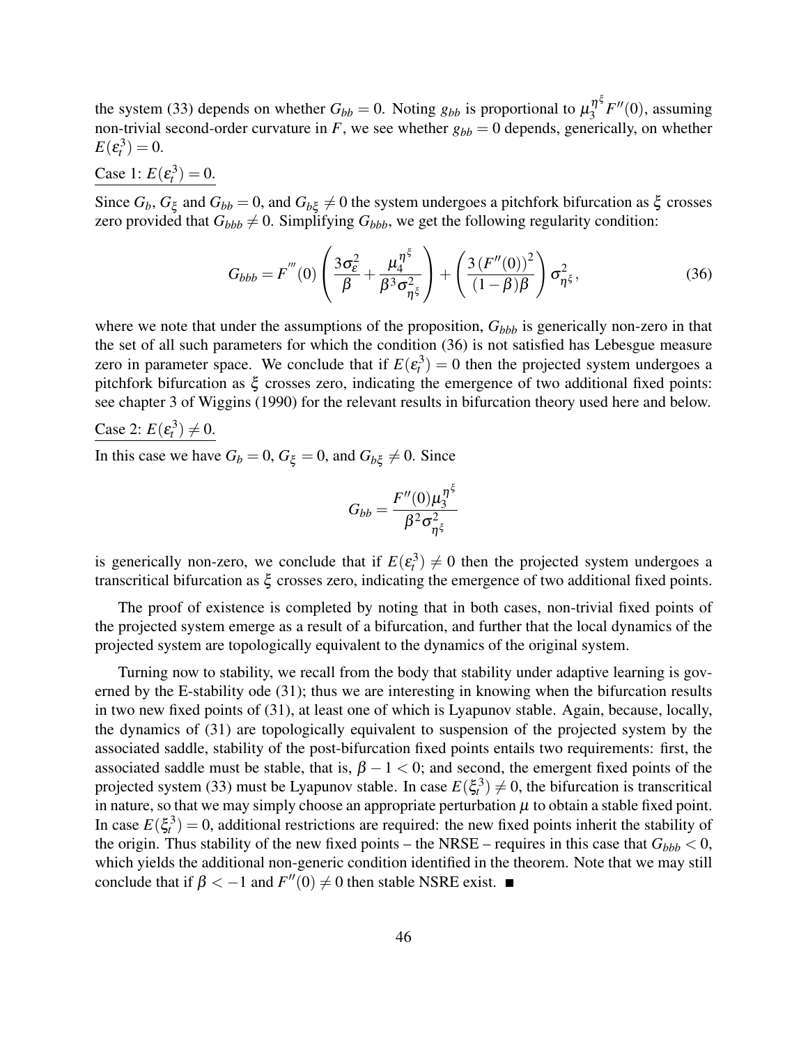the system (33) depends on whether $G_{bb} = 0$. Noting $g_{bb}$ is proportional to $\mu_3^{\eta^\xi} F''(0)$, assuming non-trivial second-order curvature in $F$, we see whether $g_{bb} = 0$ depends, generically, on whether $E(\varepsilon_t^3) = 0$.

Case 1: $E(\varepsilon_t^3) = 0$.

Since $G_b$, $G_\xi$ and $G_{bb} = 0$, and $G_{b\xi} \neq 0$ the system undergoes a pitchfork bifurcation as $\xi$ crosses zero provided that $G_{bbb} \neq 0$. Simplifying $G_{bbb}$, we get the following regularity condition:

$$G_{bbb} = F^{'''}(0) \left( \frac{3\sigma_\varepsilon^2}{\beta} + \frac{\mu_4^{\eta^\xi}}{\beta^3 \sigma_{\eta^\xi}^2} \right) + \left( \frac{3 \left(F''(0)\right)^2}{(1-\beta)\beta} \right) \sigma_{\eta^\xi}^2, \tag{36}$$

where we note that under the assumptions of the proposition, $G_{bbb}$ is generically non-zero in that the set of all such parameters for which the condition (36) is not satisfied has Lebesgue measure zero in parameter space. We conclude that if $E(\varepsilon_t^3) = 0$ then the projected system undergoes a pitchfork bifurcation as $\xi$ crosses zero, indicating the emergence of two additional fixed points: see chapter 3 of Wiggins (1990) for the relevant results in bifurcation theory used here and below.

Case 2: $E(\varepsilon_t^3) \neq 0$.

In this case we have $G_b = 0$, $G_\xi = 0$, and $G_{b\xi} \neq 0$. Since

$$G_{bb} = \frac{F''(0)\mu_3^{\eta^\xi}}{\beta^2 \sigma_{\eta^\xi}^2}$$

is generically non-zero, we conclude that if $E(\varepsilon_t^3) \neq 0$ then the projected system undergoes a transcritical bifurcation as $\xi$ crosses zero, indicating the emergence of two additional fixed points.

The proof of existence is completed by noting that in both cases, non-trivial fixed points of the projected system emerge as a result of a bifurcation, and further that the local dynamics of the projected system are topologically equivalent to the dynamics of the original system.

Turning now to stability, we recall from the body that stability under adaptive learning is governed by the E-stability ode (31); thus we are interesting in knowing when the bifurcation results in two new fixed points of (31), at least one of which is Lyapunov stable. Again, because, locally, the dynamics of (31) are topologically equivalent to suspension of the projected system by the associated saddle, stability of the post-bifurcation fixed points entails two requirements: first, the associated saddle must be stable, that is, $\beta - 1 < 0$; and second, the emergent fixed points of the projected system (33) must be Lyapunov stable. In case $E(\xi_t^3) \neq 0$, the bifurcation is transcritical in nature, so that we may simply choose an appropriate perturbation $\mu$ to obtain a stable fixed point. In case $E(\xi_t^3) = 0$, additional restrictions are required: the new fixed points inherit the stability of the origin. Thus stability of the new fixed points – the NRSE – requires in this case that $G_{bbb} < 0$, which yields the additional non-generic condition identified in the theorem. Note that we may still conclude that if $\beta < -1$ and $F''(0) \neq 0$ then stable NSRE exist. ■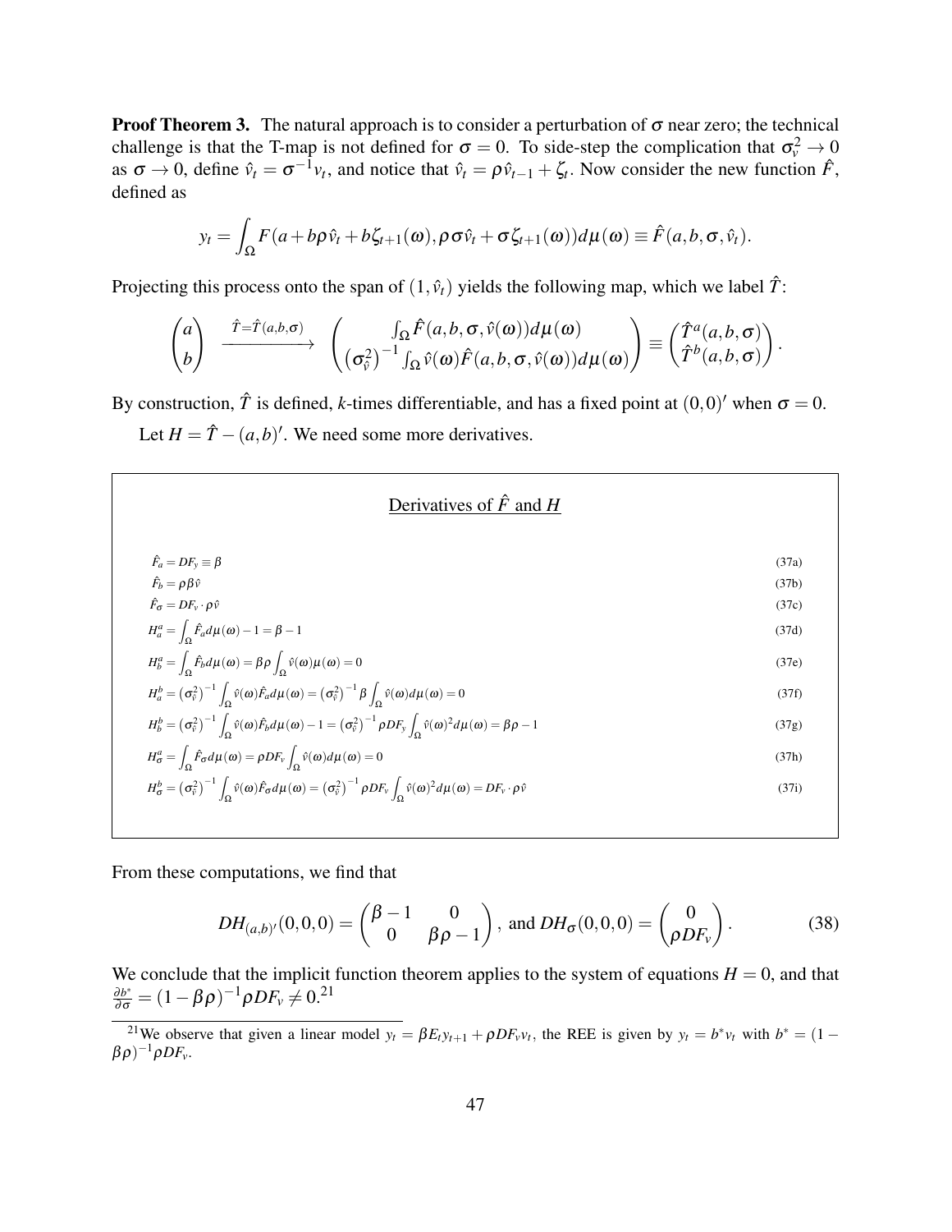**Proof Theorem 3.** The natural approach is to consider a perturbation of $\sigma$ near zero; the technical challenge is that the T-map is not defined for $\sigma = 0$. To side-step the complication that $\sigma_v^2 \to 0$ as $\sigma \to 0$, define $\hat{v}_t = \sigma^{-1} v_t$, and notice that $\hat{v}_t = \rho \hat{v}_{t-1} + \zeta_t$. Now consider the new function $\hat{F}$, defined as

$$y_t = \int_\Omega F(a + b\rho\hat{v}_t + b\zeta_{t+1}(\omega), \rho\sigma\hat{v}_t + \sigma\zeta_{t+1}(\omega))d\mu(\omega) \equiv \hat{F}(a, b, \sigma, \hat{v}_t).$$

Projecting this process onto the span of $(1, \hat{v}_t)$ yields the following map, which we label $\hat{T}$:

$$\begin{pmatrix} a \\ b \end{pmatrix} \xrightarrow{\hat{T} = \hat{T}(a,b,\sigma)} \begin{pmatrix} \int_\Omega \hat{F}(a, b, \sigma, \hat{v}(\omega))d\mu(\omega) \\ \left(\sigma_{\hat{v}}^2\right)^{-1} \int_\Omega \hat{v}(\omega)\hat{F}(a, b, \sigma, \hat{v}(\omega))d\mu(\omega) \end{pmatrix} \equiv \begin{pmatrix} \hat{T}^a(a, b, \sigma) \\ \hat{T}^b(a, b, \sigma) \end{pmatrix}.$$

By construction, $\hat{T}$ is defined, $k$-times differentiable, and has a fixed point at $(0,0)'$ when $\sigma = 0$.

Let $H = \hat{T} - (a,b)'$. We need some more derivatives.

<u>Derivatives of $\hat{F}$ and $H$</u>

$$\hat{F}_a = DF_y \equiv \beta \tag{37a}$$

$$\hat{F}_b = \rho\beta\hat{v} \tag{37b}$$

$$\hat{F}_\sigma = DF_v \cdot \rho\hat{v} \tag{37c}$$

$$H_a^a = \int_\Omega \hat{F}_a d\mu(\omega) - 1 = \beta - 1 \tag{37d}$$

$$H_b^a = \int_\Omega \hat{F}_b d\mu(\omega) = \beta\rho \int_\Omega \hat{v}(\omega)\mu(\omega) = 0 \tag{37e}$$

$$H_a^b = \left(\sigma_{\hat{v}}^2\right)^{-1} \int_\Omega \hat{v}(\omega)\hat{F}_a d\mu(\omega) = \left(\sigma_{\hat{v}}^2\right)^{-1} \beta \int_\Omega \hat{v}(\omega)d\mu(\omega) = 0 \tag{37f}$$

$$H_b^b = \left(\sigma_{\hat{v}}^2\right)^{-1} \int_\Omega \hat{v}(\omega)\hat{F}_b d\mu(\omega) - 1 = \left(\sigma_{\hat{v}}^2\right)^{-1} \rho DF_y \int_\Omega \hat{v}(\omega)^2 d\mu(\omega) = \beta\rho - 1 \tag{37g}$$

$$H_\sigma^a = \int_\Omega \hat{F}_\sigma d\mu(\omega) = \rho DF_v \int_\Omega \hat{v}(\omega)d\mu(\omega) = 0 \tag{37h}$$

$$H_\sigma^b = \left(\sigma_{\hat{v}}^2\right)^{-1} \int_\Omega \hat{v}(\omega)\hat{F}_\sigma d\mu(\omega) = \left(\sigma_{\hat{v}}^2\right)^{-1} \rho DF_v \int_\Omega \hat{v}(\omega)^2 d\mu(\omega) = DF_v \cdot \rho\hat{v} \tag{37i}$$

From these computations, we find that

$$DH_{(a,b)'}(0,0,0) = \begin{pmatrix} \beta - 1 & 0 \\ 0 & \beta\rho - 1 \end{pmatrix}, \text{ and } DH_\sigma(0,0,0) = \begin{pmatrix} 0 \\ \rho DF_v \end{pmatrix}. \tag{38}$$

We conclude that the implicit function theorem applies to the system of equations $H = 0$, and that $\frac{\partial b^*}{\partial \sigma} = (1 - \beta\rho)^{-1} \rho DF_v \neq 0$.[21]

[21] We observe that given a linear model $y_t = \beta E_t y_{t+1} + \rho DF_v v_t$, the REE is given by $y_t = b^* v_t$ with $b^* = (1 - \beta\rho)^{-1} \rho DF_v$.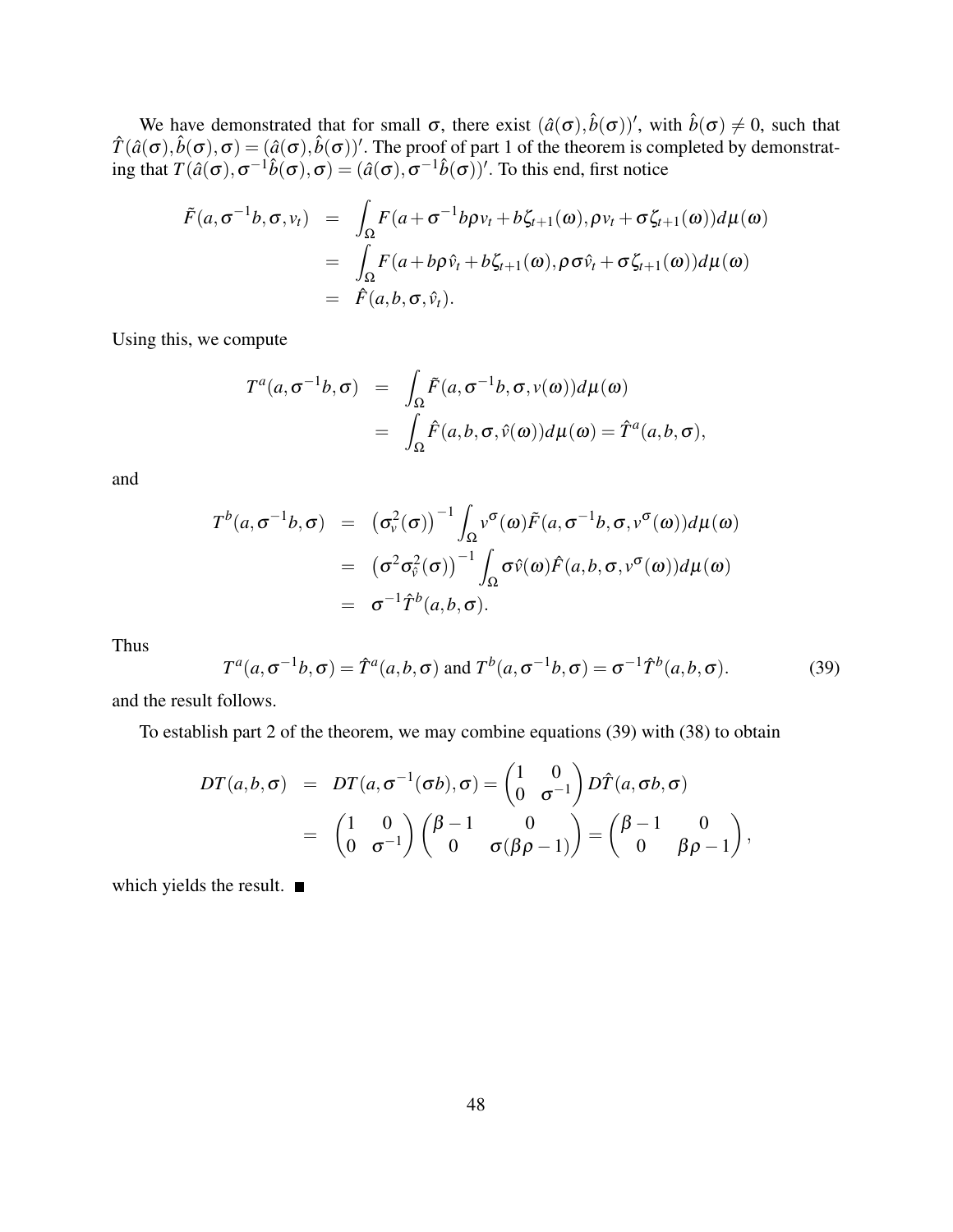We have demonstrated that for small $\sigma$, there exist $(\hat{a}(\sigma), \hat{b}(\sigma))'$, with $\hat{b}(\sigma) \neq 0$, such that $\hat{T}(\hat{a}(\sigma), \hat{b}(\sigma), \sigma) = (\hat{a}(\sigma), \hat{b}(\sigma))'$. The proof of part 1 of the theorem is completed by demonstrating that $T(\hat{a}(\sigma), \sigma^{-1}\hat{b}(\sigma), \sigma) = (\hat{a}(\sigma), \sigma^{-1}\hat{b}(\sigma))'$. To this end, first notice

$$
\begin{aligned}
\tilde{F}(a, \sigma^{-1}b, \sigma, v_t) &= \int_{\Omega} F(a + \sigma^{-1} b \rho v_t + b\zeta_{t+1}(\omega), \rho v_t + \sigma \zeta_{t+1}(\omega)) d\mu(\omega) \\
&= \int_{\Omega} F(a + b\rho \hat{v}_t + b\zeta_{t+1}(\omega), \rho \sigma \hat{v}_t + \sigma \zeta_{t+1}(\omega)) d\mu(\omega) \\
&= \hat{F}(a, b, \sigma, \hat{v}_t).
\end{aligned}
$$

Using this, we compute

$$
\begin{aligned}
T^a(a, \sigma^{-1}b, \sigma) &= \int_{\Omega} \tilde{F}(a, \sigma^{-1}b, \sigma, v(\omega)) d\mu(\omega) \\
&= \int_{\Omega} \hat{F}(a, b, \sigma, \hat{v}(\omega)) d\mu(\omega) = \hat{T}^a(a, b, \sigma),
\end{aligned}
$$

and

$$
\begin{aligned}
T^b(a, \sigma^{-1}b, \sigma) &= \left(\sigma_v^2(\sigma)\right)^{-1} \int_{\Omega} v^{\sigma}(\omega) \tilde{F}(a, \sigma^{-1}b, \sigma, v^{\sigma}(\omega)) d\mu(\omega) \\
&= \left(\sigma^2 \sigma_{\hat{v}}^2(\sigma)\right)^{-1} \int_{\Omega} \sigma \hat{v}(\omega) \hat{F}(a, b, \sigma, v^{\sigma}(\omega)) d\mu(\omega) \\
&= \sigma^{-1} \hat{T}^b(a, b, \sigma).
\end{aligned}
$$

Thus

$$
T^a(a, \sigma^{-1}b, \sigma) = \hat{T}^a(a, b, \sigma) \text{ and } T^b(a, \sigma^{-1}b, \sigma) = \sigma^{-1}\hat{T}^b(a, b, \sigma). \tag{39}
$$

and the result follows.

To establish part 2 of the theorem, we may combine equations (39) with (38) to obtain

$$
\begin{aligned}
DT(a, b, \sigma) &= DT(a, \sigma^{-1}(\sigma b), \sigma) = \begin{pmatrix} 1 & 0 \\ 0 & \sigma^{-1} \end{pmatrix} D\hat{T}(a, \sigma b, \sigma) \\
&= \begin{pmatrix} 1 & 0 \\ 0 & \sigma^{-1} \end{pmatrix} \begin{pmatrix} \beta - 1 & 0 \\ 0 & \sigma(\beta\rho - 1) \end{pmatrix} = \begin{pmatrix} \beta - 1 & 0 \\ 0 & \beta\rho - 1 \end{pmatrix},
\end{aligned}
$$

which yields the result. ■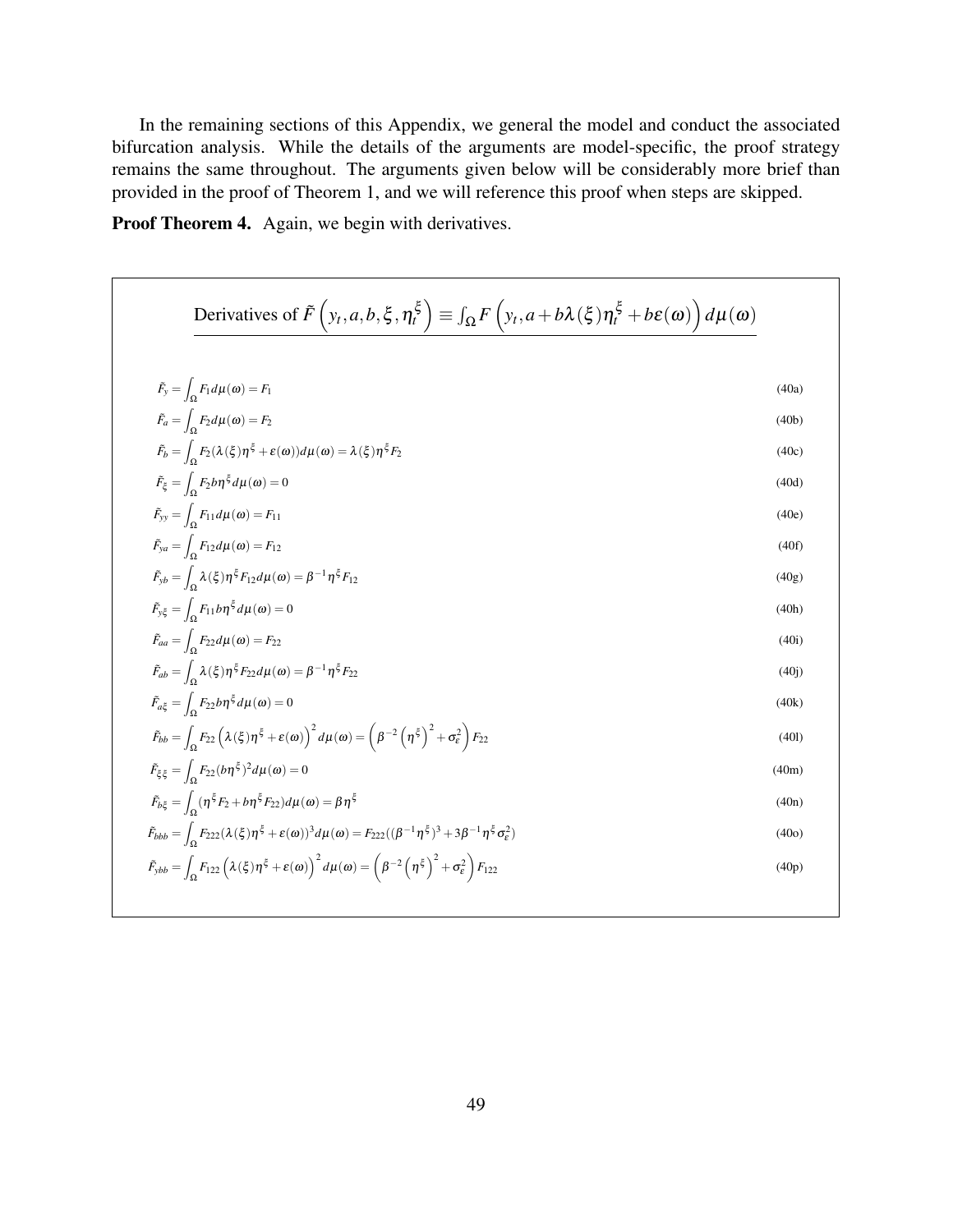In the remaining sections of this Appendix, we general the model and conduct the associated bifurcation analysis. While the details of the arguments are model-specific, the proof strategy remains the same throughout. The arguments given below will be considerably more brief than provided in the proof of Theorem 1, and we will reference this proof when steps are skipped.

**Proof Theorem 4.** Again, we begin with derivatives.

Derivatives of $\tilde{F}\left(y_t, a, b, \xi, \eta_t^{\xi}\right) \equiv \int_{\Omega} F\left(y_t, a + b\lambda(\xi)\eta_t^{\xi} + b\varepsilon(\omega)\right) d\mu(\omega)$

$$\tilde{F}_y = \int_{\Omega} F_1 d\mu(\omega) = F_1 \tag{40a}$$

$$\tilde{F}_a = \int_{\Omega} F_2 d\mu(\omega) = F_2 \tag{40b}$$

$$\tilde{F}_b = \int_{\Omega} F_2(\lambda(\xi)\eta^{\xi} + \varepsilon(\omega)) d\mu(\omega) = \lambda(\xi)\eta^{\xi} F_2 \tag{40c}$$

$$\tilde{F}_{\xi} = \int_{\Omega} F_2 b\eta^{\xi} d\mu(\omega) = 0 \tag{40d}$$

$$\tilde{F}_{yy} = \int_{\Omega} F_{11} d\mu(\omega) = F_{11} \tag{40e}$$

$$\tilde{F}_{ya} = \int_{\Omega} F_{12} d\mu(\omega) = F_{12} \tag{40f}$$

$$\tilde{F}_{yb} = \int_{\Omega} \lambda(\xi)\eta^{\xi} F_{12} d\mu(\omega) = \beta^{-1}\eta^{\xi} F_{12} \tag{40g}$$

$$\tilde{F}_{y\xi} = \int_{\Omega} F_{11} b\eta^{\xi} d\mu(\omega) = 0 \tag{40h}$$

$$\tilde{F}_{aa} = \int_{\Omega} F_{22} d\mu(\omega) = F_{22} \tag{40i}$$

$$\tilde{F}_{ab} = \int_{\Omega} \lambda(\xi)\eta^{\xi} F_{22} d\mu(\omega) = \beta^{-1}\eta^{\xi} F_{22} \tag{40j}$$

$$\tilde{F}_{a\xi} = \int_{\Omega} F_{22} b\eta^{\xi} d\mu(\omega) = 0 \tag{40k}$$

$$\tilde{F}_{bb} = \int_{\Omega} F_{22}\left(\lambda(\xi)\eta^{\xi} + \varepsilon(\omega)\right)^2 d\mu(\omega) = \left(\beta^{-2}\left(\eta^{\xi}\right)^2 + \sigma_{\varepsilon}^2\right) F_{22} \tag{40l}$$

$$\tilde{F}_{\xi\xi} = \int_{\Omega} F_{22}(b\eta^{\xi})^2 d\mu(\omega) = 0 \tag{40m}$$

$$\tilde{F}_{b\xi} = \int_{\Omega} (\eta^{\xi} F_2 + b\eta^{\xi} F_{22}) d\mu(\omega) = \beta\eta^{\xi} \tag{40n}$$

$$\tilde{F}_{bbb} = \int_{\Omega} F_{222}(\lambda(\xi)\eta^{\xi} + \varepsilon(\omega))^3 d\mu(\omega) = F_{222}((\beta^{-1}\eta^{\xi})^3 + 3\beta^{-1}\eta^{\xi}\sigma_{\varepsilon}^2) \tag{40o}$$

$$\tilde{F}_{ybb} = \int_{\Omega} F_{122}\left(\lambda(\xi)\eta^{\xi} + \varepsilon(\omega)\right)^2 d\mu(\omega) = \left(\beta^{-2}\left(\eta^{\xi}\right)^2 + \sigma_{\varepsilon}^2\right) F_{122} \tag{40p}$$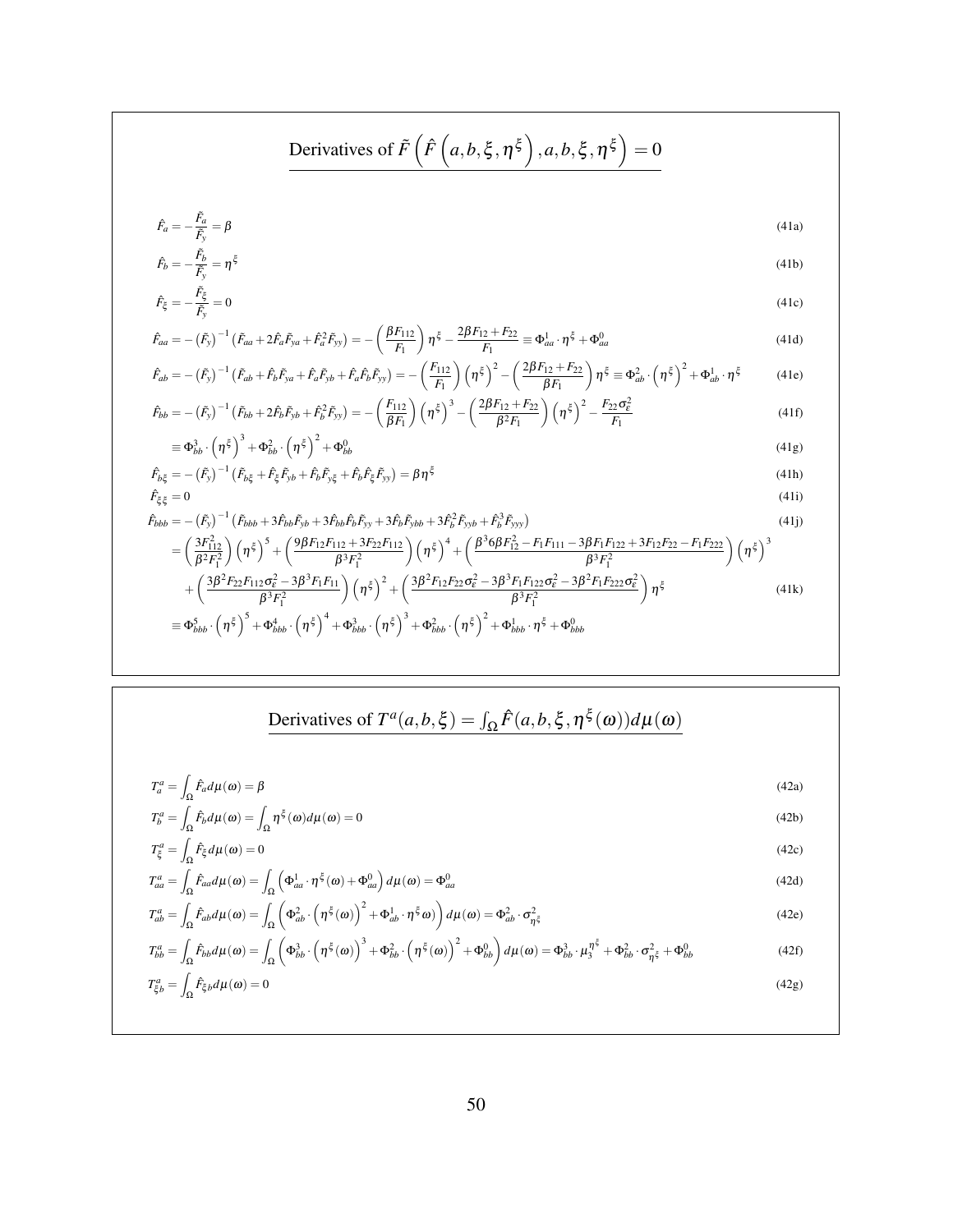## Derivatives of $\tilde{F}\left(\hat{F}\left(a,b,\xi,\eta^{\xi}\right),a,b,\xi,\eta^{\xi}\right)=0$

$$\hat{F}_a = -\frac{\tilde{F}_a}{\tilde{F}_y} = \beta \tag{41a}$$

$$\hat{F}_b = -\frac{\tilde{F}_b}{\tilde{F}_y} = \eta^{\xi} \tag{41b}$$

$$\hat{F}_{\xi} = -\frac{\tilde{F}_{\xi}}{\tilde{F}_y} = 0 \tag{41c}$$

$$\hat{F}_{aa} = -\left(\tilde{F}_y\right)^{-1}\left(\tilde{F}_{aa} + 2\hat{F}_a\tilde{F}_{ya} + \hat{F}_a^2\tilde{F}_{yy}\right) = -\left(\frac{\beta F_{112}}{F_1}\right)\eta^{\xi} - \frac{2\beta F_{12} + F_{22}}{F_1} \equiv \Phi_{aa}^1 \cdot \eta^{\xi} + \Phi_{aa}^0 \tag{41d}$$

$$\hat{F}_{ab} = -\left(\tilde{F}_y\right)^{-1}\left(\tilde{F}_{ab} + \hat{F}_b\tilde{F}_{ya} + \hat{F}_a\tilde{F}_{yb} + \hat{F}_a\hat{F}_b\tilde{F}_{yy}\right) = -\left(\frac{F_{112}}{F_1}\right)\left(\eta^{\xi}\right)^2 - \left(\frac{2\beta F_{12} + F_{22}}{\beta F_1}\right)\eta^{\xi} \equiv \Phi_{ab}^2 \cdot \left(\eta^{\xi}\right)^2 + \Phi_{ab}^1 \cdot \eta^{\xi} \tag{41e}$$

$$\hat{F}_{bb} = -\left(\tilde{F}_y\right)^{-1}\left(\tilde{F}_{bb} + 2\hat{F}_b\tilde{F}_{yb} + \hat{F}_b^2\tilde{F}_{yy}\right) = -\left(\frac{F_{112}}{\beta F_1}\right)\left(\eta^{\xi}\right)^3 - \left(\frac{2\beta F_{12} + F_{22}}{\beta^2 F_1}\right)\left(\eta^{\xi}\right)^2 - \frac{F_{22}\sigma_{\varepsilon}^2}{F_1} \tag{41f}$$

$$\equiv \Phi_{bb}^3 \cdot \left(\eta^{\xi}\right)^3 + \Phi_{bb}^2 \cdot \left(\eta^{\xi}\right)^2 + \Phi_{bb}^0 \tag{41g}$$

$$\hat{F}_{b\xi} = -\left(\tilde{F}_y\right)^{-1}\left(\tilde{F}_{b\xi} + \hat{F}_{\xi}\tilde{F}_{yb} + \hat{F}_b\tilde{F}_{y\xi} + \hat{F}_b\hat{F}_{\xi}\tilde{F}_{yy}\right) = \beta\eta^{\xi} \tag{41h}$$

$$\hat{F}_{\xi\xi} = 0 \tag{41i}$$

$$\hat{F}_{bbb} = -\left(\tilde{F}_y\right)^{-1}\left(\tilde{F}_{bbb} + 3\hat{F}_{bb}\tilde{F}_{yb} + 3\hat{F}_{bb}\hat{F}_b\tilde{F}_{yy} + 3\hat{F}_b\tilde{F}_{ybb} + 3\hat{F}_b^2\tilde{F}_{yyb} + \hat{F}_b^3\tilde{F}_{yyy}\right) \tag{41j}$$

$$= \left(\frac{3F_{112}^2}{\beta^2 F_1^2}\right)\left(\eta^{\xi}\right)^5 + \left(\frac{9\beta F_{12}F_{112} + 3F_{22}F_{112}}{\beta^3 F_1^2}\right)\left(\eta^{\xi}\right)^4 + \left(\frac{\beta^3 6\beta F_{12}^2 - F_1F_{111} - 3\beta F_1F_{122} + 3F_{12}F_{22} - F_1F_{222}}{\beta^3 F_1^2}\right)\left(\eta^{\xi}\right)^3$$
$$+ \left(\frac{3\beta^2 F_{22}F_{112}\sigma_{\varepsilon}^2 - 3\beta^3 F_1F_{11}}{\beta^3 F_1^2}\right)\left(\eta^{\xi}\right)^2 + \left(\frac{3\beta^2 F_{12}F_{22}\sigma_{\varepsilon}^2 - 3\beta^3 F_1F_{122}\sigma_{\varepsilon}^2 - 3\beta^2 F_1F_{222}\sigma_{\varepsilon}^2}{\beta^3 F_1^2}\right)\eta^{\xi} \tag{41k}$$

$$\equiv \Phi_{bbb}^5 \cdot \left(\eta^{\xi}\right)^5 + \Phi_{bbb}^4 \cdot \left(\eta^{\xi}\right)^4 + \Phi_{bbb}^3 \cdot \left(\eta^{\xi}\right)^3 + \Phi_{bbb}^2 \cdot \left(\eta^{\xi}\right)^2 + \Phi_{bbb}^1 \cdot \eta^{\xi} + \Phi_{bbb}^0$$

## Derivatives of $T^a(a,b,\xi) = \int_{\Omega}\hat{F}(a,b,\xi,\eta^{\xi}(\omega))d\mu(\omega)$

$$T_a^a = \int_{\Omega}\hat{F}_a d\mu(\omega) = \beta \tag{42a}$$

$$T_b^a = \int_{\Omega}\hat{F}_b d\mu(\omega) = \int_{\Omega}\eta^{\xi}(\omega)d\mu(\omega) = 0 \tag{42b}$$

$$T_{\xi}^a = \int_{\Omega}\hat{F}_{\xi} d\mu(\omega) = 0 \tag{42c}$$

$$T_{aa}^a = \int_{\Omega}\hat{F}_{aa} d\mu(\omega) = \int_{\Omega}\left(\Phi_{aa}^1 \cdot \eta^{\xi}(\omega) + \Phi_{aa}^0\right)d\mu(\omega) = \Phi_{aa}^0 \tag{42d}$$

$$T_{ab}^a = \int_{\Omega}\hat{F}_{ab} d\mu(\omega) = \int_{\Omega}\left(\Phi_{ab}^2 \cdot \left(\eta^{\xi}(\omega)\right)^2 + \Phi_{ab}^1 \cdot \eta^{\xi}\omega)\right)d\mu(\omega) = \Phi_{ab}^2 \cdot \sigma_{\eta^{\xi}}^2 \tag{42e}$$

$$T_{bb}^a = \int_{\Omega}\hat{F}_{bb} d\mu(\omega) = \int_{\Omega}\left(\Phi_{bb}^3 \cdot \left(\eta^{\xi}(\omega)\right)^3 + \Phi_{bb}^2 \cdot \left(\eta^{\xi}(\omega)\right)^2 + \Phi_{bb}^0\right)d\mu(\omega) = \Phi_{bb}^3 \cdot \mu_3^{\eta^{\xi}} + \Phi_{bb}^2 \cdot \sigma_{\eta^{\xi}}^2 + \Phi_{bb}^0 \tag{42f}$$

$$T_{\xi b}^a = \int_{\Omega}\hat{F}_{\xi b} d\mu(\omega) = 0 \tag{42g}$$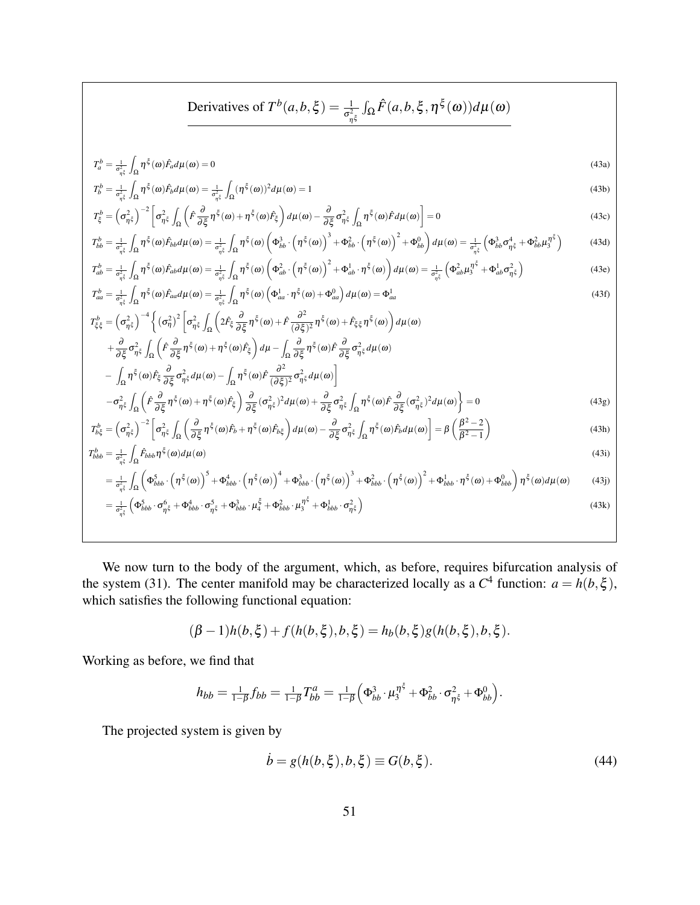**Derivatives of $T^b(a,b,\xi) = \frac{1}{\sigma^2_{\eta^\xi}} \int_\Omega \hat{F}(a,b,\xi,\eta^\xi(\omega))d\mu(\omega)$**

$$T^b_a = \tfrac{1}{\sigma^2_{\eta^\xi}} \int_\Omega \eta^\xi(\omega)\hat{F}_a d\mu(\omega) = 0 \tag{43a}$$

$$T^b_b = \tfrac{1}{\sigma^2_{\eta^\xi}} \int_\Omega \eta^\xi(\omega)\hat{F}_b d\mu(\omega) = \tfrac{1}{\sigma^2_{\eta^\xi}} \int_\Omega (\eta^\xi(\omega))^2 d\mu(\omega) = 1 \tag{43b}$$

$$T^b_\xi = \left(\sigma^2_{\eta^\xi}\right)^{-2}\left[\sigma^2_{\eta^\xi}\int_\Omega\left(\hat{F}\frac{\partial}{\partial\xi}\eta^\xi(\omega) + \eta^\xi(\omega)\hat{F}_\xi\right)d\mu(\omega) - \frac{\partial}{\partial\xi}\sigma^2_{\eta^\xi}\int_\Omega \eta^\xi(\omega)\hat{F}d\mu(\omega)\right] = 0 \tag{43c}$$

$$T^b_{bb} = \tfrac{1}{\sigma^2_{\eta^\xi}} \int_\Omega \eta^\xi(\omega)\hat{F}_{bb} d\mu(\omega) = \tfrac{1}{\sigma^2_{\eta^\xi}} \int_\Omega \eta^\xi(\omega)\left(\Phi^3_{bb}\cdot\left(\eta^\xi(\omega)\right)^3 + \Phi^2_{bb}\cdot\left(\eta^\xi(\omega)\right)^2 + \Phi^0_{bb}\right)d\mu(\omega) = \tfrac{1}{\sigma^2_{\eta^\xi}}\left(\Phi^3_{bb}\sigma^4_{\eta^\xi} + \Phi^2_{bb}\mu_3^{\eta^\xi}\right) \tag{43d}$$

$$T^b_{ab} = \tfrac{1}{\sigma^2_{\eta^\xi}} \int_\Omega \eta^\xi(\omega)\hat{F}_{ab} d\mu(\omega) = \tfrac{1}{\sigma^2_{\eta^\xi}} \int_\Omega \eta^\xi(\omega)\left(\Phi^2_{ab}\cdot\left(\eta^\xi(\omega)\right)^2 + \Phi^1_{ab}\cdot\eta^\xi(\omega)\right)d\mu(\omega) = \tfrac{1}{\sigma^2_{\eta^\xi}}\left(\Phi^2_{ab}\mu_3^{\eta^\xi} + \Phi^1_{ab}\sigma^2_{\eta^\xi}\right) \tag{43e}$$

$$T^b_{aa} = \tfrac{1}{\sigma^2_{\eta^\xi}} \int_\Omega \eta^\xi(\omega)\hat{F}_{aa} d\mu(\omega) = \tfrac{1}{\sigma^2_{\eta^\xi}} \int_\Omega \eta^\xi(\omega)\left(\Phi^1_{aa}\cdot\eta^\xi(\omega) + \Phi^0_{aa}\right)d\mu(\omega) = \Phi^1_{aa} \tag{43f}$$

$$\begin{aligned}
T^b_{\xi\xi} = \left(\sigma^2_{\eta^\xi}\right)^{-4}\Bigg\{&\left(\sigma^2_\eta\right)^2\Bigg[\sigma^2_{\eta^\xi}\int_\Omega\left(2\hat{F}_\xi\frac{\partial}{\partial\xi}\eta^\xi(\omega) + \hat{F}\frac{\partial^2}{(\partial\xi)^2}\eta^\xi(\omega) + \hat{F}_{\xi\xi}\eta^\xi(\omega)\right)d\mu(\omega)\\
&+\frac{\partial}{\partial\xi}\sigma^2_{\eta^\xi}\int_\Omega\left(\hat{F}\frac{\partial}{\partial\xi}\eta^\xi(\omega) + \eta^\xi(\omega)\hat{F}_\xi\right)d\mu - \int_\Omega\frac{\partial}{\partial\xi}\eta^\xi(\omega)\hat{F}\frac{\partial}{\partial\xi}\sigma^2_{\eta^\xi}d\mu(\omega)\\
&-\int_\Omega\eta^\xi(\omega)\hat{F}_\xi\frac{\partial}{\partial\xi}\sigma^2_{\eta^\xi}d\mu(\omega) - \int_\Omega\eta^\xi(\omega)\hat{F}\frac{\partial^2}{(\partial\xi)^2}\sigma^2_{\eta^\xi}d\mu(\omega)\Bigg]\\
&-\sigma^2_{\eta^\xi}\int_\Omega\left(\hat{F}\frac{\partial}{\partial\xi}\eta^\xi(\omega) + \eta^\xi(\omega)\hat{F}_\xi\right)\frac{\partial}{\partial\xi}(\sigma^2_{\eta^\xi})^2d\mu(\omega) + \frac{\partial}{\partial\xi}\sigma^2_{\eta^\xi}\int_\Omega\eta^\xi(\omega)\hat{F}\frac{\partial}{\partial\xi}(\sigma^2_{\eta^\xi})^2d\mu(\omega)\Bigg\} = 0
\end{aligned} \tag{43g}$$

$$T^b_{b\xi} = \left(\sigma^2_{\eta^\xi}\right)^{-2}\left[\sigma^2_{\eta^\xi}\int_\Omega\left(\frac{\partial}{\partial\xi}\eta^\xi(\omega)\hat{F}_b + \eta^\xi(\omega)\hat{F}_{b\xi}\right)d\mu(\omega) - \frac{\partial}{\partial\xi}\sigma^2_{\eta^\xi}\int_\Omega\eta^\xi(\omega)\hat{F}_b d\mu(\omega)\right] = \beta\left(\frac{\beta^2-2}{\beta^2-1}\right) \tag{43h}$$

$$T^b_{bbb} = \tfrac{1}{\sigma^2_{\eta^\xi}}\int_\Omega \hat{F}_{bbb}\eta^\xi(\omega)d\mu(\omega) \tag{43i}$$

$$= \tfrac{1}{\sigma^2_{\eta^\xi}}\int_\Omega\left(\Phi^5_{bbb}\cdot\left(\eta^\xi(\omega)\right)^5 + \Phi^4_{bbb}\cdot\left(\eta^\xi(\omega)\right)^4 + \Phi^3_{bbb}\cdot\left(\eta^\xi(\omega)\right)^3 + \Phi^2_{bbb}\cdot\left(\eta^\xi(\omega)\right)^2 + \Phi^1_{bbb}\cdot\eta^\xi(\omega) + \Phi^0_{bbb}\right)\eta^\xi(\omega)d\mu(\omega) \tag{43j}$$

$$= \tfrac{1}{\sigma^2_{\eta^\xi}}\left(\Phi^5_{bbb}\cdot\sigma^6_{\eta^\xi} + \Phi^4_{bbb}\cdot\sigma^5_{\eta^\xi} + \Phi^3_{bbb}\cdot\mu_4^\xi + \Phi^2_{bbb}\cdot\mu_3^{\eta^\xi} + \Phi^1_{bbb}\cdot\sigma^2_{\eta^\xi}\right) \tag{43k}$$

We now turn to the body of the argument, which, as before, requires bifurcation analysis of the system (31). The center manifold may be characterized locally as a $C^4$ function: $a = h(b,\xi)$, which satisfies the following functional equation:

$$(\beta-1)h(b,\xi) + f(h(b,\xi),b,\xi) = h_b(b,\xi)g(h(b,\xi),b,\xi).$$

Working as before, we find that

$$h_{bb} = \tfrac{1}{1-\beta}f_{bb} = \tfrac{1}{1-\beta}T^a_{bb} = \tfrac{1}{1-\beta}\Big(\Phi^3_{bb}\cdot\mu_3^{\eta^\xi} + \Phi^2_{bb}\cdot\sigma^2_{\eta^\xi} + \Phi^0_{bb}\Big).$$

The projected system is given by

$$\dot{b} = g(h(b,\xi),b,\xi) \equiv G(b,\xi). \tag{44}$$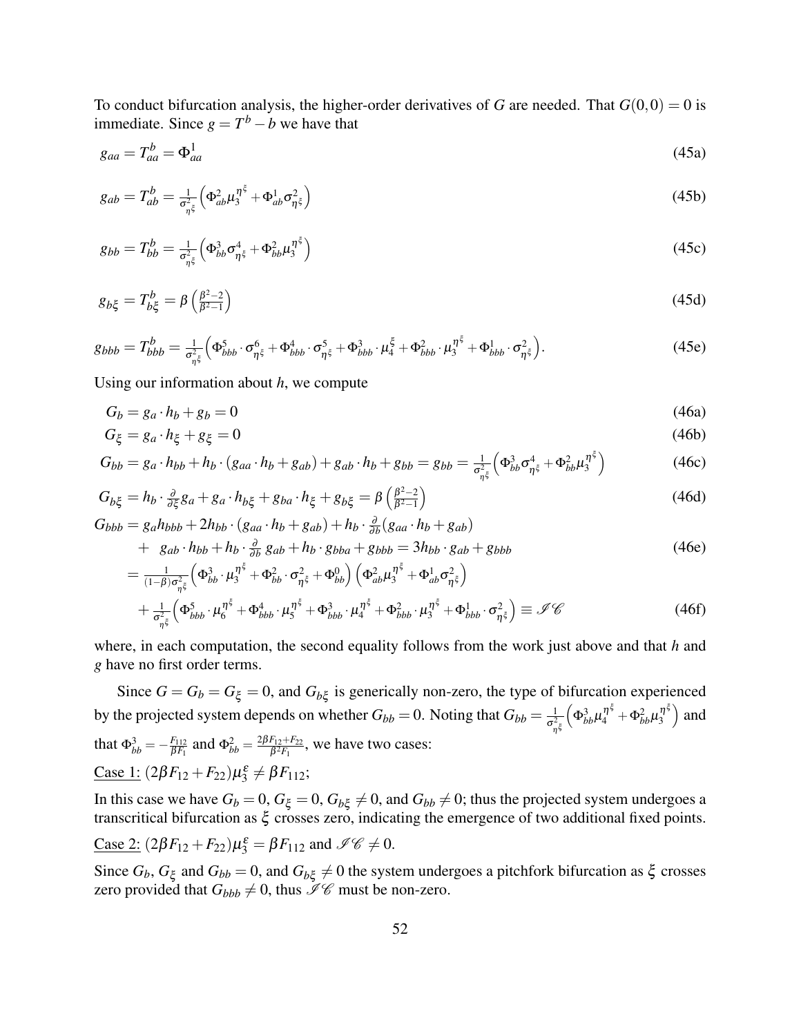To conduct bifurcation analysis, the higher-order derivatives of $G$ are needed. That $G(0,0) = 0$ is immediate. Since $g = T^b - b$ we have that

$$g_{aa} = T^b_{aa} = \Phi^1_{aa} \tag{45a}$$

$$g_{ab} = T^b_{ab} = \frac{1}{\sigma^2_{\eta^\xi}}\left(\Phi^2_{ab}\mu_3^{\eta^\xi} + \Phi^1_{ab}\sigma^2_{\eta^\xi}\right) \tag{45b}$$

$$g_{bb} = T^b_{bb} = \frac{1}{\sigma^2_{\eta^\xi}}\left(\Phi^3_{bb}\sigma^4_{\eta^\xi} + \Phi^2_{bb}\mu_3^{\eta^\xi}\right) \tag{45c}$$

$$g_{b\xi} = T^b_{b\xi} = \beta\left(\frac{\beta^2-2}{\beta^2-1}\right) \tag{45d}$$

$$g_{bbb} = T^b_{bbb} = \frac{1}{\sigma^2_{\eta^\xi}}\left(\Phi^5_{bbb}\cdot\sigma^6_{\eta^\xi} + \Phi^4_{bbb}\cdot\sigma^5_{\eta^\xi} + \Phi^3_{bbb}\cdot\mu_4^\xi + \Phi^2_{bbb}\cdot\mu_3^{\eta^\xi} + \Phi^1_{bbb}\cdot\sigma^2_{\eta^\xi}\right). \tag{45e}$$

Using our information about $h$, we compute

$$G_b = g_a\cdot h_b + g_b = 0 \tag{46a}$$

$$G_\xi = g_a\cdot h_\xi + g_\xi = 0 \tag{46b}$$

$$G_{bb} = g_a\cdot h_{bb} + h_b\cdot(g_{aa}\cdot h_b + g_{ab}) + g_{ab}\cdot h_b + g_{bb} = g_{bb} = \frac{1}{\sigma^2_{\eta^\xi}}\left(\Phi^3_{bb}\sigma^4_{\eta^\xi} + \Phi^2_{bb}\mu_3^{\eta^\xi}\right) \tag{46c}$$

$$G_{b\xi} = h_b\cdot\frac{\partial}{\partial\xi}g_a + g_a\cdot h_{b\xi} + g_{ba}\cdot h_\xi + g_{b\xi} = \beta\left(\frac{\beta^2-2}{\beta^2-1}\right) \tag{46d}$$

$$\begin{aligned}
G_{bbb} &= g_a h_{bbb} + 2h_{bb}\cdot(g_{aa}\cdot h_b + g_{ab}) + h_b\cdot\frac{\partial}{\partial b}(g_{aa}\cdot h_b + g_{ab}) \\
&\quad +\ g_{ab}\cdot h_{bb} + h_b\cdot\frac{\partial}{\partial b}\,g_{ab} + h_b\cdot g_{bba} + g_{bbb} = 3h_{bb}\cdot g_{ab} + g_{bbb} 
\end{aligned}\tag{46e}$$

$$\begin{aligned}
&= \frac{1}{(1-\beta)\sigma^2_{\eta^\xi}}\left(\Phi^3_{bb}\cdot\mu_3^{\eta^\xi} + \Phi^2_{bb}\cdot\sigma^2_{\eta^\xi} + \Phi^0_{bb}\right)\left(\Phi^2_{ab}\mu_3^{\eta^\xi} + \Phi^1_{ab}\sigma^2_{\eta^\xi}\right) \\
&\quad + \frac{1}{\sigma^2_{\eta^\xi}}\left(\Phi^5_{bbb}\cdot\mu_6^{\eta^\xi} + \Phi^4_{bbb}\cdot\mu_5^{\eta^\xi} + \Phi^3_{bbb}\cdot\mu_4^{\eta^\xi} + \Phi^2_{bbb}\cdot\mu_3^{\eta^\xi} + \Phi^1_{bbb}\cdot\sigma^2_{\eta^\xi}\right) \equiv \mathscr{IC}
\end{aligned}\tag{46f}$$

where, in each computation, the second equality follows from the work just above and that $h$ and $g$ have no first order terms.

Since $G = G_b = G_\xi = 0$, and $G_{b\xi}$ is generically non-zero, the type of bifurcation experienced by the projected system depends on whether $G_{bb} = 0$. Noting that $G_{bb} = \frac{1}{\sigma^2_{\eta^\xi}}\left(\Phi^3_{bb}\mu_4^{\eta^\xi} + \Phi^2_{bb}\mu_3^{\eta^\xi}\right)$ and that $\Phi^3_{bb} = -\frac{F_{112}}{\beta F_1}$ and $\Phi^2_{bb} = \frac{2\beta F_{12} + F_{22}}{\beta^2 F_1}$, we have two cases:

<u>Case 1:</u> $(2\beta F_{12} + F_{22})\mu_3^\varepsilon \neq \beta F_{112}$;

In this case we have $G_b = 0$, $G_\xi = 0$, $G_{b\xi} \neq 0$, and $G_{bb} \neq 0$; thus the projected system undergoes a transcritical bifurcation as $\xi$ crosses zero, indicating the emergence of two additional fixed points.

<u>Case 2:</u> $(2\beta F_{12} + F_{22})\mu_3^\varepsilon = \beta F_{112}$ and $\mathscr{IC} \neq 0$.

Since $G_b$, $G_\xi$ and $G_{bb} = 0$, and $G_{b\xi} \neq 0$ the system undergoes a pitchfork bifurcation as $\xi$ crosses zero provided that $G_{bbb} \neq 0$, thus $\mathscr{IC}$ must be non-zero.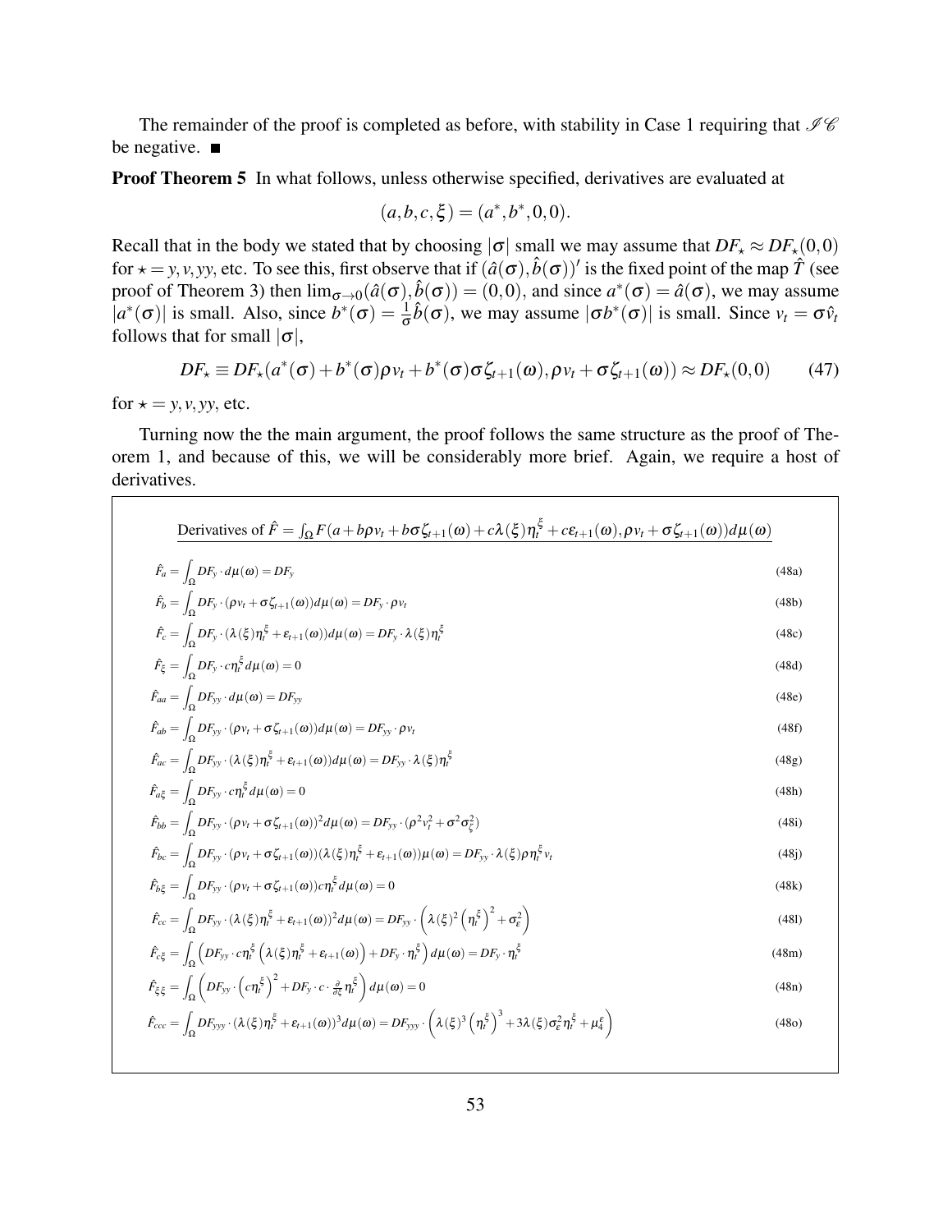The remainder of the proof is completed as before, with stability in Case 1 requiring that $\mathscr{IC}$ be negative. ■

**Proof Theorem 5** In what follows, unless otherwise specified, derivatives are evaluated at

$$(a,b,c,\xi) = (a^*, b^*, 0, 0).$$

Recall that in the body we stated that by choosing $|\sigma|$ small we may assume that $DF_\star \approx DF_\star(0,0)$ for $\star = y, v, yy$, etc. To see this, first observe that if $(\hat{a}(\sigma), \hat{b}(\sigma))'$ is the fixed point of the map $\hat{T}$ (see proof of Theorem 3) then $\lim_{\sigma\to 0}(\hat{a}(\sigma), \hat{b}(\sigma)) = (0,0)$, and since $a^*(\sigma) = \hat{a}(\sigma)$, we may assume $|a^*(\sigma)|$ is small. Also, since $b^*(\sigma) = \frac{1}{\sigma}\hat{b}(\sigma)$, we may assume $|\sigma b^*(\sigma)|$ is small. Since $v_t = \sigma \hat{v}_t$ follows that for small $|\sigma|$,

$$DF_\star \equiv DF_\star(a^*(\sigma) + b^*(\sigma)\rho v_t + b^*(\sigma)\sigma\zeta_{t+1}(\omega), \rho v_t + \sigma\zeta_{t+1}(\omega)) \approx DF_\star(0,0) \qquad (47)$$

for $\star = y, v, yy$, etc.

Turning now the the main argument, the proof follows the same structure as the proof of Theorem 1, and because of this, we will be considerably more brief. Again, we require a host of derivatives.

Derivatives of $\hat{F} = \int_\Omega F(a + b\rho v_t + b\sigma\zeta_{t+1}(\omega) + c\lambda(\xi)\eta_t^\xi + c\varepsilon_{t+1}(\omega), \rho v_t + \sigma\zeta_{t+1}(\omega))d\mu(\omega)$

$$\hat{F}_a = \int_\Omega DF_y \cdot d\mu(\omega) = DF_y \qquad (48a)$$

$$\hat{F}_b = \int_\Omega DF_y \cdot (\rho v_t + \sigma\zeta_{t+1}(\omega))d\mu(\omega) = DF_y \cdot \rho v_t \qquad (48b)$$

$$\hat{F}_c = \int_\Omega DF_y \cdot (\lambda(\xi)\eta_t^\xi + \varepsilon_{t+1}(\omega))d\mu(\omega) = DF_y \cdot \lambda(\xi)\eta_t^\xi \qquad (48c)$$

$$\hat{F}_\xi = \int_\Omega DF_y \cdot c\eta_t^\xi d\mu(\omega) = 0 \qquad (48d)$$

$$\hat{F}_{aa} = \int_\Omega DF_{yy} \cdot d\mu(\omega) = DF_{yy} \qquad (48e)$$

$$\hat{F}_{ab} = \int_\Omega DF_{yy} \cdot (\rho v_t + \sigma\zeta_{t+1}(\omega))d\mu(\omega) = DF_{yy} \cdot \rho v_t \qquad (48f)$$

$$\hat{F}_{ac} = \int_\Omega DF_{yy} \cdot (\lambda(\xi)\eta_t^\xi + \varepsilon_{t+1}(\omega))d\mu(\omega) = DF_{yy} \cdot \lambda(\xi)\eta_t^\xi \qquad (48g)$$

$$\hat{F}_{a\xi} = \int_\Omega DF_{yy} \cdot c\eta_t^\xi d\mu(\omega) = 0 \qquad (48h)$$

$$\hat{F}_{bb} = \int_\Omega DF_{yy} \cdot (\rho v_t + \sigma\zeta_{t+1}(\omega))^2 d\mu(\omega) = DF_{yy} \cdot (\rho^2 v_t^2 + \sigma^2\sigma_\zeta^2) \qquad (48i)$$

$$\hat{F}_{bc} = \int_\Omega DF_{yy} \cdot (\rho v_t + \sigma\zeta_{t+1}(\omega))(\lambda(\xi)\eta_t^\xi + \varepsilon_{t+1}(\omega))\mu(\omega) = DF_{yy} \cdot \lambda(\xi)\rho\eta_t^\xi v_t \qquad (48j)$$

$$\hat{F}_{b\xi} = \int_\Omega DF_{yy} \cdot (\rho v_t + \sigma\zeta_{t+1}(\omega))c\eta_t^\xi d\mu(\omega) = 0 \qquad (48k)$$

$$\hat{F}_{cc} = \int_\Omega DF_{yy} \cdot (\lambda(\xi)\eta_t^\xi + \varepsilon_{t+1}(\omega))^2 d\mu(\omega) = DF_{yy} \cdot \left(\lambda(\xi)^2\left(\eta_t^\xi\right)^2 + \sigma_\varepsilon^2\right) \qquad (48l)$$

$$\hat{F}_{c\xi} = \int_\Omega \left(DF_{yy} \cdot c\eta_t^\xi\left(\lambda(\xi)\eta_t^\xi + \varepsilon_{t+1}(\omega)\right) + DF_y \cdot \eta_t^\xi\right)d\mu(\omega) = DF_y \cdot \eta_t^\xi \qquad (48m)$$

$$\hat{F}_{\xi\xi} = \int_\Omega \left(DF_{yy} \cdot \left(c\eta_t^\xi\right)^2 + DF_y \cdot c \cdot \tfrac{\partial}{\partial\xi}\eta_t^\xi\right)d\mu(\omega) = 0 \qquad (48n)$$

$$\hat{F}_{ccc} = \int_\Omega DF_{yyy} \cdot (\lambda(\xi)\eta_t^\xi + \varepsilon_{t+1}(\omega))^3 d\mu(\omega) = DF_{yyy} \cdot \left(\lambda(\xi)^3\left(\eta_t^\xi\right)^3 + 3\lambda(\xi)\sigma_\varepsilon^2\eta_t^\xi + \mu_4^\varepsilon\right) \qquad (48o)$$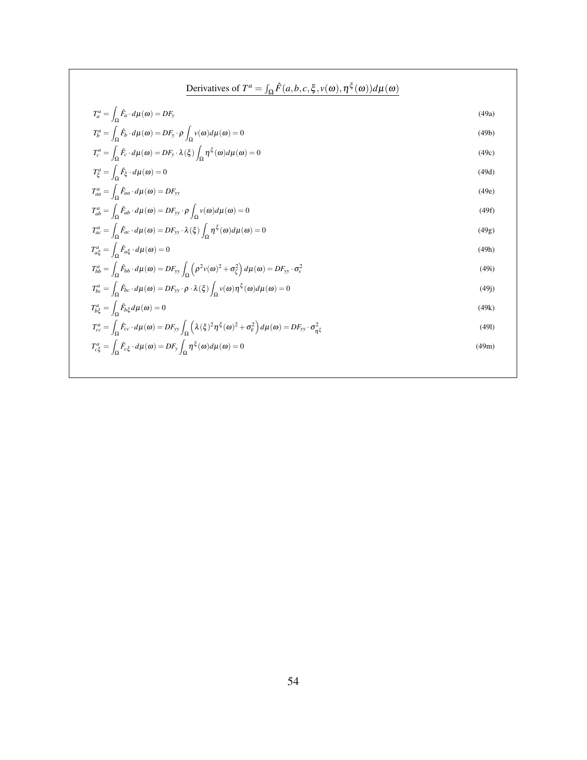**Derivatives of $T^a = \int_\Omega \hat{F}(a,b,c,\xi,v(\omega),\eta^\xi(\omega))d\mu(\omega)$**

$$T_a^a = \int_\Omega \hat{F}_a \cdot d\mu(\omega) = DF_y \tag{49a}$$

$$T_b^a = \int_\Omega \hat{F}_b \cdot d\mu(\omega) = DF_y \cdot \rho \int_\Omega v(\omega) d\mu(\omega) = 0 \tag{49b}$$

$$T_c^a = \int_\Omega \hat{F}_c \cdot d\mu(\omega) = DF_y \cdot \lambda(\xi) \int_\Omega \eta^\xi(\omega) d\mu(\omega) = 0 \tag{49c}$$

$$T_\xi^a = \int_\Omega \hat{F}_\xi \cdot d\mu(\omega) = 0 \tag{49d}$$

$$T_{aa}^a = \int_\Omega \hat{F}_{aa} \cdot d\mu(\omega) = DF_{yy} \tag{49e}$$

$$T_{ab}^a = \int_\Omega \hat{F}_{ab} \cdot d\mu(\omega) = DF_{yy} \cdot \rho \int_\Omega v(\omega) d\mu(\omega) = 0 \tag{49f}$$

$$T_{ac}^a = \int_\Omega \hat{F}_{ac} \cdot d\mu(\omega) = DF_{yy} \cdot \lambda(\xi) \int_\Omega \eta^\xi(\omega) d\mu(\omega) = 0 \tag{49g}$$

$$T_{a\xi}^a = \int_\Omega \hat{F}_{a\xi} \cdot d\mu(\omega) = 0 \tag{49h}$$

$$T_{bb}^a = \int_\Omega \hat{F}_{bb} \cdot d\mu(\omega) = DF_{yy} \int_\Omega \left(\rho^2 v(\omega)^2 + \sigma_\zeta^2\right) d\mu(\omega) = DF_{yy} \cdot \sigma_v^2 \tag{49i}$$

$$T_{bc}^a = \int_\Omega \hat{F}_{bc} \cdot d\mu(\omega) = DF_{yy} \cdot \rho \cdot \lambda(\xi) \int_\Omega v(\omega)\eta^\xi(\omega) d\mu(\omega) = 0 \tag{49j}$$

$$T_{b\xi}^a = \int_\Omega \hat{F}_{b\xi} d\mu(\omega) = 0 \tag{49k}$$

$$T_{cc}^a = \int_\Omega \hat{F}_{cc} \cdot d\mu(\omega) = DF_{yy} \int_\Omega \left(\lambda(\xi)^2 \eta^\xi(\omega)^2 + \sigma_\varepsilon^2\right) d\mu(\omega) = DF_{yy} \cdot \sigma_{\eta^\xi}^2 \tag{49l}$$

$$T_{c\xi}^a = \int_\Omega \hat{F}_{c\xi} \cdot d\mu(\omega) = DF_y \int_\Omega \eta^\xi(\omega) d\mu(\omega) = 0 \tag{49m}$$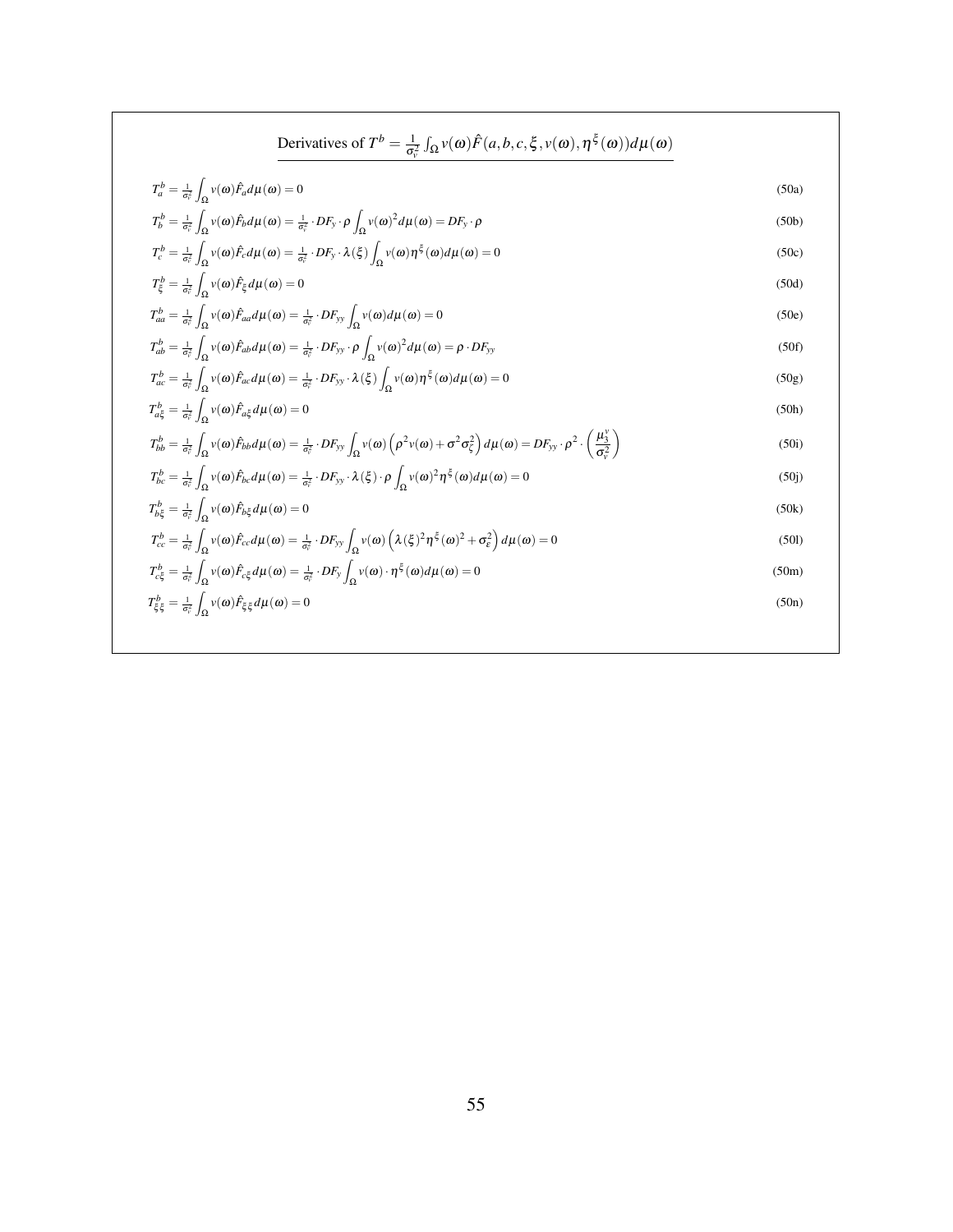## Derivatives of $T^b = \frac{1}{\sigma_v^2}\int_\Omega v(\omega)\hat{F}(a,b,c,\xi,v(\omega),\eta^\xi(\omega))d\mu(\omega)$

$$T_a^b = \tfrac{1}{\sigma_v^2}\int_\Omega v(\omega)\hat{F}_a d\mu(\omega) = 0 \tag{50a}$$

$$T_b^b = \tfrac{1}{\sigma_v^2}\int_\Omega v(\omega)\hat{F}_b d\mu(\omega) = \tfrac{1}{\sigma_v^2}\cdot DF_y \cdot \rho \int_\Omega v(\omega)^2 d\mu(\omega) = DF_y \cdot \rho \tag{50b}$$

$$T_c^b = \tfrac{1}{\sigma_v^2}\int_\Omega v(\omega)\hat{F}_c d\mu(\omega) = \tfrac{1}{\sigma_v^2}\cdot DF_y \cdot \lambda(\xi)\int_\Omega v(\omega)\eta^\xi(\omega)d\mu(\omega) = 0 \tag{50c}$$

$$T_\xi^b = \tfrac{1}{\sigma_v^2}\int_\Omega v(\omega)\hat{F}_\xi d\mu(\omega) = 0 \tag{50d}$$

$$T_{aa}^b = \tfrac{1}{\sigma_v^2}\int_\Omega v(\omega)\hat{F}_{aa} d\mu(\omega) = \tfrac{1}{\sigma_v^2}\cdot DF_{yy}\int_\Omega v(\omega)d\mu(\omega) = 0 \tag{50e}$$

$$T_{ab}^b = \tfrac{1}{\sigma_v^2}\int_\Omega v(\omega)\hat{F}_{ab} d\mu(\omega) = \tfrac{1}{\sigma_v^2}\cdot DF_{yy}\cdot \rho\int_\Omega v(\omega)^2 d\mu(\omega) = \rho \cdot DF_{yy} \tag{50f}$$

$$T_{ac}^b = \tfrac{1}{\sigma_v^2}\int_\Omega v(\omega)\hat{F}_{ac} d\mu(\omega) = \tfrac{1}{\sigma_v^2}\cdot DF_{yy}\cdot \lambda(\xi)\int_\Omega v(\omega)\eta^\xi(\omega)d\mu(\omega) = 0 \tag{50g}$$

$$T_{a\xi}^b = \tfrac{1}{\sigma_v^2}\int_\Omega v(\omega)\hat{F}_{a\xi} d\mu(\omega) = 0 \tag{50h}$$

$$T_{bb}^b = \tfrac{1}{\sigma_v^2}\int_\Omega v(\omega)\hat{F}_{bb} d\mu(\omega) = \tfrac{1}{\sigma_v^2}\cdot DF_{yy}\int_\Omega v(\omega)\left(\rho^2 v(\omega) + \sigma^2\sigma_\zeta^2\right)d\mu(\omega) = DF_{yy}\cdot \rho^2 \cdot \left(\frac{\mu_3^v}{\sigma_v^2}\right) \tag{50i}$$

$$T_{bc}^b = \tfrac{1}{\sigma_v^2}\int_\Omega v(\omega)\hat{F}_{bc} d\mu(\omega) = \tfrac{1}{\sigma_v^2}\cdot DF_{yy}\cdot \lambda(\xi)\cdot \rho\int_\Omega v(\omega)^2\eta^\xi(\omega)d\mu(\omega) = 0 \tag{50j}$$

$$T_{b\xi}^b = \tfrac{1}{\sigma_v^2}\int_\Omega v(\omega)\hat{F}_{b\xi} d\mu(\omega) = 0 \tag{50k}$$

$$T_{cc}^b = \tfrac{1}{\sigma_v^2}\int_\Omega v(\omega)\hat{F}_{cc} d\mu(\omega) = \tfrac{1}{\sigma_v^2}\cdot DF_{yy}\int_\Omega v(\omega)\left(\lambda(\xi)^2\eta^\xi(\omega)^2 + \sigma_\varepsilon^2\right)d\mu(\omega) = 0 \tag{50l}$$

$$T_{c\xi}^b = \tfrac{1}{\sigma_v^2}\int_\Omega v(\omega)\hat{F}_{c\xi} d\mu(\omega) = \tfrac{1}{\sigma_v^2}\cdot DF_y\int_\Omega v(\omega)\cdot\eta^\xi(\omega)d\mu(\omega) = 0 \tag{50m}$$

$$T_{\xi\xi}^b = \tfrac{1}{\sigma_v^2}\int_\Omega v(\omega)\hat{F}_{\xi\xi} d\mu(\omega) = 0 \tag{50n}$$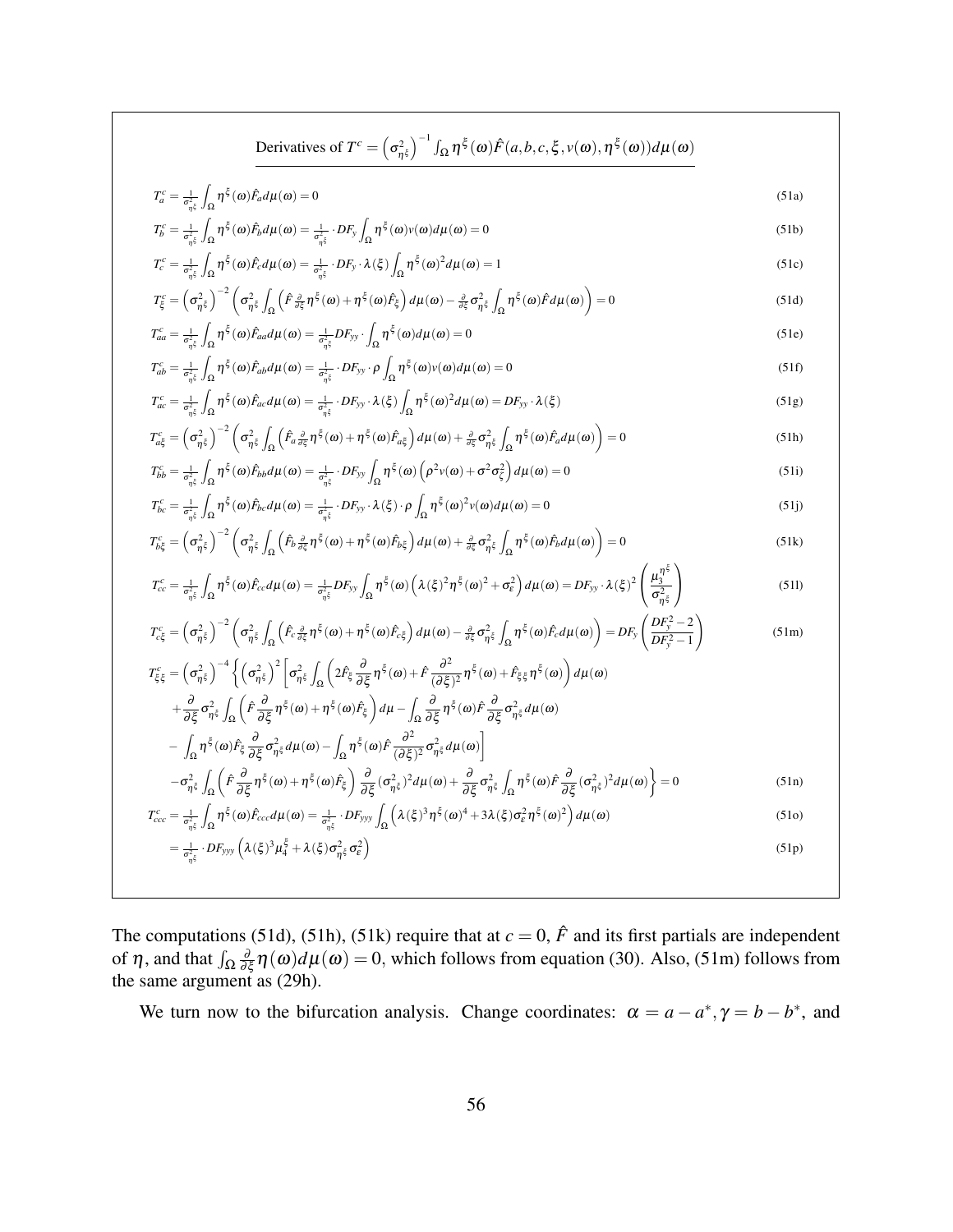Derivatives of $T^c = \left(\sigma^2_{\eta^\xi}\right)^{-1} \int_\Omega \eta^\xi(\omega)\hat{F}(a,b,c,\xi,v(\omega),\eta^\xi(\omega))d\mu(\omega)$

$$T^c_a = \tfrac{1}{\sigma^2_{\eta^\xi}} \int_\Omega \eta^\xi(\omega)\hat{F}_a d\mu(\omega) = 0 \tag{51a}$$

$$T^c_b = \tfrac{1}{\sigma^2_{\eta^\xi}} \int_\Omega \eta^\xi(\omega)\hat{F}_b d\mu(\omega) = \tfrac{1}{\sigma^2_{\eta^\xi}} \cdot DF_y \int_\Omega \eta^\xi(\omega)v(\omega)d\mu(\omega) = 0 \tag{51b}$$

$$T^c_c = \tfrac{1}{\sigma^2_{\eta^\xi}} \int_\Omega \eta^\xi(\omega)\hat{F}_c d\mu(\omega) = \tfrac{1}{\sigma^2_{\eta^\xi}} \cdot DF_y \cdot \lambda(\xi) \int_\Omega \eta^\xi(\omega)^2 d\mu(\omega) = 1 \tag{51c}$$

$$T^c_\xi = \left(\sigma^2_{\eta^\xi}\right)^{-2} \left( \sigma^2_{\eta^\xi} \int_\Omega \left( \hat{F} \tfrac{\partial}{\partial\xi}\eta^\xi(\omega) + \eta^\xi(\omega)\hat{F}_\xi \right) d\mu(\omega) - \tfrac{\partial}{\partial\xi}\sigma^2_{\eta^\xi} \int_\Omega \eta^\xi(\omega)\hat{F} d\mu(\omega) \right) = 0 \tag{51d}$$

$$T^c_{aa} = \tfrac{1}{\sigma^2_{\eta^\xi}} \int_\Omega \eta^\xi(\omega)\hat{F}_{aa} d\mu(\omega) = \tfrac{1}{\sigma^2_{\eta^\xi}} DF_{yy} \cdot \int_\Omega \eta^\xi(\omega)d\mu(\omega) = 0 \tag{51e}$$

$$T^c_{ab} = \tfrac{1}{\sigma^2_{\eta^\xi}} \int_\Omega \eta^\xi(\omega)\hat{F}_{ab} d\mu(\omega) = \tfrac{1}{\sigma^2_{\eta^\xi}} \cdot DF_{yy} \cdot \rho \int_\Omega \eta^\xi(\omega)v(\omega)d\mu(\omega) = 0 \tag{51f}$$

$$T^c_{ac} = \tfrac{1}{\sigma^2_{\eta^\xi}} \int_\Omega \eta^\xi(\omega)\hat{F}_{ac} d\mu(\omega) = \tfrac{1}{\sigma^2_{\eta^\xi}} \cdot DF_{yy} \cdot \lambda(\xi) \int_\Omega \eta^\xi(\omega)^2 d\mu(\omega) = DF_{yy} \cdot \lambda(\xi) \tag{51g}$$

$$T^c_{a\xi} = \left(\sigma^2_{\eta^\xi}\right)^{-2} \left( \sigma^2_{\eta^\xi} \int_\Omega \left( \hat{F}_a \tfrac{\partial}{\partial\xi}\eta^\xi(\omega) + \eta^\xi(\omega)\hat{F}_{a\xi} \right) d\mu(\omega) + \tfrac{\partial}{\partial\xi}\sigma^2_{\eta^\xi} \int_\Omega \eta^\xi(\omega)\hat{F}_a d\mu(\omega) \right) = 0 \tag{51h}$$

$$T^c_{bb} = \tfrac{1}{\sigma^2_{\eta^\xi}} \int_\Omega \eta^\xi(\omega)\hat{F}_{bb} d\mu(\omega) = \tfrac{1}{\sigma^2_{\eta^\xi}} \cdot DF_{yy} \int_\Omega \eta^\xi(\omega) \left( \rho^2 v(\omega) + \sigma^2\sigma^2_\zeta \right) d\mu(\omega) = 0 \tag{51i}$$

$$T^c_{bc} = \tfrac{1}{\sigma^2_{\eta^\xi}} \int_\Omega \eta^\xi(\omega)\hat{F}_{bc} d\mu(\omega) = \tfrac{1}{\sigma^2_{\eta^\xi}} \cdot DF_{yy} \cdot \lambda(\xi) \cdot \rho \int_\Omega \eta^\xi(\omega)^2 v(\omega)d\mu(\omega) = 0 \tag{51j}$$

$$T^c_{b\xi} = \left(\sigma^2_{\eta^\xi}\right)^{-2} \left( \sigma^2_{\eta^\xi} \int_\Omega \left( \hat{F}_b \tfrac{\partial}{\partial\xi}\eta^\xi(\omega) + \eta^\xi(\omega)\hat{F}_{b\xi} \right) d\mu(\omega) + \tfrac{\partial}{\partial\xi}\sigma^2_{\eta^\xi} \int_\Omega \eta^\xi(\omega)\hat{F}_b d\mu(\omega) \right) = 0 \tag{51k}$$

$$T^c_{cc} = \tfrac{1}{\sigma^2_{\eta^\xi}} \int_\Omega \eta^\xi(\omega)\hat{F}_{cc} d\mu(\omega) = \tfrac{1}{\sigma^2_{\eta^\xi}} DF_{yy} \int_\Omega \eta^\xi(\omega) \left( \lambda(\xi)^2 \eta^\xi(\omega)^2 + \sigma^2_\varepsilon \right) d\mu(\omega) = DF_{yy} \cdot \lambda(\xi)^2 \left( \frac{\mu_3^{\eta^\xi}}{\sigma^2_{\eta^\xi}} \right) \tag{51l}$$

$$T^c_{c\xi} = \left(\sigma^2_{\eta^\xi}\right)^{-2} \left( \sigma^2_{\eta^\xi} \int_\Omega \left( \hat{F}_c \tfrac{\partial}{\partial\xi}\eta^\xi(\omega) + \eta^\xi(\omega)\hat{F}_{c\xi} \right) d\mu(\omega) - \tfrac{\partial}{\partial\xi}\sigma^2_{\eta^\xi} \int_\Omega \eta^\xi(\omega)\hat{F}_c d\mu(\omega) \right) = DF_y \left( \frac{DF_y^2 - 2}{DF_y^2 - 1} \right) \tag{51m}$$

$$\begin{aligned}
T^c_{\xi\xi} = \left(\sigma^2_{\eta^\xi}\right)^{-4} \Bigg\{ \left(\sigma^2_{\eta^\xi}\right)^2 \Bigg[ & \sigma^2_{\eta^\xi} \int_\Omega \left( 2\hat{F}_\xi \frac{\partial}{\partial\xi}\eta^\xi(\omega) + \hat{F} \frac{\partial^2}{(\partial\xi)^2}\eta^\xi(\omega) + \hat{F}_{\xi\xi}\eta^\xi(\omega) \right) d\mu(\omega) \\
& + \frac{\partial}{\partial\xi}\sigma^2_{\eta^\xi} \int_\Omega \left( \hat{F} \frac{\partial}{\partial\xi}\eta^\xi(\omega) + \eta^\xi(\omega)\hat{F}_\xi \right) d\mu - \int_\Omega \frac{\partial}{\partial\xi}\eta^\xi(\omega)\hat{F} \frac{\partial}{\partial\xi}\sigma^2_{\eta^\xi} d\mu(\omega) \\
& - \int_\Omega \eta^\xi(\omega)\hat{F}_\xi \frac{\partial}{\partial\xi}\sigma^2_{\eta^\xi} d\mu(\omega) - \int_\Omega \eta^\xi(\omega)\hat{F} \frac{\partial^2}{(\partial\xi)^2}\sigma^2_{\eta^\xi} d\mu(\omega) \Bigg] \\
& - \sigma^2_{\eta^\xi} \int_\Omega \left( \hat{F} \frac{\partial}{\partial\xi}\eta^\xi(\omega) + \eta^\xi(\omega)\hat{F}_\xi \right) \frac{\partial}{\partial\xi}(\sigma^2_{\eta^\xi})^2 d\mu(\omega) + \frac{\partial}{\partial\xi}\sigma^2_{\eta^\xi} \int_\Omega \eta^\xi(\omega)\hat{F} \frac{\partial}{\partial\xi}(\sigma^2_{\eta^\xi})^2 d\mu(\omega) \Bigg\} = 0
\end{aligned} \tag{51n}$$

$$T^c_{ccc} = \tfrac{1}{\sigma^2_{\eta^\xi}} \int_\Omega \eta^\xi(\omega)\hat{F}_{ccc} d\mu(\omega) = \tfrac{1}{\sigma^2_{\eta^\xi}} \cdot DF_{yyy} \int_\Omega \left( \lambda(\xi)^3 \eta^\xi(\omega)^4 + 3\lambda(\xi)\sigma^2_\varepsilon \eta^\xi(\omega)^2 \right) d\mu(\omega) \tag{51o}$$

$$= \tfrac{1}{\sigma^2_{\eta^\xi}} \cdot DF_{yyy} \left( \lambda(\xi)^3 \mu_4^\xi + \lambda(\xi)\sigma^2_{\eta^\xi}\sigma^2_\varepsilon \right) \tag{51p}$$

The computations (51d), (51h), (51k) require that at $c = 0$, $\hat{F}$ and its first partials are independent of $\eta$, and that $\int_\Omega \frac{\partial}{\partial\xi}\eta(\omega)d\mu(\omega) = 0$, which follows from equation (30). Also, (51m) follows from the same argument as (29h).

We turn now to the bifurcation analysis. Change coordinates: $\alpha = a - a^*, \gamma = b - b^*$, and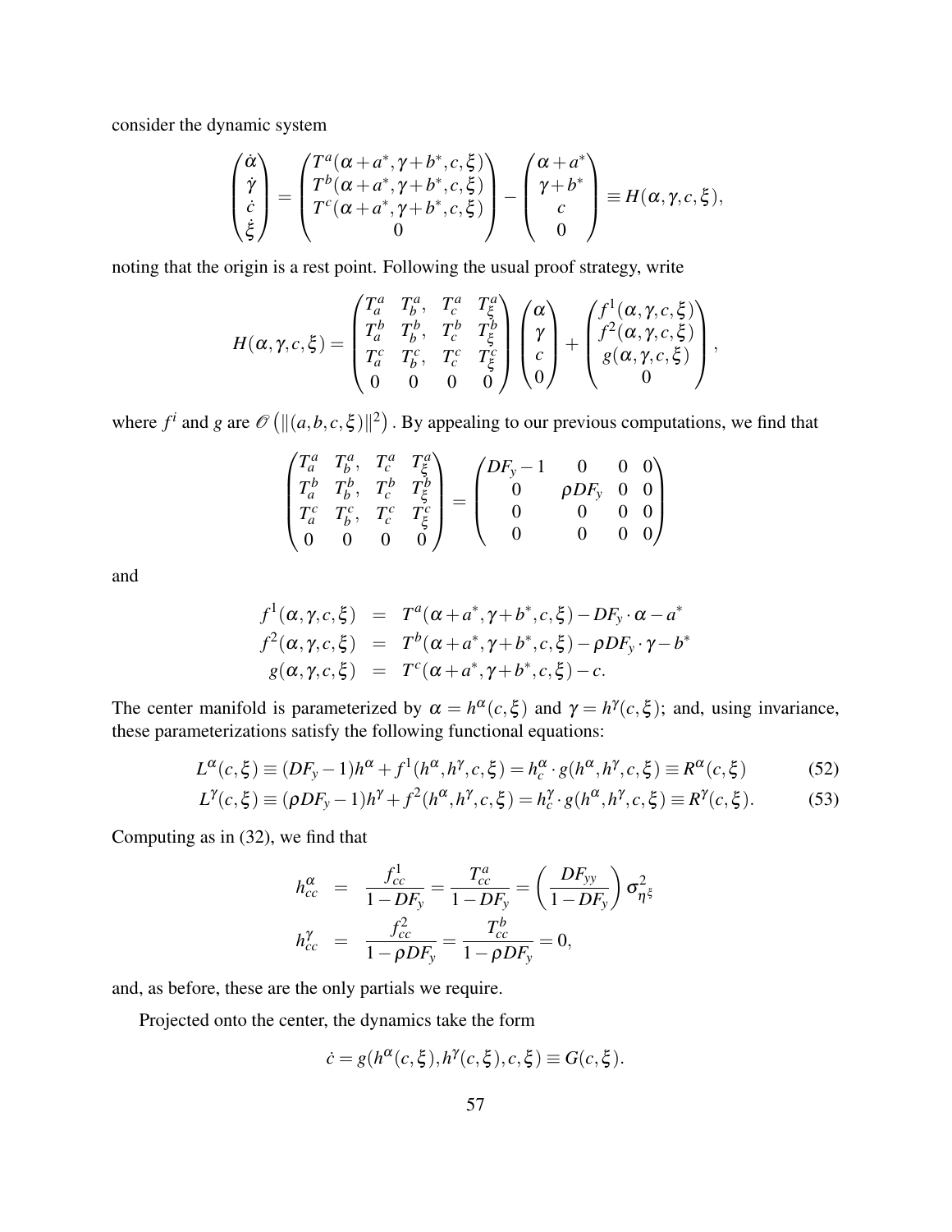consider the dynamic system

$$
\begin{pmatrix} \dot{\alpha} \\ \dot{\gamma} \\ \dot{c} \\ \dot{\xi} \end{pmatrix} = \begin{pmatrix} T^a(\alpha + a^*, \gamma + b^*, c, \xi) \\ T^b(\alpha + a^*, \gamma + b^*, c, \xi) \\ T^c(\alpha + a^*, \gamma + b^*, c, \xi) \\ 0 \end{pmatrix} - \begin{pmatrix} \alpha + a^* \\ \gamma + b^* \\ c \\ 0 \end{pmatrix} \equiv H(\alpha, \gamma, c, \xi),
$$

noting that the origin is a rest point. Following the usual proof strategy, write

$$
H(\alpha, \gamma, c, \xi) = \begin{pmatrix} T^a_a & T^a_b, & T^a_c & T^a_\xi \\ T^b_a & T^b_b, & T^b_c & T^b_\xi \\ T^c_a & T^c_b, & T^c_c & T^c_\xi \\ 0 & 0 & 0 & 0 \end{pmatrix} \begin{pmatrix} \alpha \\ \gamma \\ c \\ 0 \end{pmatrix} + \begin{pmatrix} f^1(\alpha, \gamma, c, \xi) \\ f^2(\alpha, \gamma, c, \xi) \\ g(\alpha, \gamma, c, \xi) \\ 0 \end{pmatrix},
$$

where $f^i$ and $g$ are $\mathscr{O}\left(\|(a, b, c, \xi)\|^2\right)$. By appealing to our previous computations, we find that

$$
\begin{pmatrix} T^a_a & T^a_b, & T^a_c & T^a_\xi \\ T^b_a & T^b_b, & T^b_c & T^b_\xi \\ T^c_a & T^c_b, & T^c_c & T^c_\xi \\ 0 & 0 & 0 & 0 \end{pmatrix} = \begin{pmatrix} DF_y - 1 & 0 & 0 & 0 \\ 0 & \rho DF_y & 0 & 0 \\ 0 & 0 & 0 & 0 \\ 0 & 0 & 0 & 0 \end{pmatrix}
$$

and

$$
\begin{aligned}
f^1(\alpha, \gamma, c, \xi) &= T^a(\alpha + a^*, \gamma + b^*, c, \xi) - DF_y \cdot \alpha - a^* \\
f^2(\alpha, \gamma, c, \xi) &= T^b(\alpha + a^*, \gamma + b^*, c, \xi) - \rho DF_y \cdot \gamma - b^* \\
g(\alpha, \gamma, c, \xi) &= T^c(\alpha + a^*, \gamma + b^*, c, \xi) - c.
\end{aligned}
$$

The center manifold is parameterized by $\alpha = h^\alpha(c, \xi)$ and $\gamma = h^\gamma(c, \xi)$; and, using invariance, these parameterizations satisfy the following functional equations:

$$
L^\alpha(c, \xi) \equiv (DF_y - 1)h^\alpha + f^1(h^\alpha, h^\gamma, c, \xi) = h^\alpha_c \cdot g(h^\alpha, h^\gamma, c, \xi) \equiv R^\alpha(c, \xi) \tag{52}
$$

$$
L^\gamma(c, \xi) \equiv (\rho DF_y - 1)h^\gamma + f^2(h^\alpha, h^\gamma, c, \xi) = h^\gamma_c \cdot g(h^\alpha, h^\gamma, c, \xi) \equiv R^\gamma(c, \xi). \tag{53}
$$

Computing as in (32), we find that

$$
\begin{aligned}
h^\alpha_{cc} &= \frac{f^1_{cc}}{1 - DF_y} = \frac{T^a_{cc}}{1 - DF_y} = \left( \frac{DF_{yy}}{1 - DF_y} \right) \sigma^2_{\eta^\xi} \\
h^\gamma_{cc} &= \frac{f^2_{cc}}{1 - \rho DF_y} = \frac{T^b_{cc}}{1 - \rho DF_y} = 0,
\end{aligned}
$$

and, as before, these are the only partials we require.

Projected onto the center, the dynamics take the form

$$
\dot{c} = g(h^\alpha(c, \xi), h^\gamma(c, \xi), c, \xi) \equiv G(c, \xi).
$$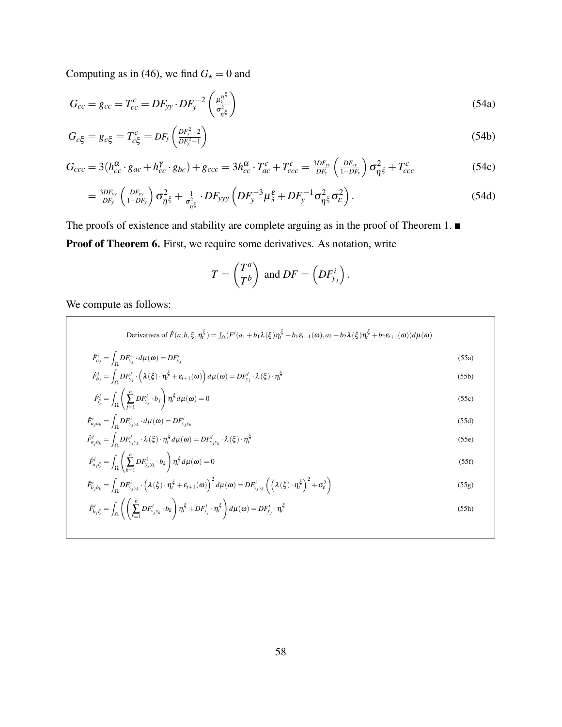Computing as in (46), we find $G_\star = 0$ and

$$G_{cc} = g_{cc} = T^c_{cc} = DF_{yy} \cdot DF_y^{-2} \left( \frac{\mu_3^{\eta^\xi}}{\sigma^2_{\eta^\xi}} \right) \tag{54a}$$

$$G_{c\xi} = g_{c\xi} = T^c_{c\xi} = DF_y \left( \frac{DF_y^2 - 2}{DF_y^2 - 1} \right) \tag{54b}$$

$$G_{ccc} = 3(h^\alpha_{cc} \cdot g_{ac} + h^\gamma_{cc} \cdot g_{bc}) + g_{ccc} = 3h^\alpha_{cc} \cdot T^c_{ac} + T^c_{ccc} = \frac{3DF_{yy}}{DF_y} \left( \frac{DF_{yy}}{1 - DF_y} \right) \sigma^2_{\eta^\xi} + T^c_{ccc} \tag{54c}$$

$$= \frac{3DF_{yy}}{DF_y} \left( \frac{DF_{yy}}{1 - DF_y} \right) \sigma^2_{\eta^\xi} + \frac{1}{\sigma^2_{\eta^\xi}} \cdot DF_{yyy} \left( DF_y^{-3} \mu_3^\varepsilon + DF_y^{-1} \sigma^2_{\eta^\xi} \sigma^2_\varepsilon \right). \tag{54d}$$

The proofs of existence and stability are complete arguing as in the proof of Theorem 1. ■

**Proof of Theorem 6.** First, we require some derivatives. As notation, write

$$T = \begin{pmatrix} T^a \\ T^b \end{pmatrix} \text{ and } DF = \left( DF^i_{y_j} \right).$$

We compute as follows:

Derivatives of $\hat{F}(a, b, \xi, \eta^\xi_t) = \int_\Omega (F^i(a_1 + b_1 \lambda(\xi) \eta^\xi_t + b_1 \varepsilon_{t+1}(\omega), a_2 + b_2 \lambda(\xi) \eta^\xi_t + b_2 \varepsilon_{t+1}(\omega)) d\mu(\omega)$

$$\hat{F}^i_{a_j} = \int_\Omega DF^i_{y_j} \cdot d\mu(\omega) = DF^i_{y_j} \tag{55a}$$

$$\hat{F}^i_{b_j} = \int_\Omega DF^i_{y_j} \cdot \left( \lambda(\xi) \cdot \eta^\xi_t + \varepsilon_{t+1}(\omega) \right) d\mu(\omega) = DF^i_{y_j} \cdot \lambda(\xi) \cdot \eta^\xi_t \tag{55b}$$

$$\hat{F}^i_\xi = \int_\Omega \left( \sum_{j=1}^n DF^i_{y_j} \cdot b_j \right) \eta^\xi_t d\mu(\omega) = 0 \tag{55c}$$

$$\hat{F}^i_{a_j a_k} = \int_\Omega DF^i_{y_j y_k} \cdot d\mu(\omega) = DF^i_{y_j y_k} \tag{55d}$$

$$\hat{F}^i_{a_j b_k} = \int_\Omega DF^i_{y_j y_k} \cdot \lambda(\xi) \cdot \eta^\xi_t d\mu(\omega) = DF^i_{y_j y_k} \cdot \lambda(\xi) \cdot \eta^\xi_t \tag{55e}$$

$$\hat{F}^i_{a_j \xi} = \int_\Omega \left( \sum_{k=1}^n DF^i_{y_j y_k} \cdot b_k \right) \eta^\xi_t d\mu(\omega) = 0 \tag{55f}$$

$$\hat{F}^i_{b_j b_k} = \int_\Omega DF^i_{y_j y_k} \cdot \left( \lambda(\xi) \cdot \eta^\xi_t + \varepsilon_{t+1}(\omega) \right)^2 d\mu(\omega) = DF^i_{y_j y_k} \left( \left( \lambda(\xi) \cdot \eta^\xi_t \right)^2 + \sigma^2_\varepsilon \right) \tag{55g}$$

$$\hat{F}^i_{b_j \xi} = \int_\Omega \left( \left( \sum_{k=1}^n DF^i_{y_j y_k} \cdot b_k \right) \eta^\xi_t + DF^i_{y_j} \cdot \eta^\xi_t \right) d\mu(\omega) = DF^i_{y_j} \cdot \eta^\xi_t \tag{55h}$$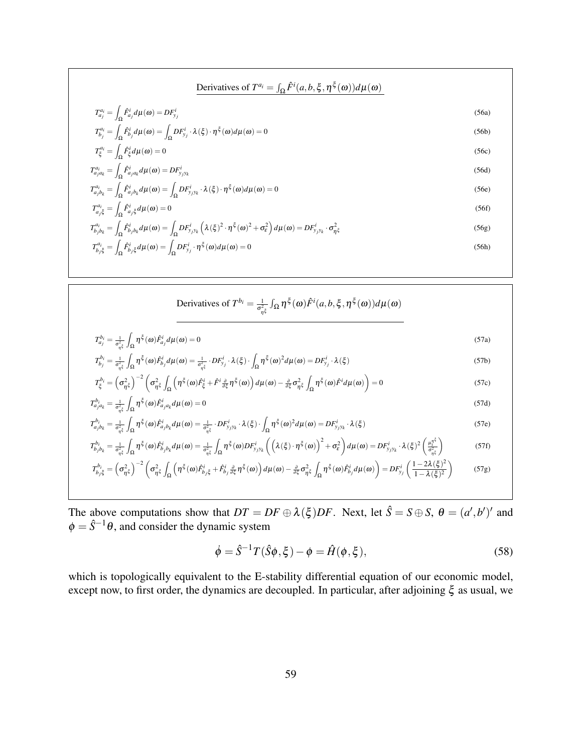**Derivatives of $T^{a_i} = \int_\Omega \hat{F}^i(a,b,\xi,\eta^\xi(\omega))d\mu(\omega)$**

$$T^{a_i}_{a_j} = \int_\Omega \hat{F}^i_{a_j} d\mu(\omega) = DF^i_{y_j} \tag{56a}$$

$$T^{a_i}_{b_j} = \int_\Omega \hat{F}^i_{b_j} d\mu(\omega) = \int_\Omega DF^i_{y_j} \cdot \lambda(\xi) \cdot \eta^\xi(\omega) d\mu(\omega) = 0 \tag{56b}$$

$$T^{a_i}_{\xi} = \int_\Omega \hat{F}^i_{\xi} d\mu(\omega) = 0 \tag{56c}$$

$$T^{a_i}_{a_j a_k} = \int_\Omega \hat{F}^i_{a_j a_k} d\mu(\omega) = DF^i_{y_j y_k} \tag{56d}$$

$$T^{a_i}_{a_j b_k} = \int_\Omega \hat{F}^i_{a_j b_k} d\mu(\omega) = \int_\Omega DF^i_{y_j y_k} \cdot \lambda(\xi) \cdot \eta^\xi(\omega) d\mu(\omega) = 0 \tag{56e}$$

$$T^{a_i}_{a_j \xi} = \int_\Omega \hat{F}^i_{a_j \xi} d\mu(\omega) = 0 \tag{56f}$$

$$T^{a_i}_{b_j b_k} = \int_\Omega \hat{F}^i_{b_j b_k} d\mu(\omega) = \int_\Omega DF^i_{y_j y_k} \left(\lambda(\xi)^2 \cdot \eta^\xi(\omega)^2 + \sigma^2_\varepsilon\right) d\mu(\omega) = DF^i_{y_j y_k} \cdot \sigma^2_{\eta^\xi} \tag{56g}$$

$$T^{a_i}_{b_j \xi} = \int_\Omega \hat{F}^i_{b_j \xi} d\mu(\omega) = \int_\Omega DF^i_{y_j} \cdot \eta^\xi(\omega) d\mu(\omega) = 0 \tag{56h}$$

**Derivatives of $T^{b_i} = \frac{1}{\sigma^2_{\eta^\xi}} \int_\Omega \eta^\xi(\omega) \hat{F}^i(a,b,\xi,\eta^\xi(\omega))d\mu(\omega)$**

$$T^{b_i}_{a_j} = \tfrac{1}{\sigma^2_{\eta^\xi}} \int_\Omega \eta^\xi(\omega) \hat{F}^i_{a_j} d\mu(\omega) = 0 \tag{57a}$$

$$T^{b_i}_{b_j} = \tfrac{1}{\sigma^2_{\eta^\xi}} \int_\Omega \eta^\xi(\omega) \hat{F}^i_{b_j} d\mu(\omega) = \tfrac{1}{\sigma^2_{\eta^\xi}} \cdot DF^i_{y_j} \cdot \lambda(\xi) \cdot \int_\Omega \eta^\xi(\omega)^2 d\mu(\omega) = DF^i_{y_j} \cdot \lambda(\xi) \tag{57b}$$

$$T^{b_i}_{\xi} = \left(\sigma^2_{\eta^\xi}\right)^{-2} \left(\sigma^2_{\eta^\xi} \int_\Omega \left(\eta^\xi(\omega)\hat{F}^i_\xi + \hat{F}^i \tfrac{\partial}{\partial \xi}\eta^\xi(\omega)\right) d\mu(\omega) - \tfrac{\partial}{\partial \xi}\sigma^2_{\eta^\xi} \int_\Omega \eta^\xi(\omega)\hat{F}^i d\mu(\omega)\right) = 0 \tag{57c}$$

$$T^{b_i}_{a_j a_k} = \tfrac{1}{\sigma^2_{\eta^\xi}} \int_\Omega \eta^\xi(\omega) \hat{F}^i_{a_j a_k} d\mu(\omega) = 0 \tag{57d}$$

$$T^{b_i}_{a_j b_k} = \tfrac{1}{\sigma^2_{\eta^\xi}} \int_\Omega \eta^\xi(\omega) \hat{F}^i_{a_j b_k} d\mu(\omega) = \tfrac{1}{\sigma^2_{\eta^\xi}} \cdot DF^i_{y_j y_k} \cdot \lambda(\xi) \cdot \int_\Omega \eta^\xi(\omega)^2 d\mu(\omega) = DF^i_{y_j y_k} \cdot \lambda(\xi) \tag{57e}$$

$$T^{b_i}_{b_j b_k} = \tfrac{1}{\sigma^2_{\eta^\xi}} \int_\Omega \eta^\xi(\omega) \hat{F}^i_{b_j b_k} d\mu(\omega) = \tfrac{1}{\sigma^2_{\eta^\xi}} \int_\Omega \eta^\xi(\omega) DF^i_{y_j y_k} \left(\left(\lambda(\xi) \cdot \eta^\xi(\omega)\right)^2 + \sigma^2_\varepsilon\right) d\mu(\omega) = DF^i_{y_j y_k} \cdot \lambda(\xi)^2 \left(\tfrac{\mu_3^{\eta^\xi}}{\sigma^2_{\eta^\xi}}\right) \tag{57f}$$

$$T^{b_i}_{b_j \xi} = \left(\sigma^2_{\eta^\xi}\right)^{-2} \left(\sigma^2_{\eta^\xi} \int_\Omega \left(\eta^\xi(\omega)\hat{F}^i_{b_j \xi} + \hat{F}^i_{b_j} \tfrac{\partial}{\partial \xi}\eta^\xi(\omega)\right) d\mu(\omega) - \tfrac{\partial}{\partial \xi}\sigma^2_{\eta^\xi} \int_\Omega \eta^\xi(\omega)\hat{F}^i_{b_j} d\mu(\omega)\right) = DF^i_{y_j} \left(\frac{1 - 2\lambda(\xi)^2}{1 - \lambda(\xi)^2}\right) \tag{57g}$$

The above computations show that $DT = DF \oplus \lambda(\xi) DF$. Next, let $\hat{S} = S \oplus S$, $\theta = (a', b')'$ and $\phi = \hat{S}^{-1}\theta$, and consider the dynamic system

$$\dot{\phi} = \hat{S}^{-1} T(\hat{S}\phi, \xi) - \phi = \hat{H}(\phi, \xi), \tag{58}$$

which is topologically equivalent to the E-stability differential equation of our economic model, except now, to first order, the dynamics are decoupled. In particular, after adjoining $\xi$ as usual, we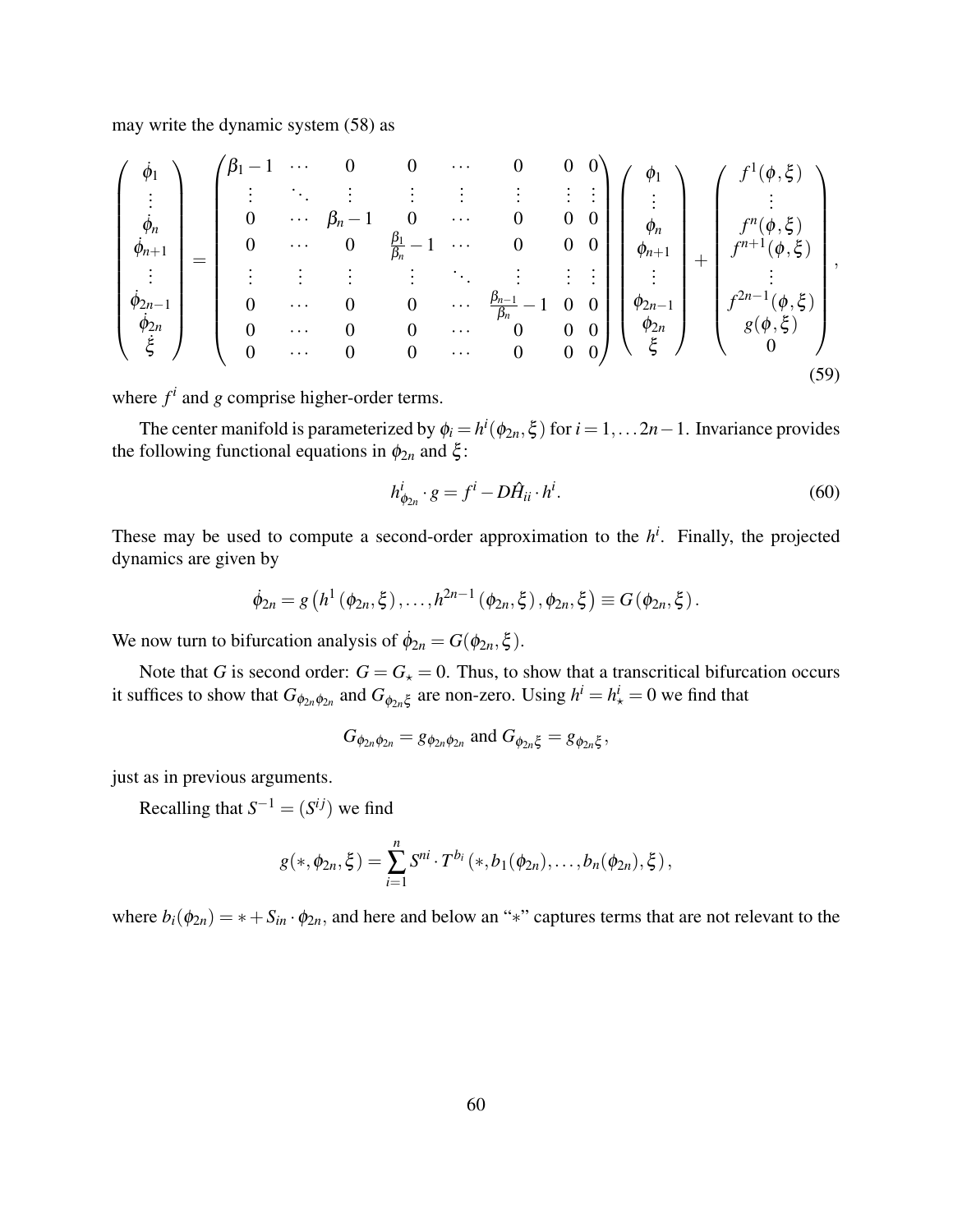may write the dynamic system (58) as

$$
\begin{pmatrix} \dot{\phi}_1 \\ \vdots \\ \dot{\phi}_n \\ \dot{\phi}_{n+1} \\ \vdots \\ \dot{\phi}_{2n-1} \\ \dot{\phi}_{2n} \\ \dot{\xi} \end{pmatrix} = \begin{pmatrix} \beta_1 - 1 & \cdots & 0 & 0 & \cdots & 0 & 0 & 0 \\ \vdots & \ddots & \vdots & \vdots & \vdots & \vdots & \vdots & \vdots \\ 0 & \cdots & \beta_n - 1 & 0 & \cdots & 0 & 0 & 0 \\ 0 & \cdots & 0 & \frac{\beta_1}{\beta_n} - 1 & \cdots & 0 & 0 & 0 \\ \vdots & \vdots & \vdots & \vdots & \ddots & \vdots & \vdots & \vdots \\ 0 & \cdots & 0 & 0 & \cdots & \frac{\beta_{n-1}}{\beta_n} - 1 & 0 & 0 \\ 0 & \cdots & 0 & 0 & \cdots & 0 & 0 & 0 \\ 0 & \cdots & 0 & 0 & \cdots & 0 & 0 & 0 \end{pmatrix} \begin{pmatrix} \phi_1 \\ \vdots \\ \phi_n \\ \phi_{n+1} \\ \vdots \\ \phi_{2n-1} \\ \phi_{2n} \\ \xi \end{pmatrix} + \begin{pmatrix} f^1(\phi,\xi) \\ \vdots \\ f^n(\phi,\xi) \\ f^{n+1}(\phi,\xi) \\ \vdots \\ f^{2n-1}(\phi,\xi) \\ g(\phi,\xi) \\ 0 \end{pmatrix}, \tag{59}
$$

where $f^i$ and $g$ comprise higher-order terms.

The center manifold is parameterized by $\phi_i = h^i(\phi_{2n}, \xi)$ for $i = 1, \ldots 2n-1$. Invariance provides the following functional equations in $\phi_{2n}$ and $\xi$:

$$
h^i_{\phi_{2n}} \cdot g = f^i - D\hat{H}_{ii} \cdot h^i. \tag{60}
$$

These may be used to compute a second-order approximation to the $h^i$. Finally, the projected dynamics are given by

$$
\dot{\phi}_{2n} = g\left(h^1(\phi_{2n},\xi), \ldots, h^{2n-1}(\phi_{2n},\xi), \phi_{2n}, \xi\right) \equiv G(\phi_{2n},\xi).
$$

We now turn to bifurcation analysis of $\dot{\phi}_{2n} = G(\phi_{2n}, \xi)$.

Note that $G$ is second order: $G = G_\star = 0$. Thus, to show that a transcritical bifurcation occurs it suffices to show that $G_{\phi_{2n}\phi_{2n}}$ and $G_{\phi_{2n}\xi}$ are non-zero. Using $h^i = h^i_\star = 0$ we find that

$$
G_{\phi_{2n}\phi_{2n}} = g_{\phi_{2n}\phi_{2n}} \text{ and } G_{\phi_{2n}\xi} = g_{\phi_{2n}\xi},
$$

just as in previous arguments.

Recalling that $S^{-1} = (S^{ij})$ we find

$$
g(*, \phi_{2n}, \xi) = \sum_{i=1}^{n} S^{ni} \cdot T^{b_i}\left(*, b_1(\phi_{2n}), \ldots, b_n(\phi_{2n}), \xi\right),
$$

where $b_i(\phi_{2n}) = * + S_{in} \cdot \phi_{2n}$, and here and below an "$*$" captures terms that are not relevant to the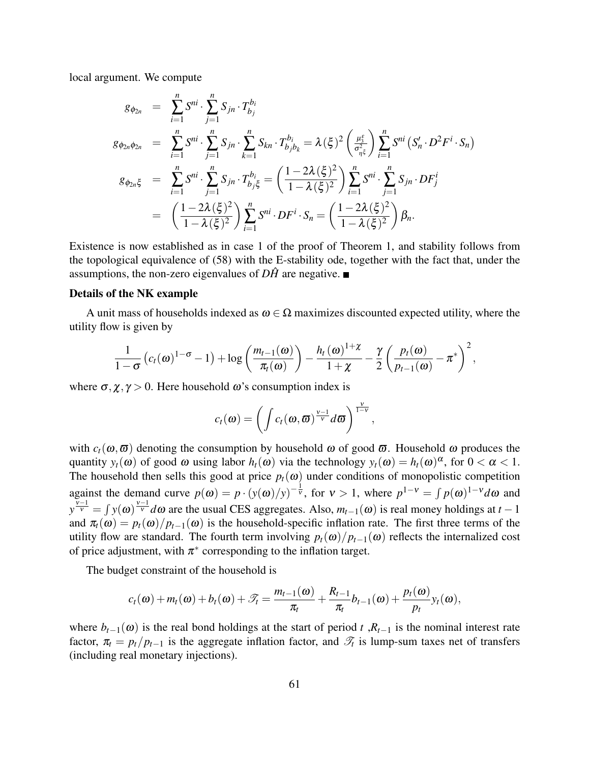local argument. We compute

$$
\begin{aligned}
g_{\phi_{2n}} &= \sum_{i=1}^{n} S^{ni} \cdot \sum_{j=1}^{n} S_{jn} \cdot T_{b_j}^{b_i} \\
g_{\phi_{2n}\phi_{2n}} &= \sum_{i=1}^{n} S^{ni} \cdot \sum_{j=1}^{n} S_{jn} \cdot \sum_{k=1}^{n} S_{kn} \cdot T_{b_j b_k}^{b_i} = \lambda(\xi)^2 \left( \frac{\mu_3^{\xi}}{\sigma_{\eta^{\xi}}^2} \right) \sum_{i=1}^{n} S^{ni} \left( S_n' \cdot D^2 F^i \cdot S_n \right) \\
g_{\phi_{2n}\xi} &= \sum_{i=1}^{n} S^{ni} \cdot \sum_{j=1}^{n} S_{jn} \cdot T_{b_j \xi}^{b_i} = \left( \frac{1 - 2\lambda(\xi)^2}{1 - \lambda(\xi)^2} \right) \sum_{i=1}^{n} S^{ni} \cdot \sum_{j=1}^{n} S_{jn} \cdot DF_j^i \\
&= \left( \frac{1 - 2\lambda(\xi)^2}{1 - \lambda(\xi)^2} \right) \sum_{i=1}^{n} S^{ni} \cdot DF^i \cdot S_n = \left( \frac{1 - 2\lambda(\xi)^2}{1 - \lambda(\xi)^2} \right) \beta_n.
\end{aligned}
$$

Existence is now established as in case 1 of the proof of Theorem 1, and stability follows from the topological equivalence of (58) with the E-stability ode, together with the fact that, under the assumptions, the non-zero eigenvalues of $D\hat{H}$ are negative. ■

**Details of the NK example**

A unit mass of households indexed as $\omega \in \Omega$ maximizes discounted expected utility, where the utility flow is given by

$$
\frac{1}{1-\sigma}\left(c_t(\omega)^{1-\sigma} - 1\right) + \log\left(\frac{m_{t-1}(\omega)}{\pi_t(\omega)}\right) - \frac{h_t(\omega)^{1+\chi}}{1+\chi} - \frac{\gamma}{2}\left(\frac{p_t(\omega)}{p_{t-1}(\omega)} - \pi^*\right)^2,
$$

where $\sigma, \chi, \gamma > 0$. Here household $\omega$'s consumption index is

$$
c_t(\omega) = \left( \int c_t(\omega, \varpi)^{\frac{\nu-1}{\nu}} d\varpi \right)^{\frac{\nu}{1-\nu}},
$$

with $c_t(\omega, \varpi)$ denoting the consumption by household $\omega$ of good $\varpi$. Household $\omega$ produces the quantity $y_t(\omega)$ of good $\omega$ using labor $h_t(\omega)$ via the technology $y_t(\omega) = h_t(\omega)^{\alpha}$, for $0 < \alpha < 1$. The household then sells this good at price $p_t(\omega)$ under conditions of monopolistic competition against the demand curve $p(\omega) = p \cdot (y(\omega)/y)^{-\frac{1}{\nu}}$, for $\nu > 1$, where $p^{1-\nu} = \int p(\omega)^{1-\nu} d\omega$ and $y^{\frac{\nu-1}{\nu}} = \int y(\omega)^{\frac{\nu-1}{\nu}} d\omega$ are the usual CES aggregates. Also, $m_{t-1}(\omega)$ is real money holdings at $t-1$ and $\pi_t(\omega) = p_t(\omega)/p_{t-1}(\omega)$ is the household-specific inflation rate. The first three terms of the utility flow are standard. The fourth term involving $p_t(\omega)/p_{t-1}(\omega)$ reflects the internalized cost of price adjustment, with $\pi^*$ corresponding to the inflation target.

The budget constraint of the household is

$$
c_t(\omega) + m_t(\omega) + b_t(\omega) + \mathscr{T}_t = \frac{m_{t-1}(\omega)}{\pi_t} + \frac{R_{t-1}}{\pi_t} b_{t-1}(\omega) + \frac{p_t(\omega)}{p_t} y_t(\omega),
$$

where $b_{t-1}(\omega)$ is the real bond holdings at the start of period $t$ ,$R_{t-1}$ is the nominal interest rate factor, $\pi_t = p_t/p_{t-1}$ is the aggregate inflation factor, and $\mathscr{T}_t$ is lump-sum taxes net of transfers (including real monetary injections).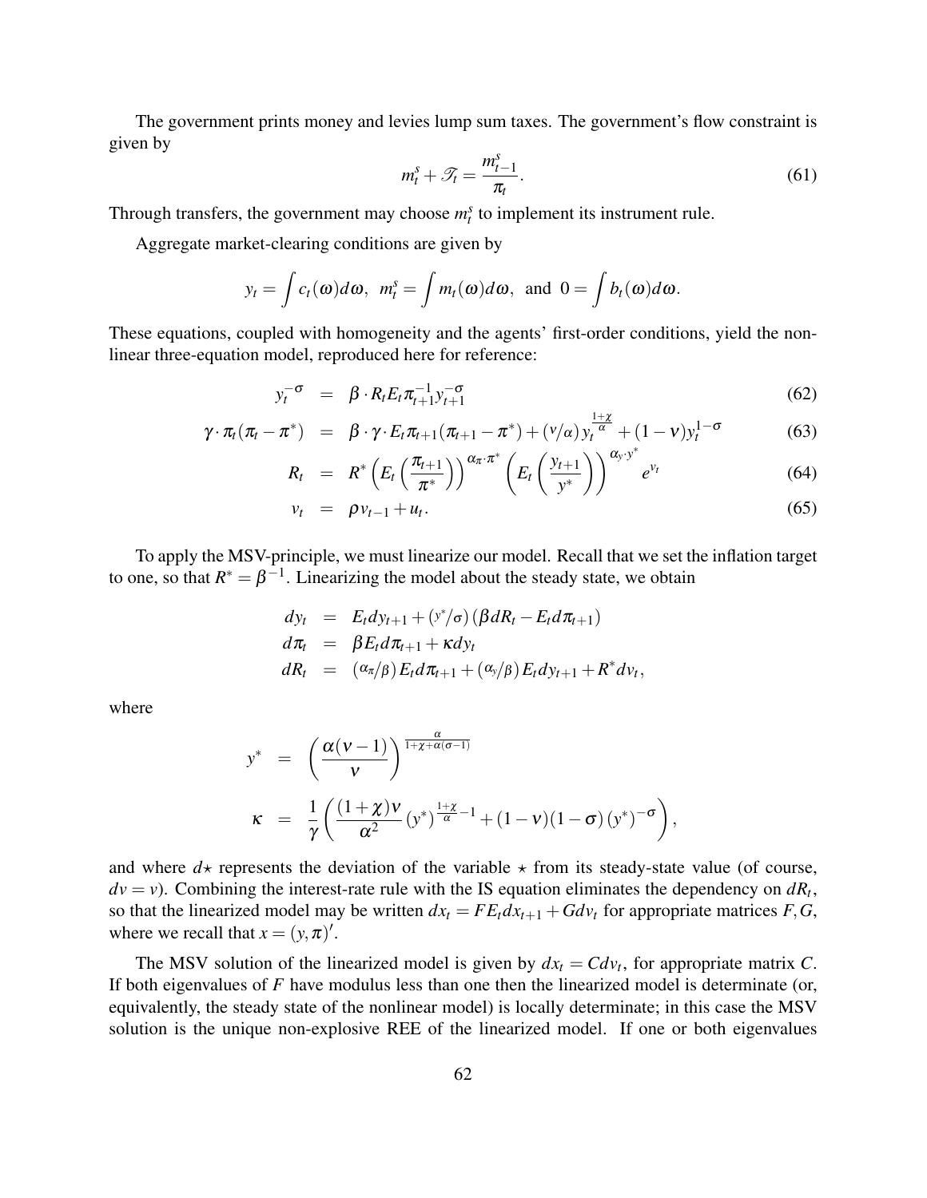The government prints money and levies lump sum taxes. The government's flow constraint is given by

$$m_t^s + \mathscr{T}_t = \frac{m_{t-1}^s}{\pi_t}. \tag{61}$$

Through transfers, the government may choose $m_t^s$ to implement its instrument rule.

Aggregate market-clearing conditions are given by

$$y_t = \int c_t(\omega)d\omega, \;\; m_t^s = \int m_t(\omega)d\omega, \;\text{ and }\; 0 = \int b_t(\omega)d\omega.$$

These equations, coupled with homogeneity and the agents' first-order conditions, yield the non-linear three-equation model, reproduced here for reference:

$$y_t^{-\sigma} = \beta \cdot R_t E_t \pi_{t+1}^{-1} y_{t+1}^{-\sigma} \tag{62}$$

$$\gamma \cdot \pi_t(\pi_t - \pi^*) = \beta \cdot \gamma \cdot E_t \pi_{t+1}(\pi_{t+1} - \pi^*) + (\nu/\alpha) y_t^{\frac{1+\chi}{\alpha}} + (1-\nu) y_t^{1-\sigma} \tag{63}$$

$$R_t = R^* \left( E_t \left( \frac{\pi_{t+1}}{\pi^*} \right) \right)^{\alpha_\pi \cdot \pi^*} \left( E_t \left( \frac{y_{t+1}}{y^*} \right) \right)^{\alpha_y \cdot y^*} e^{v_t} \tag{64}$$

$$v_t = \rho v_{t-1} + u_t. \tag{65}$$

To apply the MSV-principle, we must linearize our model. Recall that we set the inflation target to one, so that $R^* = \beta^{-1}$. Linearizing the model about the steady state, we obtain

$$\begin{aligned}
dy_t &= E_t dy_{t+1} + (y^*/\sigma)(\beta dR_t - E_t d\pi_{t+1}) \\
d\pi_t &= \beta E_t d\pi_{t+1} + \kappa dy_t \\
dR_t &= (\alpha_\pi/\beta) E_t d\pi_{t+1} + (\alpha_y/\beta) E_t dy_{t+1} + R^* dv_t,
\end{aligned}$$

where

$$\begin{aligned}
y^* &= \left( \frac{\alpha(\nu-1)}{\nu} \right)^{\frac{\alpha}{1+\chi+\alpha(\sigma-1)}} \\
\kappa &= \frac{1}{\gamma} \left( \frac{(1+\chi)\nu}{\alpha^2} (y^*)^{\frac{1+\chi}{\alpha}-1} + (1-\nu)(1-\sigma)(y^*)^{-\sigma} \right),
\end{aligned}$$

and where $d\star$ represents the deviation of the variable $\star$ from its steady-state value (of course, $dv = v$). Combining the interest-rate rule with the IS equation eliminates the dependency on $dR_t$, so that the linearized model may be written $dx_t = F E_t dx_{t+1} + G dv_t$ for appropriate matrices $F, G$, where we recall that $x = (y, \pi)'$.

The MSV solution of the linearized model is given by $dx_t = C dv_t$, for appropriate matrix $C$. If both eigenvalues of $F$ have modulus less than one then the linearized model is determinate (or, equivalently, the steady state of the nonlinear model) is locally determinate; in this case the MSV solution is the unique non-explosive REE of the linearized model. If one or both eigenvalues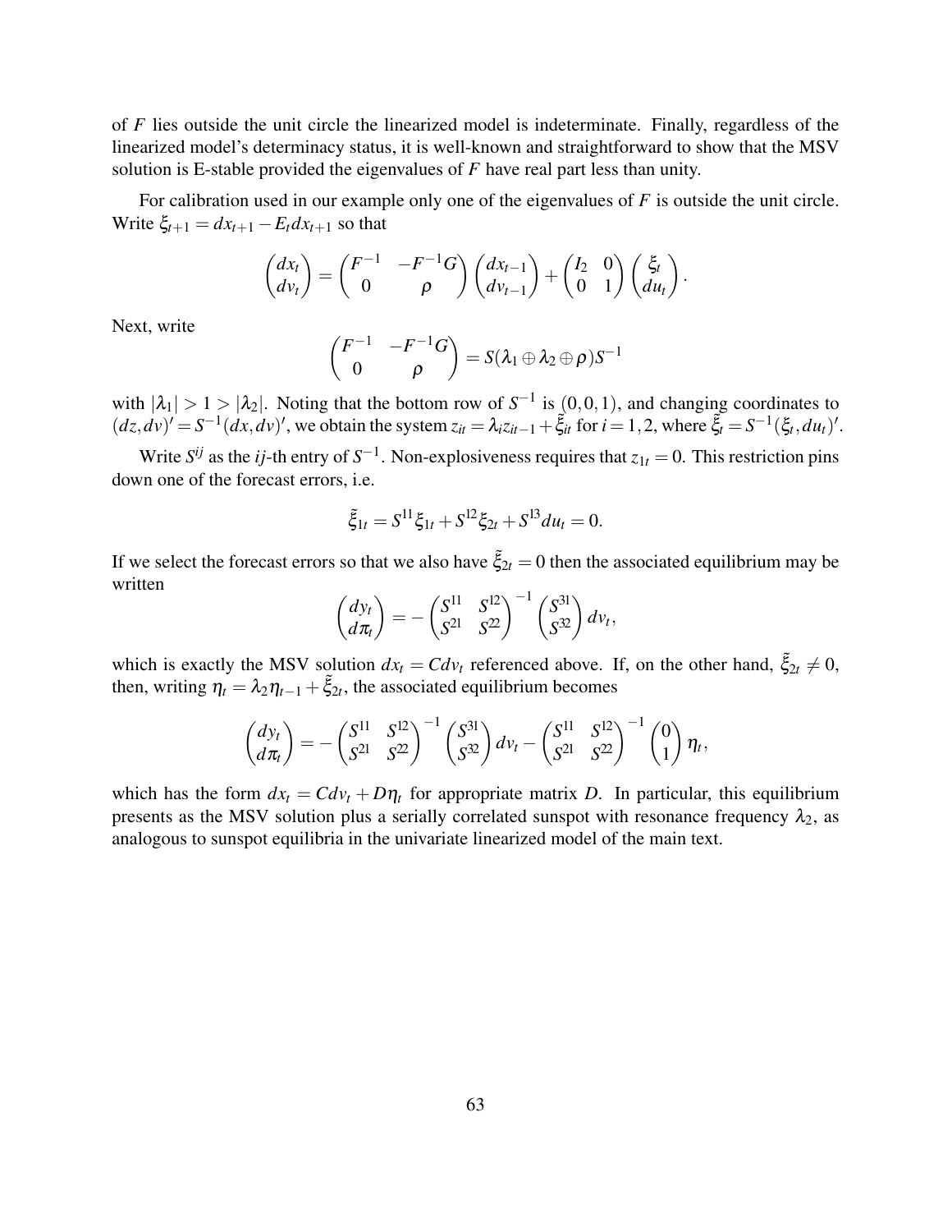of $F$ lies outside the unit circle the linearized model is indeterminate. Finally, regardless of the linearized model's determinacy status, it is well-known and straightforward to show that the MSV solution is E-stable provided the eigenvalues of $F$ have real part less than unity.

For calibration used in our example only one of the eigenvalues of $F$ is outside the unit circle. Write $\xi_{t+1} = dx_{t+1} - E_t dx_{t+1}$ so that

$$\begin{pmatrix} dx_t \\ dv_t \end{pmatrix} = \begin{pmatrix} F^{-1} & -F^{-1}G \\ 0 & \rho \end{pmatrix} \begin{pmatrix} dx_{t-1} \\ dv_{t-1} \end{pmatrix} + \begin{pmatrix} I_2 & 0 \\ 0 & 1 \end{pmatrix} \begin{pmatrix} \xi_t \\ du_t \end{pmatrix}.$$

Next, write

$$\begin{pmatrix} F^{-1} & -F^{-1}G \\ 0 & \rho \end{pmatrix} = S(\lambda_1 \oplus \lambda_2 \oplus \rho)S^{-1}$$

with $|\lambda_1| > 1 > |\lambda_2|$. Noting that the bottom row of $S^{-1}$ is $(0,0,1)$, and changing coordinates to $(dz, dv)' = S^{-1}(dx, dv)'$, we obtain the system $z_{it} = \lambda_i z_{it-1} + \tilde{\xi}_{it}$ for $i = 1,2$, where $\tilde{\xi}_t = S^{-1}(\xi_t, du_t)'$.

Write $S^{ij}$ as the $ij$-th entry of $S^{-1}$. Non-explosiveness requires that $z_{1t} = 0$. This restriction pins down one of the forecast errors, i.e.

$$\tilde{\xi}_{1t} = S^{11}\xi_{1t} + S^{12}\xi_{2t} + S^{13}du_t = 0.$$

If we select the forecast errors so that we also have $\tilde{\xi}_{2t} = 0$ then the associated equilibrium may be written

$$\begin{pmatrix} dy_t \\ d\pi_t \end{pmatrix} = -\begin{pmatrix} S^{11} & S^{12} \\ S^{21} & S^{22} \end{pmatrix}^{-1} \begin{pmatrix} S^{31} \\ S^{32} \end{pmatrix} dv_t,$$

which is exactly the MSV solution $dx_t = C dv_t$ referenced above. If, on the other hand, $\tilde{\xi}_{2t} \neq 0$, then, writing $\eta_t = \lambda_2 \eta_{t-1} + \tilde{\xi}_{2t}$, the associated equilibrium becomes

$$\begin{pmatrix} dy_t \\ d\pi_t \end{pmatrix} = -\begin{pmatrix} S^{11} & S^{12} \\ S^{21} & S^{22} \end{pmatrix}^{-1} \begin{pmatrix} S^{31} \\ S^{32} \end{pmatrix} dv_t - \begin{pmatrix} S^{11} & S^{12} \\ S^{21} & S^{22} \end{pmatrix}^{-1} \begin{pmatrix} 0 \\ 1 \end{pmatrix} \eta_t,$$

which has the form $dx_t = C dv_t + D\eta_t$ for appropriate matrix $D$. In particular, this equilibrium presents as the MSV solution plus a serially correlated sunspot with resonance frequency $\lambda_2$, as analogous to sunspot equilibria in the univariate linearized model of the main text.